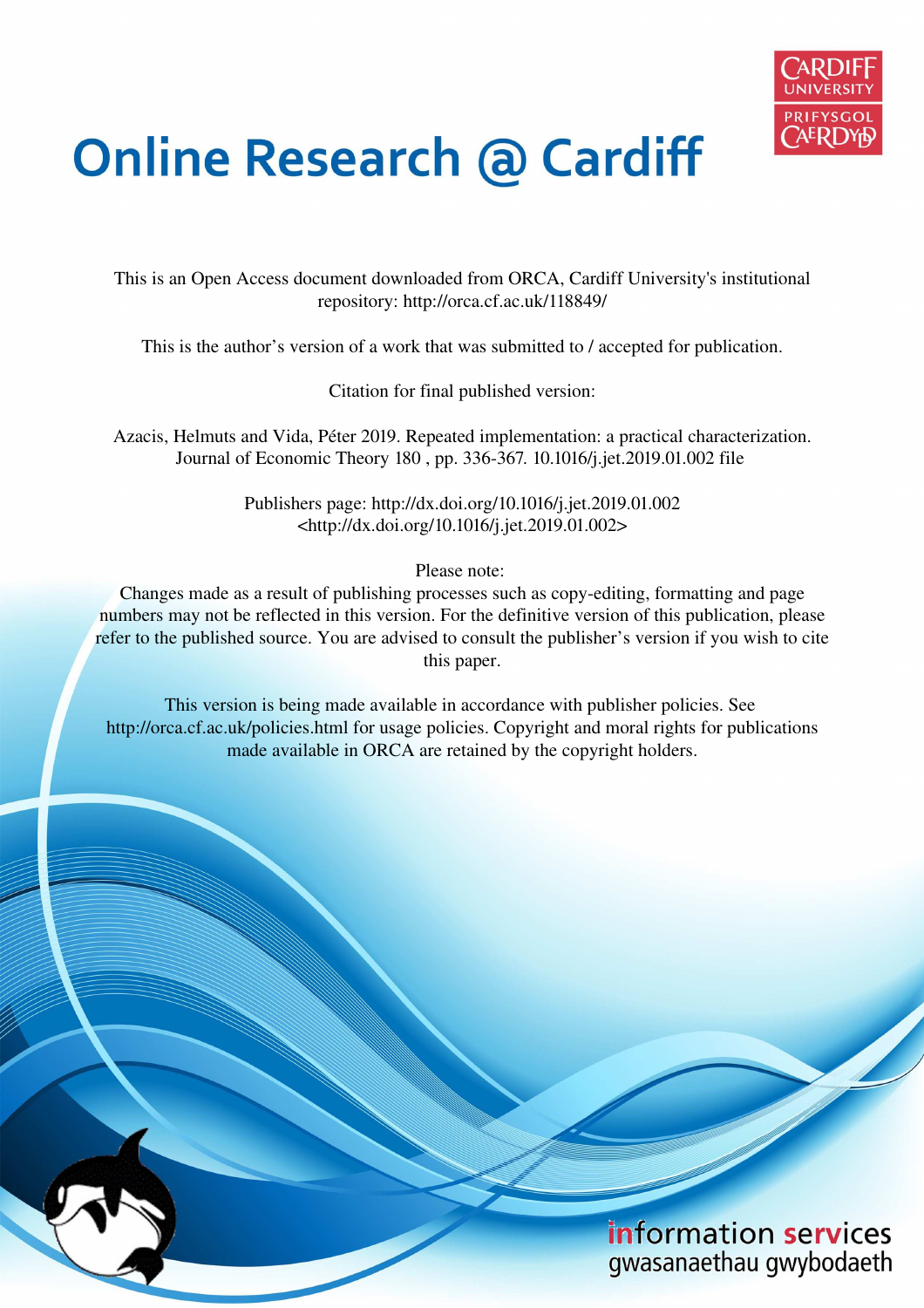# Online Research @ Cardiff

This is an Open Access document downloaded from ORCA, Cardiff University's institutional repository: http://orca.cf.ac.uk/118849/

This is the author's version of a work that was submitted to / accepted for publication.

Citation for final published version:

Azacis, Helmuts and Vida, Péter 2019. Repeated implementation: a practical characterization. Journal of Economic Theory 180 , pp. 336-367. 10.1016/j.jet.2019.01.002 file

Publishers page: http://dx.doi.org/10.1016/j.jet.2019.01.002 <http://dx.doi.org/10.1016/j.jet.2019.01.002>

Please note:
Changes made as a result of publishing processes such as copy-editing, formatting and page numbers may not be reflected in this version. For the definitive version of this publication, please refer to the published source. You are advised to consult the publisher's version if you wish to cite this paper.

This version is being made available in accordance with publisher policies. See http://orca.cf.ac.uk/policies.html for usage policies. Copyright and moral rights for publications made available in ORCA are retained by the copyright holders.

information services
gwasanaethau gwybodaeth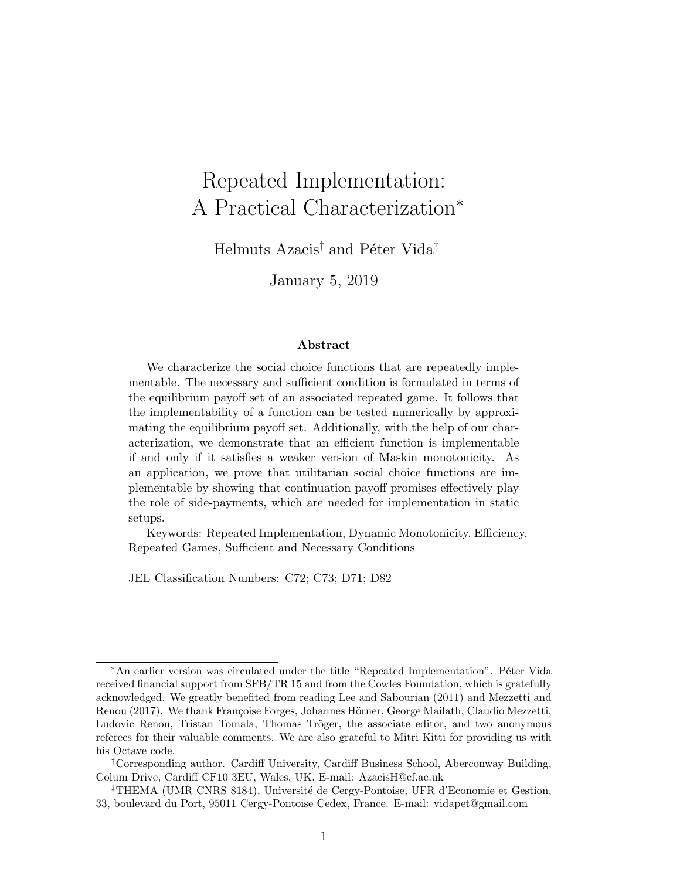# Repeated Implementation: A Practical Characterization*

Helmuts Āzacis[†] and Péter Vida[‡]

January 5, 2019

### Abstract

We characterize the social choice functions that are repeatedly implementable. The necessary and sufficient condition is formulated in terms of the equilibrium payoff set of an associated repeated game. It follows that the implementability of a function can be tested numerically by approximating the equilibrium payoff set. Additionally, with the help of our characterization, we demonstrate that an efficient function is implementable if and only if it satisfies a weaker version of Maskin monotonicity. As an application, we prove that utilitarian social choice functions are implementable by showing that continuation payoff promises effectively play the role of side-payments, which are needed for implementation in static setups.

Keywords: Repeated Implementation, Dynamic Monotonicity, Efficiency, Repeated Games, Sufficient and Necessary Conditions

JEL Classification Numbers: C72; C73; D71; D82

---

*An earlier version was circulated under the title "Repeated Implementation". Péter Vida received financial support from SFB/TR 15 and from the Cowles Foundation, which is gratefully acknowledged. We greatly benefited from reading Lee and Sabourian (2011) and Mezzetti and Renou (2017). We thank Françoise Forges, Johannes Hörner, George Mailath, Claudio Mezzetti, Ludovic Renou, Tristan Tomala, Thomas Tröger, the associate editor, and two anonymous referees for their valuable comments. We are also grateful to Mitri Kitti for providing us with his Octave code.

[†]Corresponding author. Cardiff University, Cardiff Business School, Aberconway Building, Colum Drive, Cardiff CF10 3EU, Wales, UK. E-mail: AzacisH@cf.ac.uk

[‡]THEMA (UMR CNRS 8184), Université de Cergy-Pontoise, UFR d'Economie et Gestion, 33, boulevard du Port, 95011 Cergy-Pontoise Cedex, France. E-mail: vidapet@gmail.com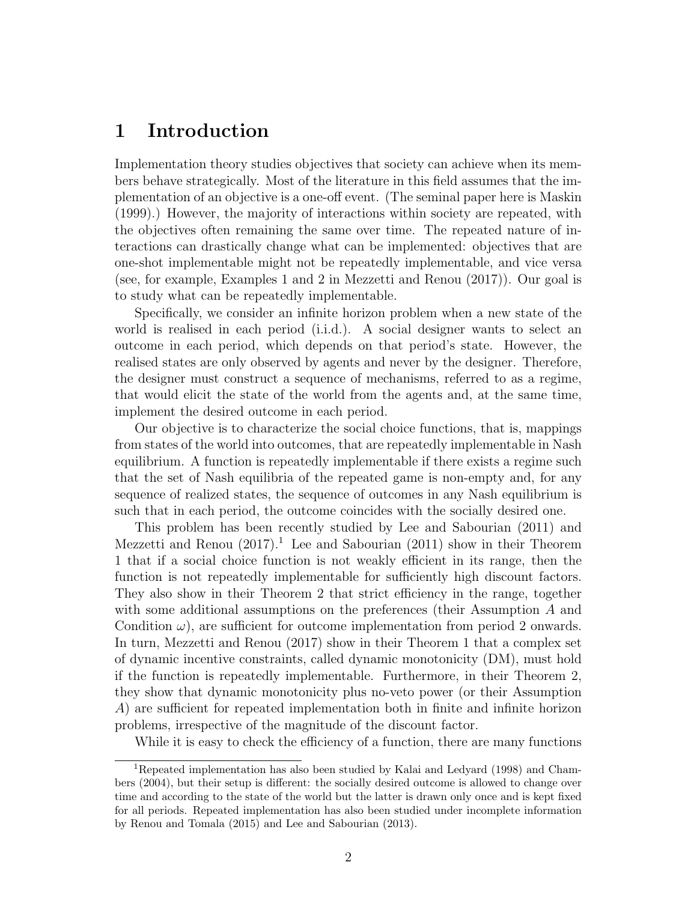# 1 Introduction

Implementation theory studies objectives that society can achieve when its members behave strategically. Most of the literature in this field assumes that the implementation of an objective is a one-off event. (The seminal paper here is Maskin (1999).) However, the majority of interactions within society are repeated, with the objectives often remaining the same over time. The repeated nature of interactions can drastically change what can be implemented: objectives that are one-shot implementable might not be repeatedly implementable, and vice versa (see, for example, Examples 1 and 2 in Mezzetti and Renou (2017)). Our goal is to study what can be repeatedly implementable.

Specifically, we consider an infinite horizon problem when a new state of the world is realised in each period (i.i.d.). A social designer wants to select an outcome in each period, which depends on that period's state. However, the realised states are only observed by agents and never by the designer. Therefore, the designer must construct a sequence of mechanisms, referred to as a regime, that would elicit the state of the world from the agents and, at the same time, implement the desired outcome in each period.

Our objective is to characterize the social choice functions, that is, mappings from states of the world into outcomes, that are repeatedly implementable in Nash equilibrium. A function is repeatedly implementable if there exists a regime such that the set of Nash equilibria of the repeated game is non-empty and, for any sequence of realized states, the sequence of outcomes in any Nash equilibrium is such that in each period, the outcome coincides with the socially desired one.

This problem has been recently studied by Lee and Sabourian (2011) and Mezzetti and Renou (2017).[1] Lee and Sabourian (2011) show in their Theorem 1 that if a social choice function is not weakly efficient in its range, then the function is not repeatedly implementable for sufficiently high discount factors. They also show in their Theorem 2 that strict efficiency in the range, together with some additional assumptions on the preferences (their Assumption $A$ and Condition $\omega$), are sufficient for outcome implementation from period 2 onwards. In turn, Mezzetti and Renou (2017) show in their Theorem 1 that a complex set of dynamic incentive constraints, called dynamic monotonicity (DM), must hold if the function is repeatedly implementable. Furthermore, in their Theorem 2, they show that dynamic monotonicity plus no-veto power (or their Assumption $A$) are sufficient for repeated implementation both in finite and infinite horizon problems, irrespective of the magnitude of the discount factor.

While it is easy to check the efficiency of a function, there are many functions

[1] Repeated implementation has also been studied by Kalai and Ledyard (1998) and Chambers (2004), but their setup is different: the socially desired outcome is allowed to change over time and according to the state of the world but the latter is drawn only once and is kept fixed for all periods. Repeated implementation has also been studied under incomplete information by Renou and Tomala (2015) and Lee and Sabourian (2013).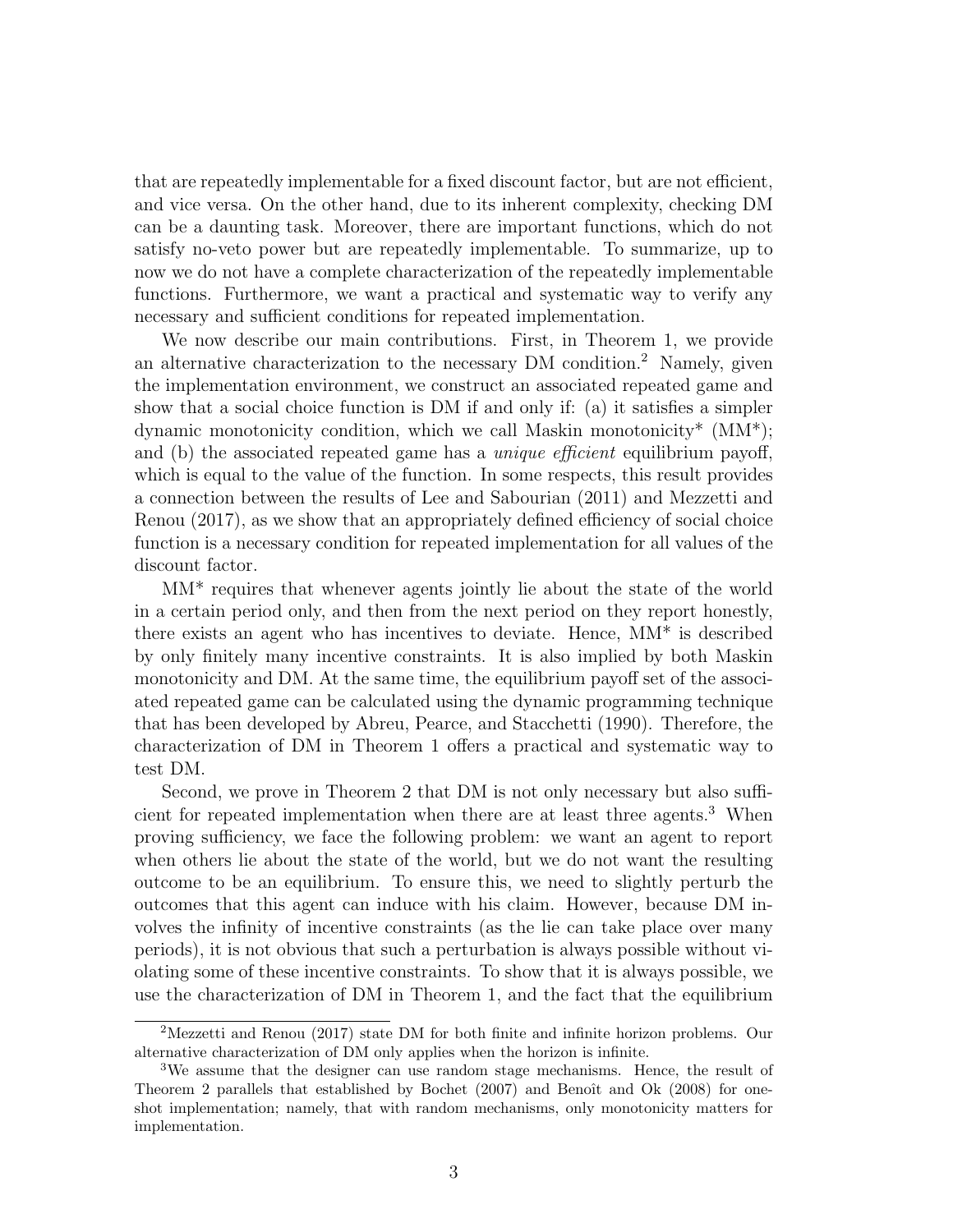that are repeatedly implementable for a fixed discount factor, but are not efficient, and vice versa. On the other hand, due to its inherent complexity, checking DM can be a daunting task. Moreover, there are important functions, which do not satisfy no-veto power but are repeatedly implementable. To summarize, up to now we do not have a complete characterization of the repeatedly implementable functions. Furthermore, we want a practical and systematic way to verify any necessary and sufficient conditions for repeated implementation.

We now describe our main contributions. First, in Theorem 1, we provide an alternative characterization to the necessary DM condition.[2] Namely, given the implementation environment, we construct an associated repeated game and show that a social choice function is DM if and only if: (a) it satisfies a simpler dynamic monotonicity condition, which we call Maskin monotonicity* (MM*); and (b) the associated repeated game has a *unique efficient* equilibrium payoff, which is equal to the value of the function. In some respects, this result provides a connection between the results of Lee and Sabourian (2011) and Mezzetti and Renou (2017), as we show that an appropriately defined efficiency of social choice function is a necessary condition for repeated implementation for all values of the discount factor.

MM* requires that whenever agents jointly lie about the state of the world in a certain period only, and then from the next period on they report honestly, there exists an agent who has incentives to deviate. Hence, MM* is described by only finitely many incentive constraints. It is also implied by both Maskin monotonicity and DM. At the same time, the equilibrium payoff set of the associated repeated game can be calculated using the dynamic programming technique that has been developed by Abreu, Pearce, and Stacchetti (1990). Therefore, the characterization of DM in Theorem 1 offers a practical and systematic way to test DM.

Second, we prove in Theorem 2 that DM is not only necessary but also sufficient for repeated implementation when there are at least three agents.[3] When proving sufficiency, we face the following problem: we want an agent to report when others lie about the state of the world, but we do not want the resulting outcome to be an equilibrium. To ensure this, we need to slightly perturb the outcomes that this agent can induce with his claim. However, because DM involves the infinity of incentive constraints (as the lie can take place over many periods), it is not obvious that such a perturbation is always possible without violating some of these incentive constraints. To show that it is always possible, we use the characterization of DM in Theorem 1, and the fact that the equilibrium

[2] Mezzetti and Renou (2017) state DM for both finite and infinite horizon problems. Our alternative characterization of DM only applies when the horizon is infinite.

[3] We assume that the designer can use random stage mechanisms. Hence, the result of Theorem 2 parallels that established by Bochet (2007) and Benoît and Ok (2008) for one-shot implementation; namely, that with random mechanisms, only monotonicity matters for implementation.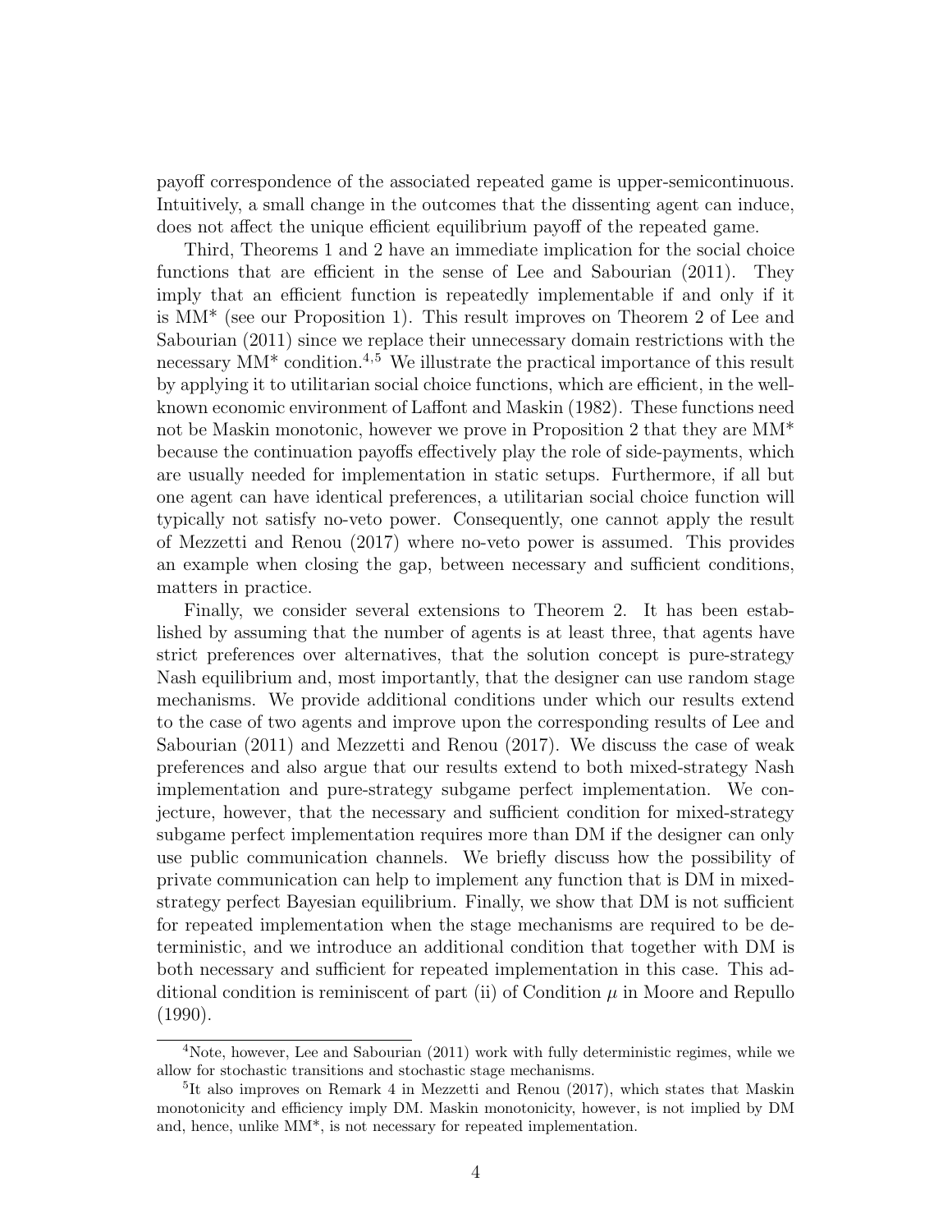payoff correspondence of the associated repeated game is upper-semicontinuous. Intuitively, a small change in the outcomes that the dissenting agent can induce, does not affect the unique efficient equilibrium payoff of the repeated game.

Third, Theorems 1 and 2 have an immediate implication for the social choice functions that are efficient in the sense of Lee and Sabourian (2011). They imply that an efficient function is repeatedly implementable if and only if it is MM* (see our Proposition 1). This result improves on Theorem 2 of Lee and Sabourian (2011) since we replace their unnecessary domain restrictions with the necessary MM* condition.[4,5] We illustrate the practical importance of this result by applying it to utilitarian social choice functions, which are efficient, in the well-known economic environment of Laffont and Maskin (1982). These functions need not be Maskin monotonic, however we prove in Proposition 2 that they are MM* because the continuation payoffs effectively play the role of side-payments, which are usually needed for implementation in static setups. Furthermore, if all but one agent can have identical preferences, a utilitarian social choice function will typically not satisfy no-veto power. Consequently, one cannot apply the result of Mezzetti and Renou (2017) where no-veto power is assumed. This provides an example when closing the gap, between necessary and sufficient conditions, matters in practice.

Finally, we consider several extensions to Theorem 2. It has been established by assuming that the number of agents is at least three, that agents have strict preferences over alternatives, that the solution concept is pure-strategy Nash equilibrium and, most importantly, that the designer can use random stage mechanisms. We provide additional conditions under which our results extend to the case of two agents and improve upon the corresponding results of Lee and Sabourian (2011) and Mezzetti and Renou (2017). We discuss the case of weak preferences and also argue that our results extend to both mixed-strategy Nash implementation and pure-strategy subgame perfect implementation. We conjecture, however, that the necessary and sufficient condition for mixed-strategy subgame perfect implementation requires more than DM if the designer can only use public communication channels. We briefly discuss how the possibility of private communication can help to implement any function that is DM in mixed-strategy perfect Bayesian equilibrium. Finally, we show that DM is not sufficient for repeated implementation when the stage mechanisms are required to be deterministic, and we introduce an additional condition that together with DM is both necessary and sufficient for repeated implementation in this case. This additional condition is reminiscent of part (ii) of Condition $\mu$ in Moore and Repullo (1990).

[4]Note, however, Lee and Sabourian (2011) work with fully deterministic regimes, while we allow for stochastic transitions and stochastic stage mechanisms.

[5]It also improves on Remark 4 in Mezzetti and Renou (2017), which states that Maskin monotonicity and efficiency imply DM. Maskin monotonicity, however, is not implied by DM and, hence, unlike MM*, is not necessary for repeated implementation.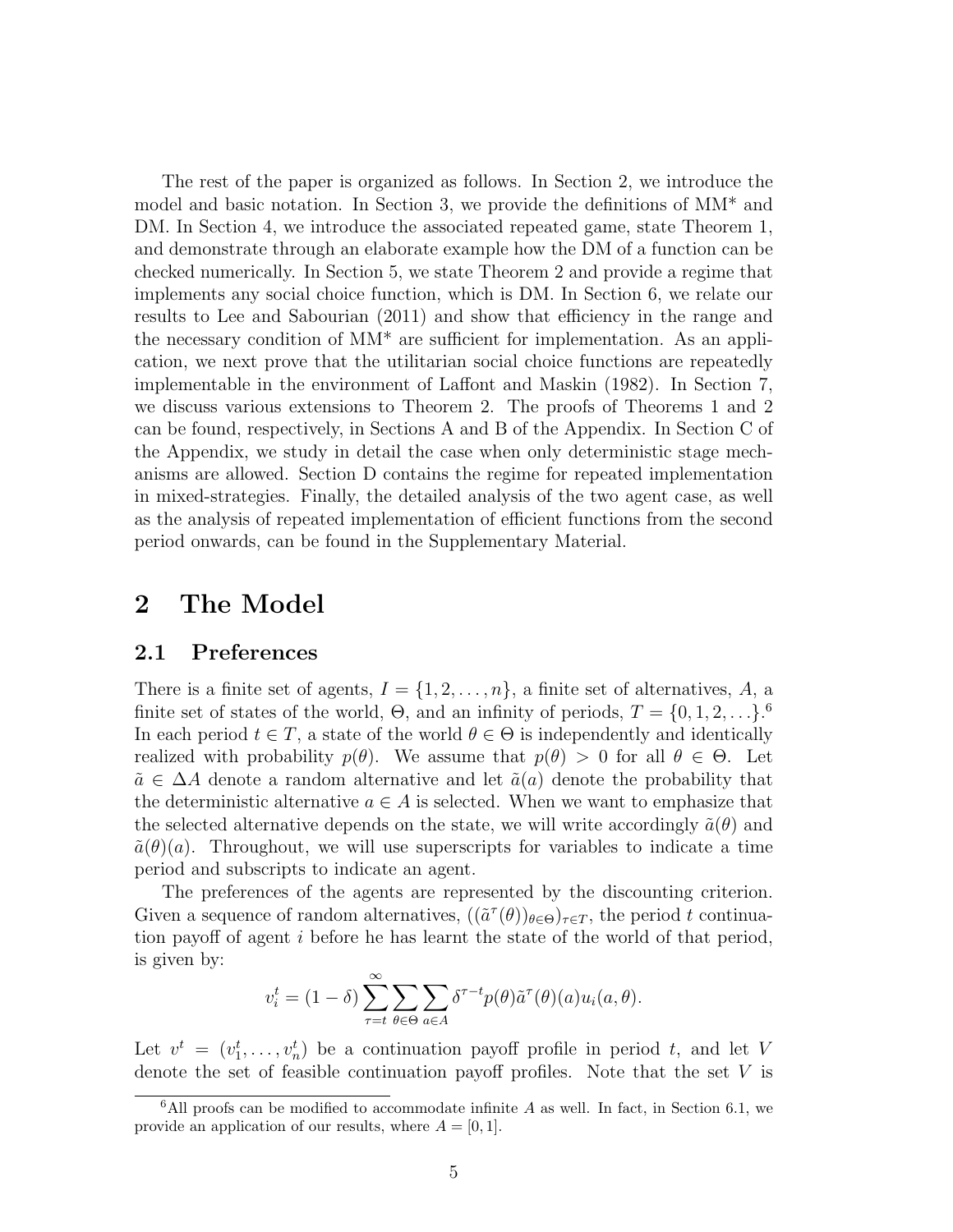The rest of the paper is organized as follows. In Section 2, we introduce the model and basic notation. In Section 3, we provide the definitions of MM* and DM. In Section 4, we introduce the associated repeated game, state Theorem 1, and demonstrate through an elaborate example how the DM of a function can be checked numerically. In Section 5, we state Theorem 2 and provide a regime that implements any social choice function, which is DM. In Section 6, we relate our results to Lee and Sabourian (2011) and show that efficiency in the range and the necessary condition of MM* are sufficient for implementation. As an application, we next prove that the utilitarian social choice functions are repeatedly implementable in the environment of Laffont and Maskin (1982). In Section 7, we discuss various extensions to Theorem 2. The proofs of Theorems 1 and 2 can be found, respectively, in Sections A and B of the Appendix. In Section C of the Appendix, we study in detail the case when only deterministic stage mechanisms are allowed. Section D contains the regime for repeated implementation in mixed-strategies. Finally, the detailed analysis of the two agent case, as well as the analysis of repeated implementation of efficient functions from the second period onwards, can be found in the Supplementary Material.

# 2 The Model

## 2.1 Preferences

There is a finite set of agents, $I = \{1, 2, \ldots, n\}$, a finite set of alternatives, $A$, a finite set of states of the world, $\Theta$, and an infinity of periods, $T = \{0, 1, 2, \ldots\}$.[6] In each period $t \in T$, a state of the world $\theta \in \Theta$ is independently and identically realized with probability $p(\theta)$. We assume that $p(\theta) > 0$ for all $\theta \in \Theta$. Let $\tilde{a} \in \Delta A$ denote a random alternative and let $\tilde{a}(a)$ denote the probability that the deterministic alternative $a \in A$ is selected. When we want to emphasize that the selected alternative depends on the state, we will write accordingly $\tilde{a}(\theta)$ and $\tilde{a}(\theta)(a)$. Throughout, we will use superscripts for variables to indicate a time period and subscripts to indicate an agent.

The preferences of the agents are represented by the discounting criterion. Given a sequence of random alternatives, $((\tilde{a}^{\tau}(\theta))_{\theta \in \Theta})_{\tau \in T}$, the period $t$ continuation payoff of agent $i$ before he has learnt the state of the world of that period, is given by:

$$v_i^t = (1 - \delta) \sum_{\tau=t}^{\infty} \sum_{\theta \in \Theta} \sum_{a \in A} \delta^{\tau - t} p(\theta) \tilde{a}^{\tau}(\theta)(a) u_i(a, \theta).$$

Let $v^t = (v_1^t, \ldots, v_n^t)$ be a continuation payoff profile in period $t$, and let $V$ denote the set of feasible continuation payoff profiles. Note that the set $V$ is

[6] All proofs can be modified to accommodate infinite $A$ as well. In fact, in Section 6.1, we provide an application of our results, where $A = [0, 1]$.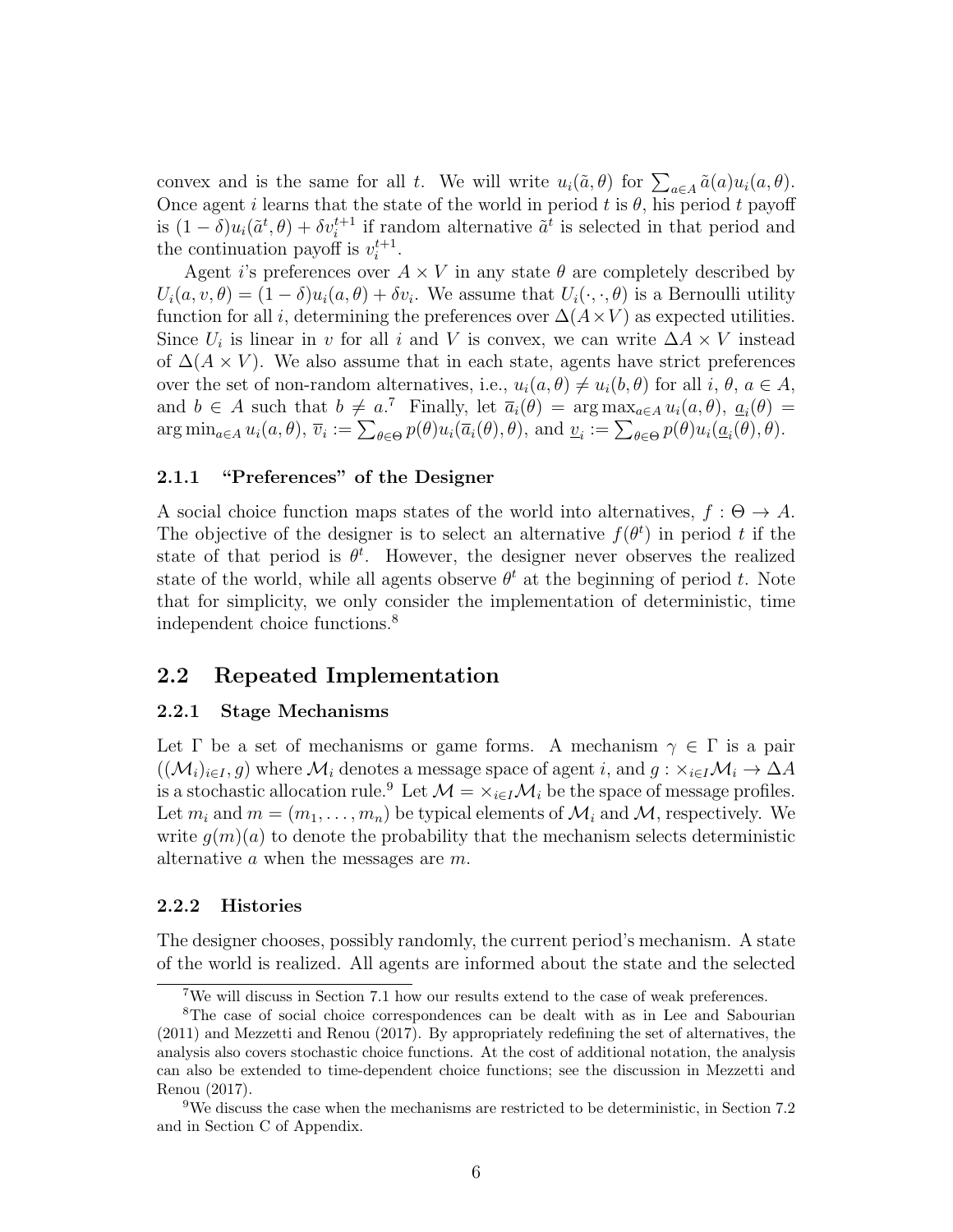convex and is the same for all $t$. We will write $u_i(\tilde{a}, \theta)$ for $\sum_{a \in A} \tilde{a}(a) u_i(a, \theta)$. Once agent $i$ learns that the state of the world in period $t$ is $\theta$, his period $t$ payoff is $(1-\delta)u_i(\tilde{a}^t, \theta) + \delta v_i^{t+1}$ if random alternative $\tilde{a}^t$ is selected in that period and the continuation payoff is $v_i^{t+1}$.

Agent $i$'s preferences over $A \times V$ in any state $\theta$ are completely described by $U_i(a, v, \theta) = (1-\delta)u_i(a, \theta) + \delta v_i$. We assume that $U_i(\cdot, \cdot, \theta)$ is a Bernoulli utility function for all $i$, determining the preferences over $\Delta(A \times V)$ as expected utilities. Since $U_i$ is linear in $v$ for all $i$ and $V$ is convex, we can write $\Delta A \times V$ instead of $\Delta(A \times V)$. We also assume that in each state, agents have strict preferences over the set of non-random alternatives, i.e., $u_i(a, \theta) \neq u_i(b, \theta)$ for all $i$, $\theta$, $a \in A$, and $b \in A$ such that $b \neq a$.[7] Finally, let $\overline{a}_i(\theta) = \arg\max_{a \in A} u_i(a, \theta)$, $\underline{a}_i(\theta) = \arg\min_{a \in A} u_i(a, \theta)$, $\overline{v}_i := \sum_{\theta \in \Theta} p(\theta) u_i(\overline{a}_i(\theta), \theta)$, and $\underline{v}_i := \sum_{\theta \in \Theta} p(\theta) u_i(\underline{a}_i(\theta), \theta)$.

#### 2.1.1 "Preferences" of the Designer

A social choice function maps states of the world into alternatives, $f : \Theta \to A$. The objective of the designer is to select an alternative $f(\theta^t)$ in period $t$ if the state of that period is $\theta^t$. However, the designer never observes the realized state of the world, while all agents observe $\theta^t$ at the beginning of period $t$. Note that for simplicity, we only consider the implementation of deterministic, time independent choice functions.[8]

## 2.2 Repeated Implementation

#### 2.2.1 Stage Mechanisms

Let $\Gamma$ be a set of mechanisms or game forms. A mechanism $\gamma \in \Gamma$ is a pair $((\mathcal{M}_i)_{i \in I}, g)$ where $\mathcal{M}_i$ denotes a message space of agent $i$, and $g : \times_{i \in I} \mathcal{M}_i \to \Delta A$ is a stochastic allocation rule.[9] Let $\mathcal{M} = \times_{i \in I} \mathcal{M}_i$ be the space of message profiles. Let $m_i$ and $m = (m_1, \ldots, m_n)$ be typical elements of $\mathcal{M}_i$ and $\mathcal{M}$, respectively. We write $g(m)(a)$ to denote the probability that the mechanism selects deterministic alternative $a$ when the messages are $m$.

#### 2.2.2 Histories

The designer chooses, possibly randomly, the current period's mechanism. A state of the world is realized. All agents are informed about the state and the selected

[7] We will discuss in Section 7.1 how our results extend to the case of weak preferences.

[8] The case of social choice correspondences can be dealt with as in Lee and Sabourian (2011) and Mezzetti and Renou (2017). By appropriately redefining the set of alternatives, the analysis also covers stochastic choice functions. At the cost of additional notation, the analysis can also be extended to time-dependent choice functions; see the discussion in Mezzetti and Renou (2017).

[9] We discuss the case when the mechanisms are restricted to be deterministic, in Section 7.2 and in Section C of Appendix.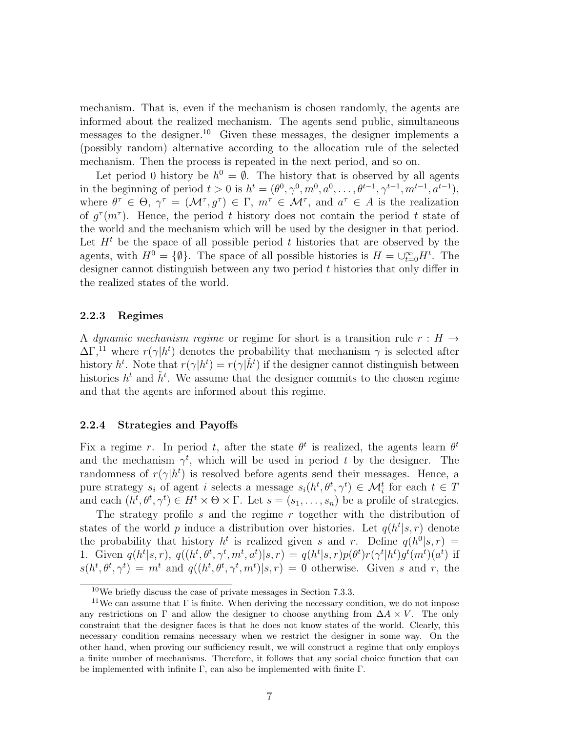mechanism. That is, even if the mechanism is chosen randomly, the agents are informed about the realized mechanism. The agents send public, simultaneous messages to the designer.[10] Given these messages, the designer implements a (possibly random) alternative according to the allocation rule of the selected mechanism. Then the process is repeated in the next period, and so on.

Let period 0 history be $h^0 = \emptyset$. The history that is observed by all agents in the beginning of period $t > 0$ is $h^t = (\theta^0, \gamma^0, m^0, a^0, \ldots, \theta^{t-1}, \gamma^{t-1}, m^{t-1}, a^{t-1})$, where $\theta^\tau \in \Theta$, $\gamma^\tau = (\mathcal{M}^\tau, g^\tau) \in \Gamma$, $m^\tau \in \mathcal{M}^\tau$, and $a^\tau \in A$ is the realization of $g^\tau(m^\tau)$. Hence, the period $t$ history does not contain the period $t$ state of the world and the mechanism which will be used by the designer in that period. Let $H^t$ be the space of all possible period $t$ histories that are observed by the agents, with $H^0 = \{\emptyset\}$. The space of all possible histories is $H = \cup_{t=0}^{\infty} H^t$. The designer cannot distinguish between any two period $t$ histories that only differ in the realized states of the world.

### 2.2.3 Regimes

A *dynamic mechanism regime* or regime for short is a transition rule $r : H \to \Delta\Gamma$,[11] where $r(\gamma|h^t)$ denotes the probability that mechanism $\gamma$ is selected after history $h^t$. Note that $r(\gamma|h^t) = r(\gamma|\tilde{h}^t)$ if the designer cannot distinguish between histories $h^t$ and $\tilde{h}^t$. We assume that the designer commits to the chosen regime and that the agents are informed about this regime.

### 2.2.4 Strategies and Payoffs

Fix a regime $r$. In period $t$, after the state $\theta^t$ is realized, the agents learn $\theta^t$ and the mechanism $\gamma^t$, which will be used in period $t$ by the designer. The randomness of $r(\gamma|h^t)$ is resolved before agents send their messages. Hence, a pure strategy $s_i$ of agent $i$ selects a message $s_i(h^t, \theta^t, \gamma^t) \in \mathcal{M}_i^t$ for each $t \in T$ and each $(h^t, \theta^t, \gamma^t) \in H^t \times \Theta \times \Gamma$. Let $s = (s_1, \ldots, s_n)$ be a profile of strategies.

The strategy profile $s$ and the regime $r$ together with the distribution of states of the world $p$ induce a distribution over histories. Let $q(h^t|s, r)$ denote the probability that history $h^t$ is realized given $s$ and $r$. Define $q(h^0|s, r) = 1$. Given $q(h^t|s, r)$, $q((h^t, \theta^t, \gamma^t, m^t, a^t)|s, r) = q(h^t|s, r)p(\theta^t)r(\gamma^t|h^t)g^t(m^t)(a^t)$ if $s(h^t, \theta^t, \gamma^t) = m^t$ and $q((h^t, \theta^t, \gamma^t, m^t)|s, r) = 0$ otherwise. Given $s$ and $r$, the

[10] We briefly discuss the case of private messages in Section 7.3.3.

[11] We can assume that $\Gamma$ is finite. When deriving the necessary condition, we do not impose any restrictions on $\Gamma$ and allow the designer to choose anything from $\Delta A \times V$. The only constraint that the designer faces is that he does not know states of the world. Clearly, this necessary condition remains necessary when we restrict the designer in some way. On the other hand, when proving our sufficiency result, we will construct a regime that only employs a finite number of mechanisms. Therefore, it follows that any social choice function that can be implemented with infinite $\Gamma$, can also be implemented with finite $\Gamma$.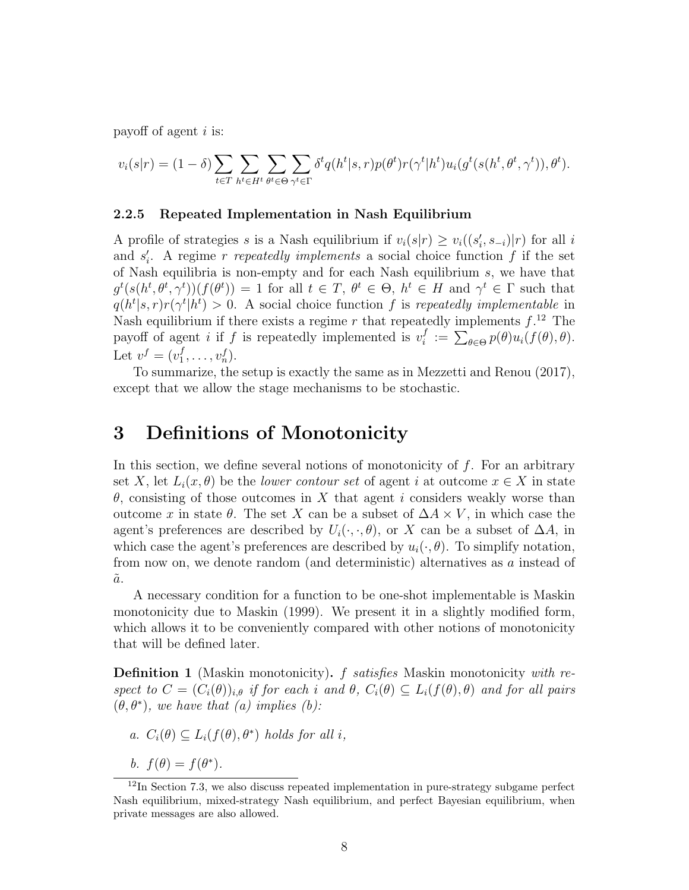payoff of agent $i$ is:

$$v_i(s|r) = (1-\delta)\sum_{t\in T}\sum_{h^t\in H^t}\sum_{\theta^t\in\Theta}\sum_{\gamma^t\in\Gamma}\delta^t q(h^t|s,r)p(\theta^t)r(\gamma^t|h^t)u_i(g^t(s(h^t,\theta^t,\gamma^t)),\theta^t).$$

### 2.2.5 Repeated Implementation in Nash Equilibrium

A profile of strategies $s$ is a Nash equilibrium if $v_i(s|r) \geq v_i((s_i', s_{-i})|r)$ for all $i$ and $s_i'$. A regime $r$ *repeatedly implements* a social choice function $f$ if the set of Nash equilibria is non-empty and for each Nash equilibrium $s$, we have that $g^t(s(h^t,\theta^t,\gamma^t))(f(\theta^t)) = 1$ for all $t \in T$, $\theta^t \in \Theta$, $h^t \in H$ and $\gamma^t \in \Gamma$ such that $q(h^t|s,r)r(\gamma^t|h^t) > 0$. A social choice function $f$ is *repeatedly implementable* in Nash equilibrium if there exists a regime $r$ that repeatedly implements $f$.[12] The payoff of agent $i$ if $f$ is repeatedly implemented is $v_i^f := \sum_{\theta\in\Theta} p(\theta)u_i(f(\theta),\theta)$. Let $v^f = (v_1^f,\ldots,v_n^f)$.

To summarize, the setup is exactly the same as in Mezzetti and Renou (2017), except that we allow the stage mechanisms to be stochastic.

# 3 Definitions of Monotonicity

In this section, we define several notions of monotonicity of $f$. For an arbitrary set $X$, let $L_i(x,\theta)$ be the *lower contour set* of agent $i$ at outcome $x \in X$ in state $\theta$, consisting of those outcomes in $X$ that agent $i$ considers weakly worse than outcome $x$ in state $\theta$. The set $X$ can be a subset of $\Delta A \times V$, in which case the agent's preferences are described by $U_i(\cdot,\cdot,\theta)$, or $X$ can be a subset of $\Delta A$, in which case the agent's preferences are described by $u_i(\cdot,\theta)$. To simplify notation, from now on, we denote random (and deterministic) alternatives as $a$ instead of $\tilde{a}$.

A necessary condition for a function to be one-shot implementable is Maskin monotonicity due to Maskin (1999). We present it in a slightly modified form, which allows it to be conveniently compared with other notions of monotonicity that will be defined later.

**Definition 1** (Maskin monotonicity)**.** *$f$ satisfies* Maskin monotonicity *with respect to $C = (C_i(\theta))_{i,\theta}$ if for each $i$ and $\theta$, $C_i(\theta) \subseteq L_i(f(\theta),\theta)$ and for all pairs $(\theta,\theta^*)$, we have that (a) implies (b):*

*a. $C_i(\theta) \subseteq L_i(f(\theta),\theta^*)$ holds for all $i$,*

*b. $f(\theta) = f(\theta^*)$.*

[12] In Section 7.3, we also discuss repeated implementation in pure-strategy subgame perfect Nash equilibrium, mixed-strategy Nash equilibrium, and perfect Bayesian equilibrium, when private messages are also allowed.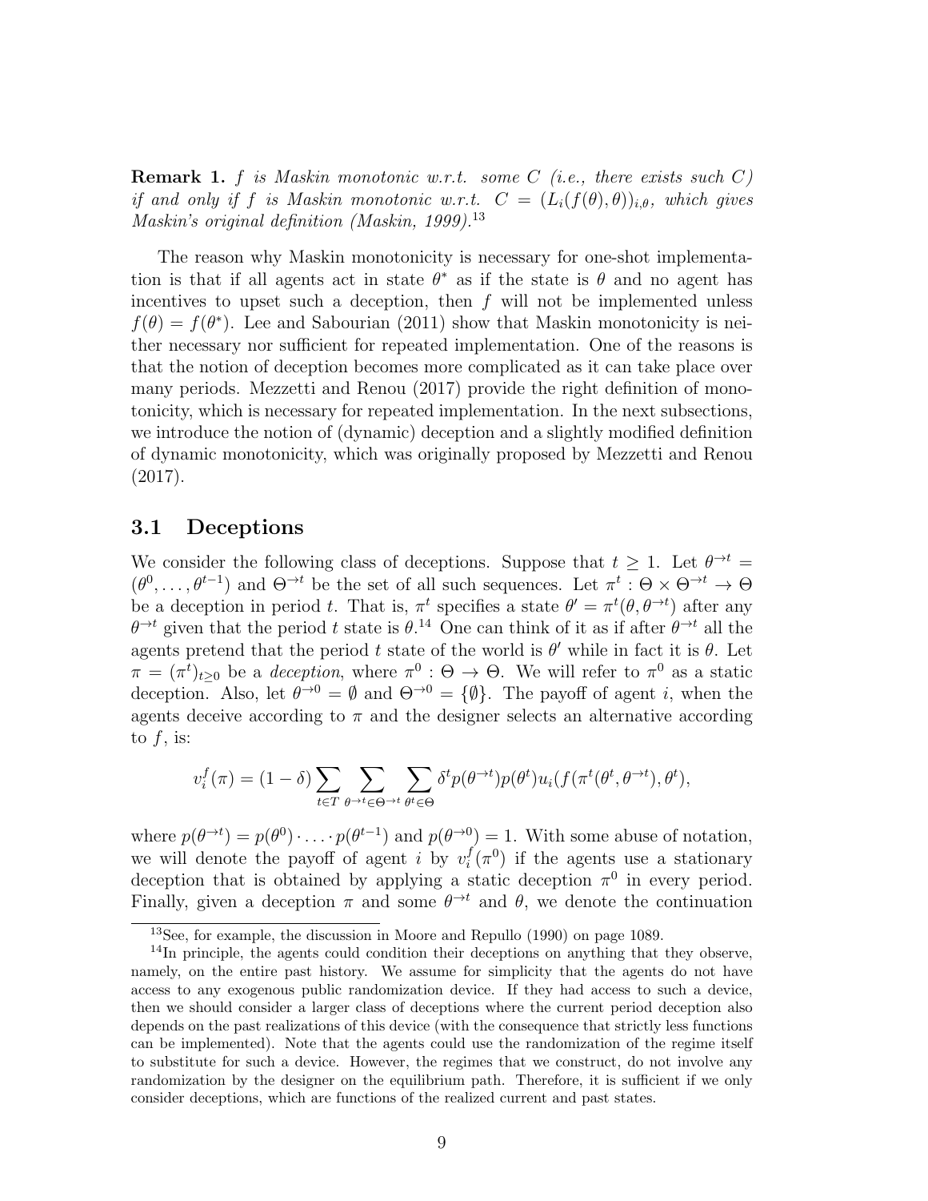**Remark 1.** *$f$ is Maskin monotonic w.r.t. some $C$ (i.e., there exists such $C$) if and only if $f$ is Maskin monotonic w.r.t. $C = (L_i(f(\theta), \theta))_{i,\theta}$, which gives Maskin's original definition (Maskin, 1999).*[13]

The reason why Maskin monotonicity is necessary for one-shot implementation is that if all agents act in state $\theta^*$ as if the state is $\theta$ and no agent has incentives to upset such a deception, then $f$ will not be implemented unless $f(\theta) = f(\theta^*)$. Lee and Sabourian (2011) show that Maskin monotonicity is neither necessary nor sufficient for repeated implementation. One of the reasons is that the notion of deception becomes more complicated as it can take place over many periods. Mezzetti and Renou (2017) provide the right definition of monotonicity, which is necessary for repeated implementation. In the next subsections, we introduce the notion of (dynamic) deception and a slightly modified definition of dynamic monotonicity, which was originally proposed by Mezzetti and Renou (2017).

## 3.1 Deceptions

We consider the following class of deceptions. Suppose that $t \geq 1$. Let $\theta^{\to t} = (\theta^0, \ldots, \theta^{t-1})$ and $\Theta^{\to t}$ be the set of all such sequences. Let $\pi^t : \Theta \times \Theta^{\to t} \to \Theta$ be a deception in period $t$. That is, $\pi^t$ specifies a state $\theta' = \pi^t(\theta, \theta^{\to t})$ after any $\theta^{\to t}$ given that the period $t$ state is $\theta$.[14] One can think of it as if after $\theta^{\to t}$ all the agents pretend that the period $t$ state of the world is $\theta'$ while in fact it is $\theta$. Let $\pi = (\pi^t)_{t \geq 0}$ be a *deception*, where $\pi^0 : \Theta \to \Theta$. We will refer to $\pi^0$ as a static deception. Also, let $\theta^{\to 0} = \emptyset$ and $\Theta^{\to 0} = \{\emptyset\}$. The payoff of agent $i$, when the agents deceive according to $\pi$ and the designer selects an alternative according to $f$, is:

$$v_i^f(\pi) = (1-\delta) \sum_{t \in T} \sum_{\theta^{\to t} \in \Theta^{\to t}} \sum_{\theta^t \in \Theta} \delta^t p(\theta^{\to t}) p(\theta^t) u_i(f(\pi^t(\theta^t, \theta^{\to t}), \theta^t),$$

where $p(\theta^{\to t}) = p(\theta^0) \cdot \ldots \cdot p(\theta^{t-1})$ and $p(\theta^{\to 0}) = 1$. With some abuse of notation, we will denote the payoff of agent $i$ by $v_i^f(\pi^0)$ if the agents use a stationary deception that is obtained by applying a static deception $\pi^0$ in every period. Finally, given a deception $\pi$ and some $\theta^{\to t}$ and $\theta$, we denote the continuation

[13] See, for example, the discussion in Moore and Repullo (1990) on page 1089.

[14] In principle, the agents could condition their deceptions on anything that they observe, namely, on the entire past history. We assume for simplicity that the agents do not have access to any exogenous public randomization device. If they had access to such a device, then we should consider a larger class of deceptions where the current period deception also depends on the past realizations of this device (with the consequence that strictly less functions can be implemented). Note that the agents could use the randomization of the regime itself to substitute for such a device. However, the regimes that we construct, do not involve any randomization by the designer on the equilibrium path. Therefore, it is sufficient if we only consider deceptions, which are functions of the realized current and past states.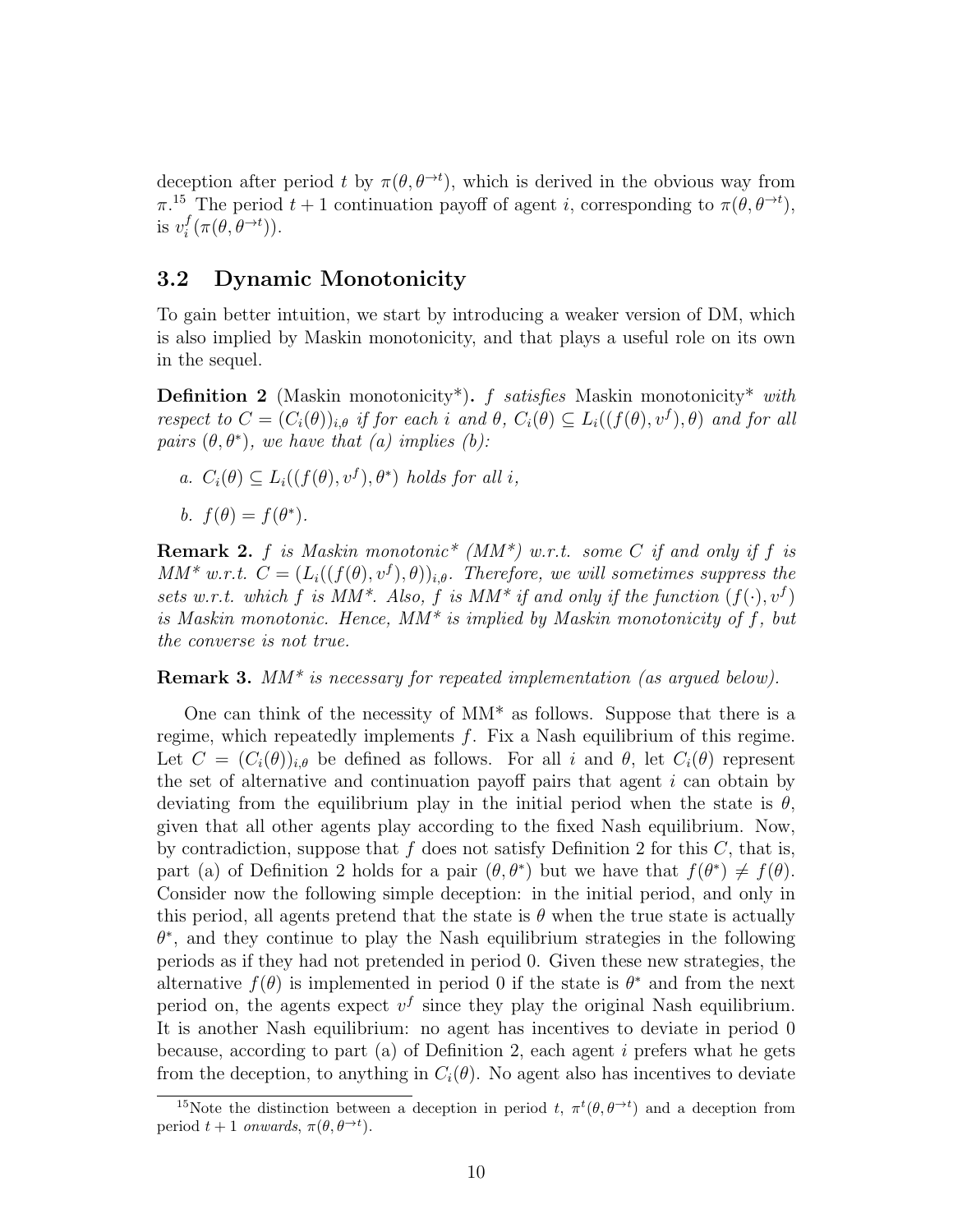deception after period $t$ by $\pi(\theta, \theta^{\to t})$, which is derived in the obvious way from $\pi$.[15] The period $t+1$ continuation payoff of agent $i$, corresponding to $\pi(\theta, \theta^{\to t})$, is $v_i^f(\pi(\theta, \theta^{\to t}))$.

## 3.2 Dynamic Monotonicity

To gain better intuition, we start by introducing a weaker version of DM, which is also implied by Maskin monotonicity, and that plays a useful role on its own in the sequel.

**Definition 2** (Maskin monotonicity\*)**.** *$f$ satisfies* Maskin monotonicity\* *with respect to $C = (C_i(\theta))_{i,\theta}$ if for each $i$ and $\theta$, $C_i(\theta) \subseteq L_i((f(\theta), v^f), \theta)$ and for all pairs $(\theta, \theta^*)$, we have that (a) implies (b):*

*a. $C_i(\theta) \subseteq L_i((f(\theta), v^f), \theta^*)$ holds for all $i$,*

*b. $f(\theta) = f(\theta^*)$.*

**Remark 2.** *$f$ is Maskin monotonic\* (MM\*) w.r.t. some $C$ if and only if $f$ is MM\* w.r.t. $C = (L_i((f(\theta), v^f), \theta))_{i,\theta}$. Therefore, we will sometimes suppress the sets w.r.t. which $f$ is MM\*. Also, $f$ is MM\* if and only if the function $(f(\cdot), v^f)$ is Maskin monotonic. Hence, MM\* is implied by Maskin monotonicity of $f$, but the converse is not true.*

**Remark 3.** *MM\* is necessary for repeated implementation (as argued below).*

One can think of the necessity of MM\* as follows. Suppose that there is a regime, which repeatedly implements $f$. Fix a Nash equilibrium of this regime. Let $C = (C_i(\theta))_{i,\theta}$ be defined as follows. For all $i$ and $\theta$, let $C_i(\theta)$ represent the set of alternative and continuation payoff pairs that agent $i$ can obtain by deviating from the equilibrium play in the initial period when the state is $\theta$, given that all other agents play according to the fixed Nash equilibrium. Now, by contradiction, suppose that $f$ does not satisfy Definition 2 for this $C$, that is, part (a) of Definition 2 holds for a pair $(\theta, \theta^*)$ but we have that $f(\theta^*) \neq f(\theta)$. Consider now the following simple deception: in the initial period, and only in this period, all agents pretend that the state is $\theta$ when the true state is actually $\theta^*$, and they continue to play the Nash equilibrium strategies in the following periods as if they had not pretended in period 0. Given these new strategies, the alternative $f(\theta)$ is implemented in period 0 if the state is $\theta^*$ and from the next period on, the agents expect $v^f$ since they play the original Nash equilibrium. It is another Nash equilibrium: no agent has incentives to deviate in period 0 because, according to part (a) of Definition 2, each agent $i$ prefers what he gets from the deception, to anything in $C_i(\theta)$. No agent also has incentives to deviate

[15] Note the distinction between a deception in period $t$, $\pi^t(\theta, \theta^{\to t})$ and a deception from period $t+1$ *onwards*, $\pi(\theta, \theta^{\to t})$.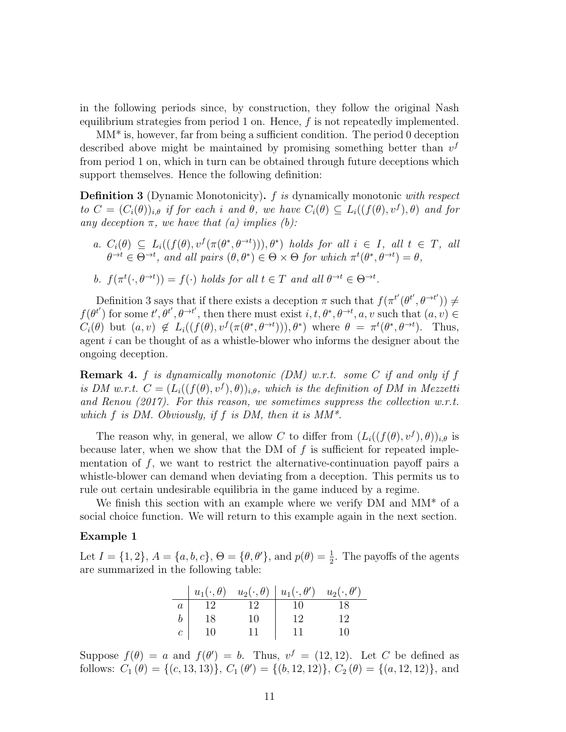in the following periods since, by construction, they follow the original Nash equilibrium strategies from period 1 on. Hence, $f$ is not repeatedly implemented.

MM* is, however, far from being a sufficient condition. The period 0 deception described above might be maintained by promising something better than $v^f$ from period 1 on, which in turn can be obtained through future deceptions which support themselves. Hence the following definition:

**Definition 3** (Dynamic Monotonicity)**.** *$f$ is* dynamically monotonic *with respect to $C = (C_i(\theta))_{i,\theta}$ if for each $i$ and $\theta$, we have $C_i(\theta) \subseteq L_i((f(\theta), v^f), \theta)$ and for any deception $\pi$, we have that (a) implies (b):*

*a. $C_i(\theta) \subseteq L_i((f(\theta), v^f(\pi(\theta^*, \theta^{\to t}))), \theta^*)$ holds for all $i \in I$, all $t \in T$, all $\theta^{\to t} \in \Theta^{\to t}$, and all pairs $(\theta, \theta^*) \in \Theta \times \Theta$ for which $\pi^t(\theta^*, \theta^{\to t}) = \theta$,*

*b. $f(\pi^t(\cdot, \theta^{\to t})) = f(\cdot)$ holds for all $t \in T$ and all $\theta^{\to t} \in \Theta^{\to t}$.*

Definition 3 says that if there exists a deception $\pi$ such that $f(\pi^{t'}(\theta^{t'}, \theta^{\to t'})) \neq f(\theta^{t'})$ for some $t', \theta^{t'}, \theta^{\to t'}$, then there must exist $i, t, \theta^*, \theta^{\to t}, a, v$ such that $(a, v) \in C_i(\theta)$ but $(a, v) \notin L_i((f(\theta), v^f(\pi(\theta^*, \theta^{\to t}))), \theta^*)$ where $\theta = \pi^t(\theta^*, \theta^{\to t})$. Thus, agent $i$ can be thought of as a whistle-blower who informs the designer about the ongoing deception.

**Remark 4.** *$f$ is dynamically monotonic (DM) w.r.t. some $C$ if and only if $f$ is DM w.r.t. $C = (L_i((f(\theta), v^f), \theta))_{i,\theta}$, which is the definition of DM in Mezzetti and Renou (2017). For this reason, we sometimes suppress the collection w.r.t. which $f$ is DM. Obviously, if $f$ is DM, then it is MM*.*

The reason why, in general, we allow $C$ to differ from $(L_i((f(\theta), v^f), \theta))_{i,\theta}$ is because later, when we show that the DM of $f$ is sufficient for repeated implementation of $f$, we want to restrict the alternative-continuation payoff pairs a whistle-blower can demand when deviating from a deception. This permits us to rule out certain undesirable equilibria in the game induced by a regime.

We finish this section with an example where we verify DM and MM* of a social choice function. We will return to this example again in the next section.

**Example 1**

Let $I = \{1, 2\}$, $A = \{a, b, c\}$, $\Theta = \{\theta, \theta'\}$, and $p(\theta) = \frac{1}{2}$. The payoffs of the agents are summarized in the following table:

| | $u_1(\cdot, \theta)$ | $u_2(\cdot, \theta)$ | $u_1(\cdot, \theta')$ | $u_2(\cdot, \theta')$ |
|---|---|---|---|---|
| $a$ | 12 | 12 | 10 | 18 |
| $b$ | 18 | 10 | 12 | 12 |
| $c$ | 10 | 11 | 11 | 10 |

Suppose $f(\theta) = a$ and $f(\theta') = b$. Thus, $v^f = (12, 12)$. Let $C$ be defined as follows: $C_1(\theta) = \{(c, 13, 13)\}$, $C_1(\theta') = \{(b, 12, 12)\}$, $C_2(\theta) = \{(a, 12, 12)\}$, and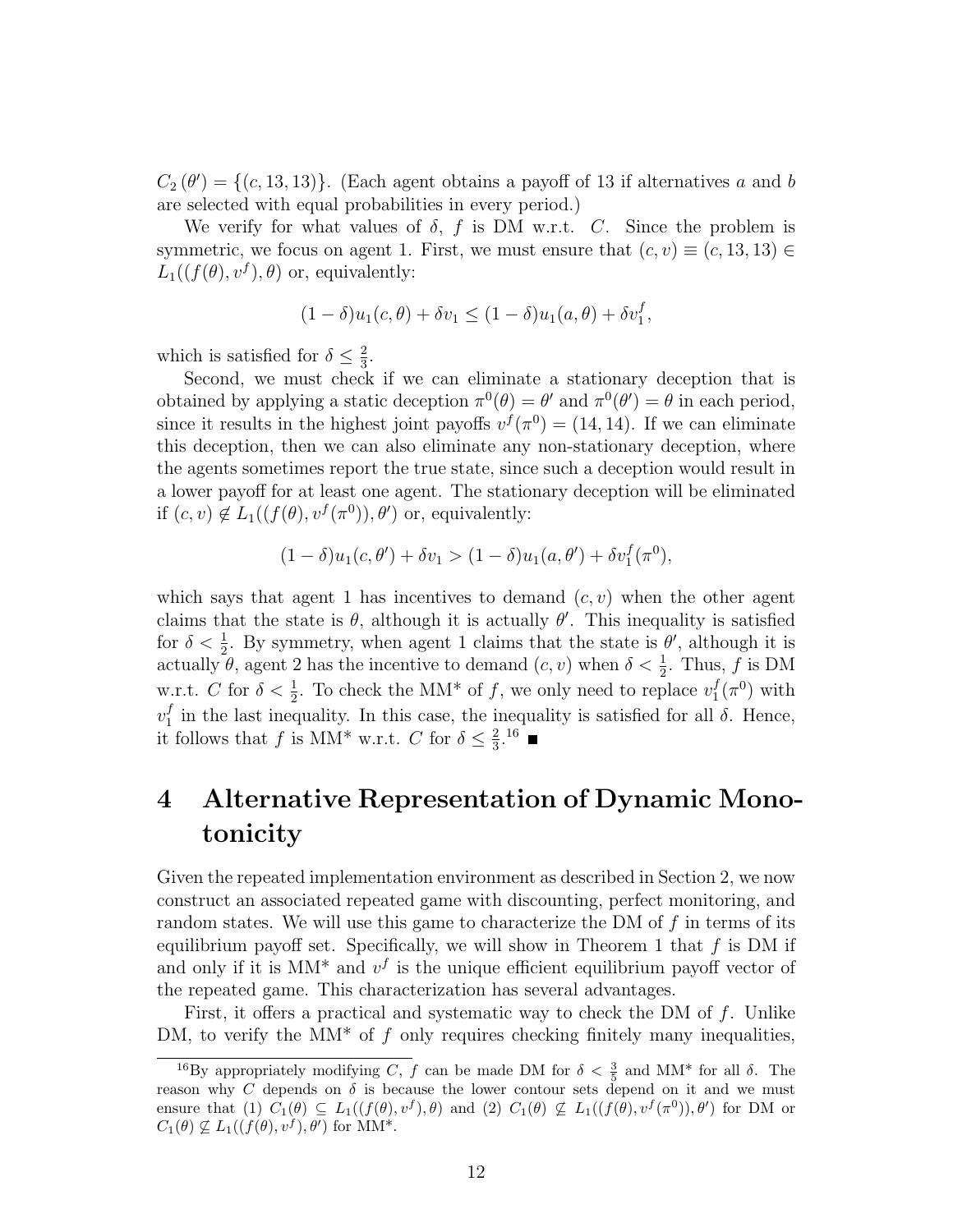$C_2(\theta') = \{(c, 13, 13)\}$. (Each agent obtains a payoff of 13 if alternatives $a$ and $b$ are selected with equal probabilities in every period.)

We verify for what values of $\delta$, $f$ is DM w.r.t. $C$. Since the problem is symmetric, we focus on agent 1. First, we must ensure that $(c, v) \equiv (c, 13, 13) \in L_1((f(\theta), v^f), \theta)$ or, equivalently:

$$(1-\delta)u_1(c, \theta) + \delta v_1 \leq (1-\delta)u_1(a, \theta) + \delta v_1^f,$$

which is satisfied for $\delta \leq \frac{2}{3}$.

Second, we must check if we can eliminate a stationary deception that is obtained by applying a static deception $\pi^0(\theta) = \theta'$ and $\pi^0(\theta') = \theta$ in each period, since it results in the highest joint payoffs $v^f(\pi^0) = (14, 14)$. If we can eliminate this deception, then we can also eliminate any non-stationary deception, where the agents sometimes report the true state, since such a deception would result in a lower payoff for at least one agent. The stationary deception will be eliminated if $(c, v) \notin L_1((f(\theta), v^f(\pi^0)), \theta')$ or, equivalently:

$$(1-\delta)u_1(c, \theta') + \delta v_1 > (1-\delta)u_1(a, \theta') + \delta v_1^f(\pi^0),$$

which says that agent 1 has incentives to demand $(c, v)$ when the other agent claims that the state is $\theta$, although it is actually $\theta'$. This inequality is satisfied for $\delta < \frac{1}{2}$. By symmetry, when agent 1 claims that the state is $\theta'$, although it is actually $\theta$, agent 2 has the incentive to demand $(c, v)$ when $\delta < \frac{1}{2}$. Thus, $f$ is DM w.r.t. $C$ for $\delta < \frac{1}{2}$. To check the MM* of $f$, we only need to replace $v_1^f(\pi^0)$ with $v_1^f$ in the last inequality. In this case, the inequality is satisfied for all $\delta$. Hence, it follows that $f$ is MM* w.r.t. $C$ for $\delta \leq \frac{2}{3}$.[16] ■

# 4 Alternative Representation of Dynamic Monotonicity

Given the repeated implementation environment as described in Section 2, we now construct an associated repeated game with discounting, perfect monitoring, and random states. We will use this game to characterize the DM of $f$ in terms of its equilibrium payoff set. Specifically, we will show in Theorem 1 that $f$ is DM if and only if it is MM* and $v^f$ is the unique efficient equilibrium payoff vector of the repeated game. This characterization has several advantages.

First, it offers a practical and systematic way to check the DM of $f$. Unlike DM, to verify the MM* of $f$ only requires checking finitely many inequalities,

[16] By appropriately modifying $C$, $f$ can be made DM for $\delta < \frac{3}{5}$ and MM* for all $\delta$. The reason why $C$ depends on $\delta$ is because the lower contour sets depend on it and we must ensure that (1) $C_1(\theta) \subseteq L_1((f(\theta), v^f), \theta)$ and (2) $C_1(\theta) \not\subseteq L_1((f(\theta), v^f(\pi^0)), \theta')$ for DM or $C_1(\theta) \not\subseteq L_1((f(\theta), v^f), \theta')$ for MM*.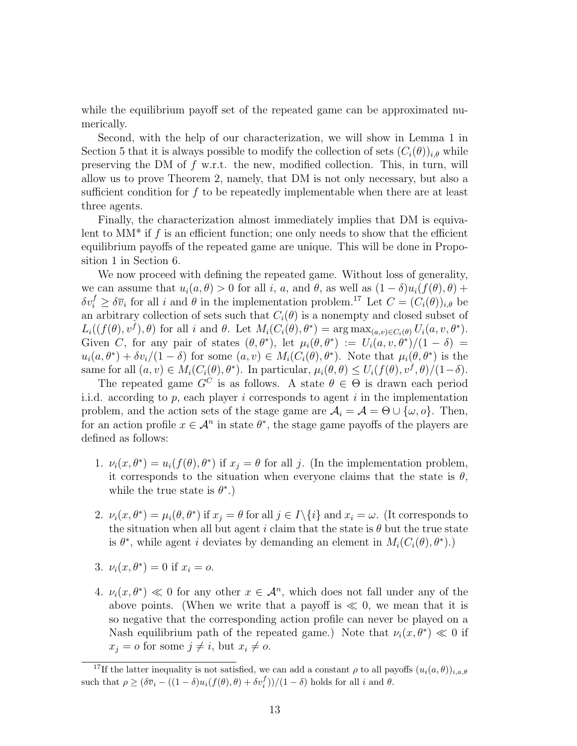while the equilibrium payoff set of the repeated game can be approximated numerically.

Second, with the help of our characterization, we will show in Lemma 1 in Section 5 that it is always possible to modify the collection of sets $(C_i(\theta))_{i,\theta}$ while preserving the DM of $f$ w.r.t. the new, modified collection. This, in turn, will allow us to prove Theorem 2, namely, that DM is not only necessary, but also a sufficient condition for $f$ to be repeatedly implementable when there are at least three agents.

Finally, the characterization almost immediately implies that DM is equivalent to MM* if $f$ is an efficient function; one only needs to show that the efficient equilibrium payoffs of the repeated game are unique. This will be done in Proposition 1 in Section 6.

We now proceed with defining the repeated game. Without loss of generality, we can assume that $u_i(a, \theta) > 0$ for all $i$, $a$, and $\theta$, as well as $(1-\delta)u_i(f(\theta), \theta) + \delta v_i^f \geq \delta \overline{v}_i$ for all $i$ and $\theta$ in the implementation problem.[17] Let $C = (C_i(\theta))_{i,\theta}$ be an arbitrary collection of sets such that $C_i(\theta)$ is a nonempty and closed subset of $L_i((f(\theta), v^f), \theta)$ for all $i$ and $\theta$. Let $M_i(C_i(\theta), \theta^*) = \arg\max_{(a,v)\in C_i(\theta)} U_i(a, v, \theta^*)$. Given $C$, for any pair of states $(\theta, \theta^*)$, let $\mu_i(\theta, \theta^*) := U_i(a, v, \theta^*)/(1-\delta) = u_i(a, \theta^*) + \delta v_i/(1-\delta)$ for some $(a, v) \in M_i(C_i(\theta), \theta^*)$. Note that $\mu_i(\theta, \theta^*)$ is the same for all $(a, v) \in M_i(C_i(\theta), \theta^*)$. In particular, $\mu_i(\theta, \theta) \leq U_i(f(\theta), v^f, \theta)/(1-\delta)$.

The repeated game $G^C$ is as follows. A state $\theta \in \Theta$ is drawn each period i.i.d. according to $p$, each player $i$ corresponds to agent $i$ in the implementation problem, and the action sets of the stage game are $\mathcal{A}_i = \mathcal{A} = \Theta \cup \{\omega, o\}$. Then, for an action profile $x \in \mathcal{A}^n$ in state $\theta^*$, the stage game payoffs of the players are defined as follows:

1. $\nu_i(x, \theta^*) = u_i(f(\theta), \theta^*)$ if $x_j = \theta$ for all $j$. (In the implementation problem, it corresponds to the situation when everyone claims that the state is $\theta$, while the true state is $\theta^*$.)

2. $\nu_i(x, \theta^*) = \mu_i(\theta, \theta^*)$ if $x_j = \theta$ for all $j \in I\backslash\{i\}$ and $x_i = \omega$. (It corresponds to the situation when all but agent $i$ claim that the state is $\theta$ but the true state is $\theta^*$, while agent $i$ deviates by demanding an element in $M_i(C_i(\theta), \theta^*)$.)

3. $\nu_i(x, \theta^*) = 0$ if $x_i = o$.

4. $\nu_i(x, \theta^*) \ll 0$ for any other $x \in \mathcal{A}^n$, which does not fall under any of the above points. (When we write that a payoff is $\ll 0$, we mean that it is so negative that the corresponding action profile can never be played on a Nash equilibrium path of the repeated game.) Note that $\nu_i(x, \theta^*) \ll 0$ if $x_j = o$ for some $j \neq i$, but $x_i \neq o$.

[17] If the latter inequality is not satisfied, we can add a constant $\rho$ to all payoffs $(u_i(a, \theta))_{i,a,\theta}$ such that $\rho \geq (\delta\overline{v}_i - ((1-\delta)u_i(f(\theta), \theta) + \delta v_i^f))/(1-\delta)$ holds for all $i$ and $\theta$.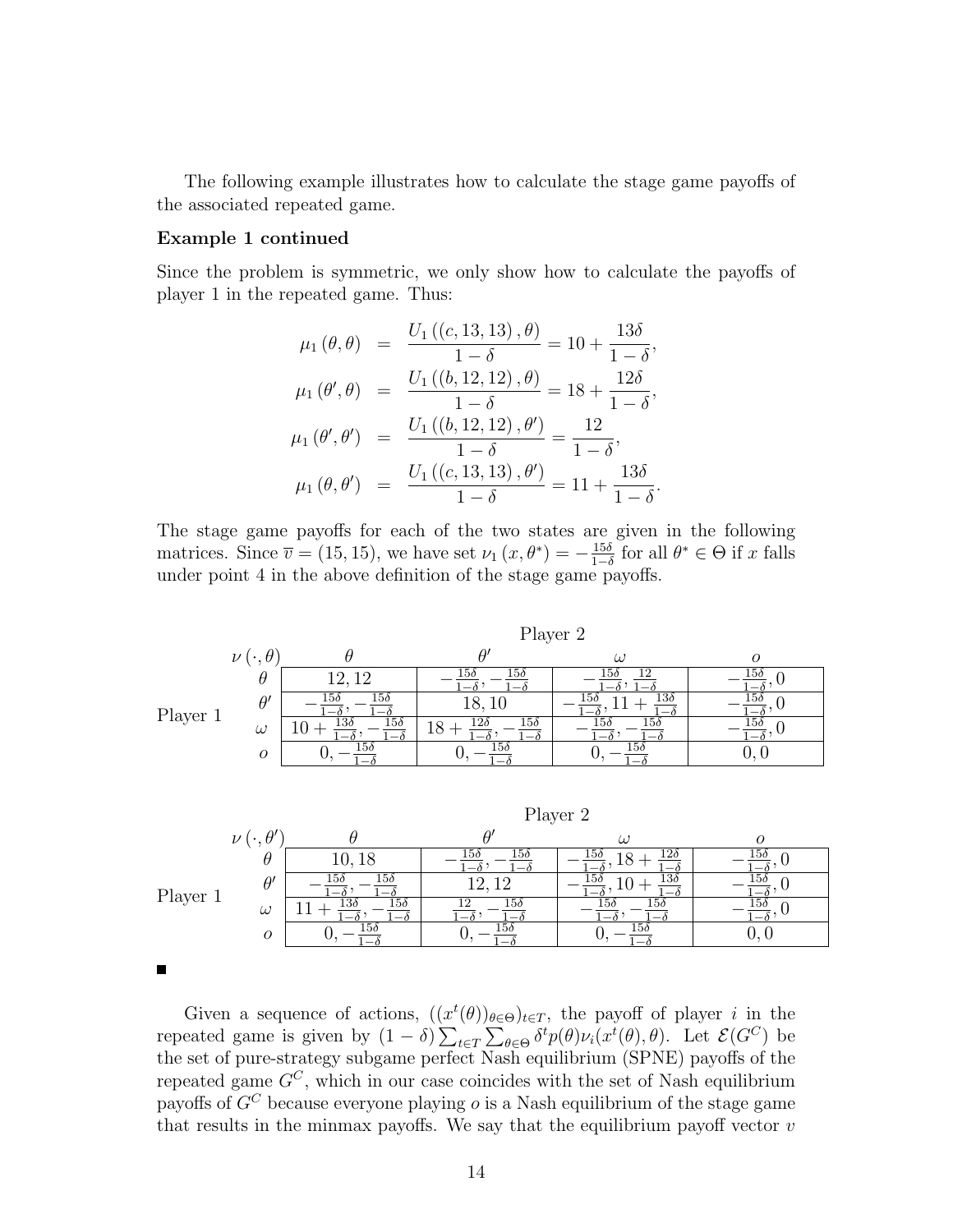The following example illustrates how to calculate the stage game payoffs of the associated repeated game.

**Example 1 continued**

Since the problem is symmetric, we only show how to calculate the payoffs of player 1 in the repeated game. Thus:

$$
\begin{aligned}
\mu_1(\theta,\theta) &= \frac{U_1((c,13,13),\theta)}{1-\delta} = 10 + \frac{13\delta}{1-\delta},\\
\mu_1(\theta',\theta) &= \frac{U_1((b,12,12),\theta)}{1-\delta} = 18 + \frac{12\delta}{1-\delta},\\
\mu_1(\theta',\theta') &= \frac{U_1((b,12,12),\theta')}{1-\delta} = \frac{12}{1-\delta},\\
\mu_1(\theta,\theta') &= \frac{U_1((c,13,13),\theta')}{1-\delta} = 11 + \frac{13\delta}{1-\delta}.
\end{aligned}
$$

The stage game payoffs for each of the two states are given in the following matrices. Since $\overline{v} = (15, 15)$, we have set $\nu_1(x, \theta^*) = -\frac{15\delta}{1-\delta}$ for all $\theta^* \in \Theta$ if $x$ falls under point 4 in the above definition of the stage game payoffs.

| | $\nu(\cdot,\theta)$ | Player 2: $\theta$ | $\theta'$ | $\omega$ | $o$ |
|---|---|---|---|---|---|
| Player 1 | $\theta$ | $12, 12$ | $-\frac{15\delta}{1-\delta}, -\frac{15\delta}{1-\delta}$ | $-\frac{15\delta}{1-\delta}, \frac{12}{1-\delta}$ | $-\frac{15\delta}{1-\delta}, 0$ |
| | $\theta'$ | $-\frac{15\delta}{1-\delta}, -\frac{15\delta}{1-\delta}$ | $18, 10$ | $-\frac{15\delta}{1-\delta}, 11+\frac{13\delta}{1-\delta}$ | $-\frac{15\delta}{1-\delta}, 0$ |
| | $\omega$ | $10+\frac{13\delta}{1-\delta}, -\frac{15\delta}{1-\delta}$ | $18+\frac{12\delta}{1-\delta}, -\frac{15\delta}{1-\delta}$ | $-\frac{15\delta}{1-\delta}, -\frac{15\delta}{1-\delta}$ | $-\frac{15\delta}{1-\delta}, 0$ |
| | $o$ | $0, -\frac{15\delta}{1-\delta}$ | $0, -\frac{15\delta}{1-\delta}$ | $0, -\frac{15\delta}{1-\delta}$ | $0, 0$ |

| | $\nu(\cdot,\theta')$ | Player 2: $\theta$ | $\theta'$ | $\omega$ | $o$ |
|---|---|---|---|---|---|
| Player 1 | $\theta$ | $10, 18$ | $-\frac{15\delta}{1-\delta}, -\frac{15\delta}{1-\delta}$ | $-\frac{15\delta}{1-\delta}, 18+\frac{12\delta}{1-\delta}$ | $-\frac{15\delta}{1-\delta}, 0$ |
| | $\theta'$ | $-\frac{15\delta}{1-\delta}, -\frac{15\delta}{1-\delta}$ | $12, 12$ | $-\frac{15\delta}{1-\delta}, 10+\frac{13\delta}{1-\delta}$ | $-\frac{15\delta}{1-\delta}, 0$ |
| | $\omega$ | $11+\frac{13\delta}{1-\delta}, -\frac{15\delta}{1-\delta}$ | $\frac{12}{1-\delta}, -\frac{15\delta}{1-\delta}$ | $-\frac{15\delta}{1-\delta}, -\frac{15\delta}{1-\delta}$ | $-\frac{15\delta}{1-\delta}, 0$ |
| | $o$ | $0, -\frac{15\delta}{1-\delta}$ | $0, -\frac{15\delta}{1-\delta}$ | $0, -\frac{15\delta}{1-\delta}$ | $0, 0$ |

■

Given a sequence of actions, $((x^t(\theta))_{\theta\in\Theta})_{t\in T}$, the payoff of player $i$ in the repeated game is given by $(1-\delta)\sum_{t\in T}\sum_{\theta\in\Theta}\delta^t p(\theta)\nu_i(x^t(\theta),\theta)$. Let $\mathcal{E}(G^C)$ be the set of pure-strategy subgame perfect Nash equilibrium (SPNE) payoffs of the repeated game $G^C$, which in our case coincides with the set of Nash equilibrium payoffs of $G^C$ because everyone playing $o$ is a Nash equilibrium of the stage game that results in the minmax payoffs. We say that the equilibrium payoff vector $v$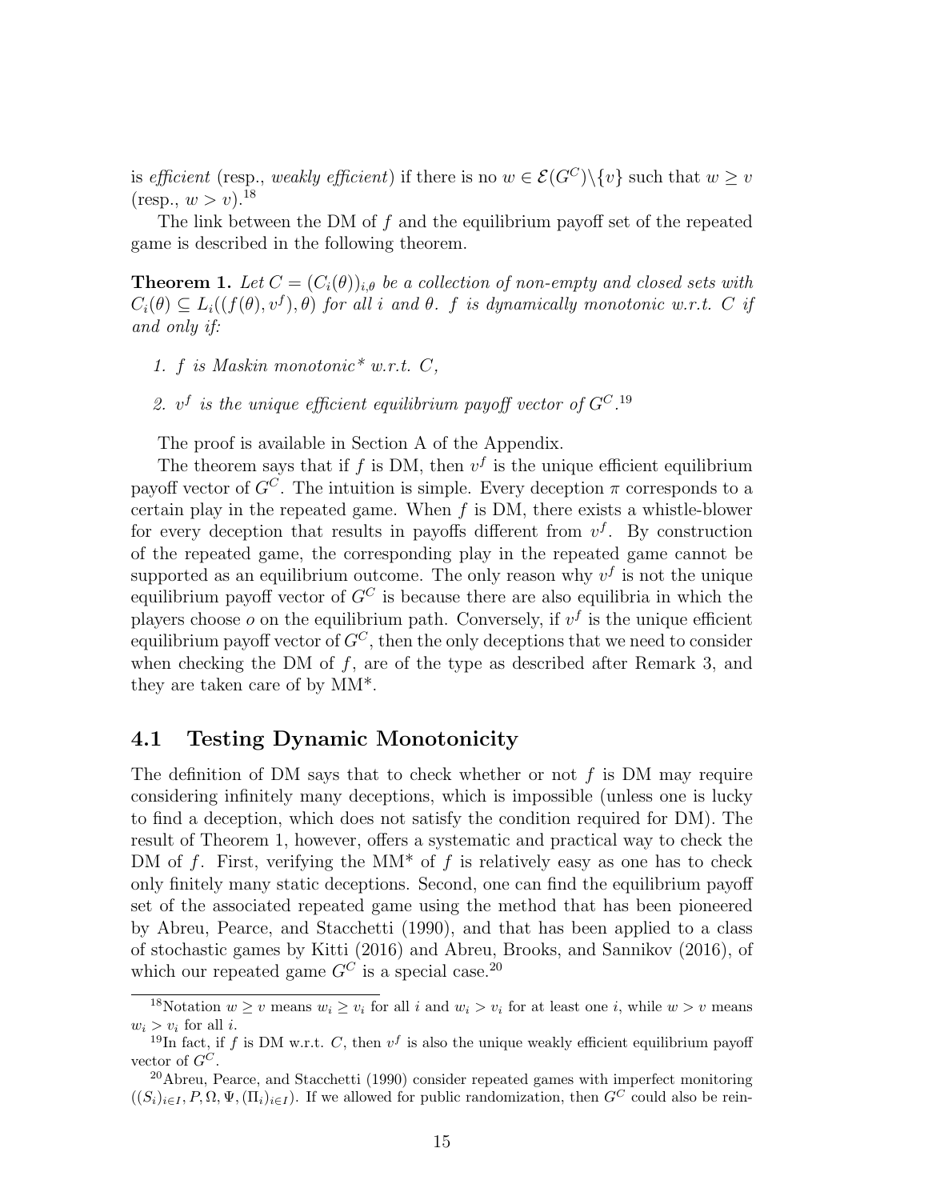is *efficient* (resp., *weakly efficient*) if there is no $w \in \mathcal{E}(G^C)\backslash\{v\}$ such that $w \geq v$ (resp., $w > v$).[18]

The link between the DM of $f$ and the equilibrium payoff set of the repeated game is described in the following theorem.

**Theorem 1.** *Let $C = (C_i(\theta))_{i,\theta}$ be a collection of non-empty and closed sets with $C_i(\theta) \subseteq L_i((f(\theta), v^f), \theta)$ for all $i$ and $\theta$. $f$ is dynamically monotonic w.r.t. $C$ if and only if:*

1. *$f$ is Maskin monotonic\* w.r.t. $C$,*
2. *$v^f$ is the unique efficient equilibrium payoff vector of $G^C$.*[19]

The proof is available in Section A of the Appendix.

The theorem says that if $f$ is DM, then $v^f$ is the unique efficient equilibrium payoff vector of $G^C$. The intuition is simple. Every deception $\pi$ corresponds to a certain play in the repeated game. When $f$ is DM, there exists a whistle-blower for every deception that results in payoffs different from $v^f$. By construction of the repeated game, the corresponding play in the repeated game cannot be supported as an equilibrium outcome. The only reason why $v^f$ is not the unique equilibrium payoff vector of $G^C$ is because there are also equilibria in which the players choose $o$ on the equilibrium path. Conversely, if $v^f$ is the unique efficient equilibrium payoff vector of $G^C$, then the only deceptions that we need to consider when checking the DM of $f$, are of the type as described after Remark 3, and they are taken care of by MM*.

## 4.1 Testing Dynamic Monotonicity

The definition of DM says that to check whether or not $f$ is DM may require considering infinitely many deceptions, which is impossible (unless one is lucky to find a deception, which does not satisfy the condition required for DM). The result of Theorem 1, however, offers a systematic and practical way to check the DM of $f$. First, verifying the MM* of $f$ is relatively easy as one has to check only finitely many static deceptions. Second, one can find the equilibrium payoff set of the associated repeated game using the method that has been pioneered by Abreu, Pearce, and Stacchetti (1990), and that has been applied to a class of stochastic games by Kitti (2016) and Abreu, Brooks, and Sannikov (2016), of which our repeated game $G^C$ is a special case.[20]

---

[18] Notation $w \geq v$ means $w_i \geq v_i$ for all $i$ and $w_i > v_i$ for at least one $i$, while $w > v$ means $w_i > v_i$ for all $i$.

[19] In fact, if $f$ is DM w.r.t. $C$, then $v^f$ is also the unique weakly efficient equilibrium payoff vector of $G^C$.

[20] Abreu, Pearce, and Stacchetti (1990) consider repeated games with imperfect monitoring $((S_i)_{i \in I}, P, \Omega, \Psi, (\Pi_i)_{i \in I})$. If we allowed for public randomization, then $G^C$ could also be rein-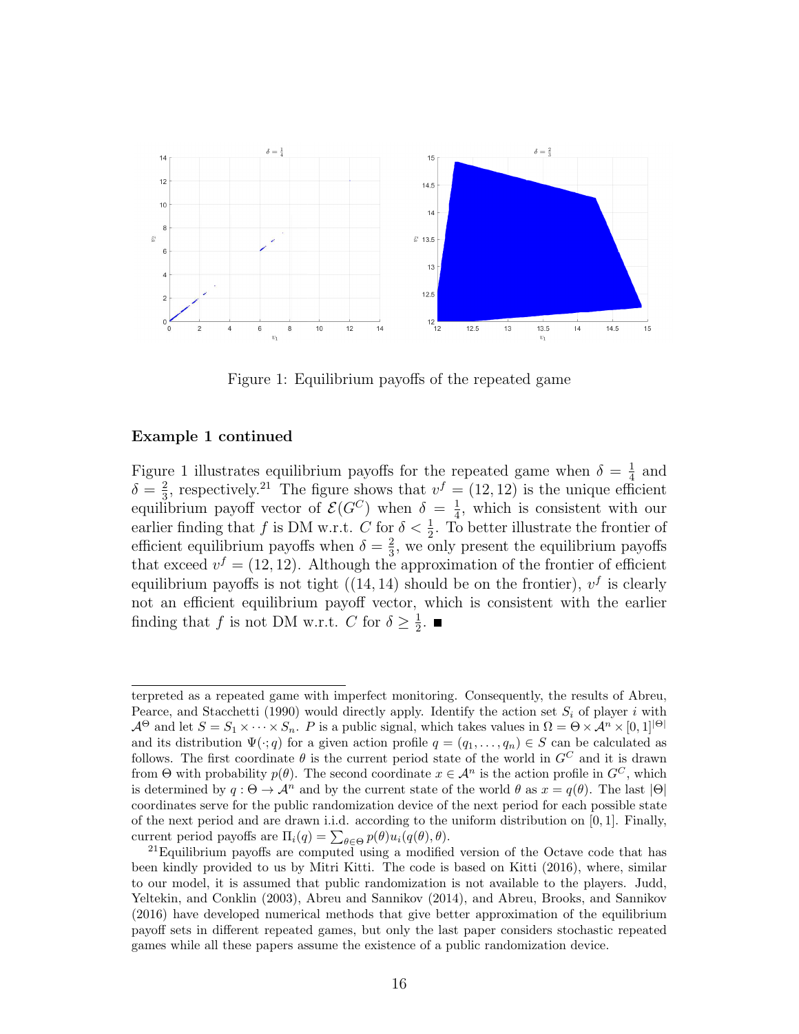Figure 1: Equilibrium payoffs of the repeated game

**Example 1 continued**

Figure 1 illustrates equilibrium payoffs for the repeated game when $\delta = \frac{1}{4}$ and $\delta = \frac{2}{3}$, respectively.[21] The figure shows that $v^f = (12, 12)$ is the unique efficient equilibrium payoff vector of $\mathcal{E}(G^C)$ when $\delta = \frac{1}{4}$, which is consistent with our earlier finding that $f$ is DM w.r.t. $C$ for $\delta < \frac{1}{2}$. To better illustrate the frontier of efficient equilibrium payoffs when $\delta = \frac{2}{3}$, we only present the equilibrium payoffs that exceed $v^f = (12, 12)$. Although the approximation of the frontier of efficient equilibrium payoffs is not tight ($(14, 14)$ should be on the frontier), $v^f$ is clearly not an efficient equilibrium payoff vector, which is consistent with the earlier finding that $f$ is not DM w.r.t. $C$ for $\delta \geq \frac{1}{2}$. ■

---

terpreted as a repeated game with imperfect monitoring. Consequently, the results of Abreu, Pearce, and Stacchetti (1990) would directly apply. Identify the action set $S_i$ of player $i$ with $\mathcal{A}^\Theta$ and let $S = S_1 \times \cdots \times S_n$. $P$ is a public signal, which takes values in $\Omega = \Theta \times \mathcal{A}^n \times [0, 1]^{|\Theta|}$ and its distribution $\Psi(\cdot; q)$ for a given action profile $q = (q_1, \ldots, q_n) \in S$ can be calculated as follows. The first coordinate $\theta$ is the current period state of the world in $G^C$ and it is drawn from $\Theta$ with probability $p(\theta)$. The second coordinate $x \in \mathcal{A}^n$ is the action profile in $G^C$, which is determined by $q : \Theta \to \mathcal{A}^n$ and by the current state of the world $\theta$ as $x = q(\theta)$. The last $|\Theta|$ coordinates serve for the public randomization device of the next period for each possible state of the next period and are drawn i.i.d. according to the uniform distribution on $[0, 1]$. Finally, current period payoffs are $\Pi_i(q) = \sum_{\theta \in \Theta} p(\theta) u_i(q(\theta), \theta)$.

[21] Equilibrium payoffs are computed using a modified version of the Octave code that has been kindly provided to us by Mitri Kitti. The code is based on Kitti (2016), where, similar to our model, it is assumed that public randomization is not available to the players. Judd, Yeltekin, and Conklin (2003), Abreu and Sannikov (2014), and Abreu, Brooks, and Sannikov (2016) have developed numerical methods that give better approximation of the equilibrium payoff sets in different repeated games, but only the last paper considers stochastic repeated games while all these papers assume the existence of a public randomization device.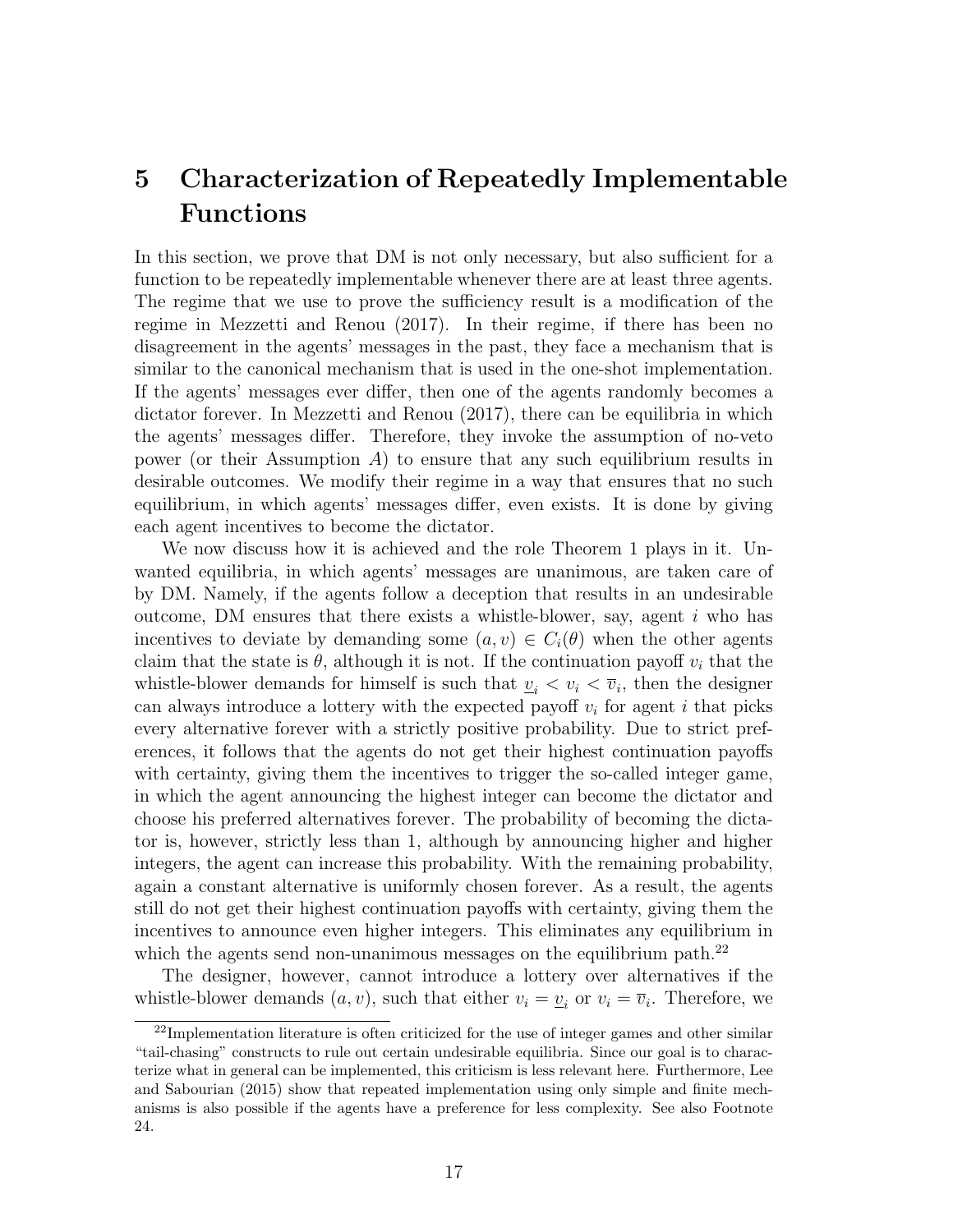# 5 Characterization of Repeatedly Implementable Functions

In this section, we prove that DM is not only necessary, but also sufficient for a function to be repeatedly implementable whenever there are at least three agents. The regime that we use to prove the sufficiency result is a modification of the regime in Mezzetti and Renou (2017). In their regime, if there has been no disagreement in the agents' messages in the past, they face a mechanism that is similar to the canonical mechanism that is used in the one-shot implementation. If the agents' messages ever differ, then one of the agents randomly becomes a dictator forever. In Mezzetti and Renou (2017), there can be equilibria in which the agents' messages differ. Therefore, they invoke the assumption of no-veto power (or their Assumption $A$) to ensure that any such equilibrium results in desirable outcomes. We modify their regime in a way that ensures that no such equilibrium, in which agents' messages differ, even exists. It is done by giving each agent incentives to become the dictator.

We now discuss how it is achieved and the role Theorem 1 plays in it. Unwanted equilibria, in which agents' messages are unanimous, are taken care of by DM. Namely, if the agents follow a deception that results in an undesirable outcome, DM ensures that there exists a whistle-blower, say, agent $i$ who has incentives to deviate by demanding some $(a, v) \in C_i(\theta)$ when the other agents claim that the state is $\theta$, although it is not. If the continuation payoff $v_i$ that the whistle-blower demands for himself is such that $\underline{v}_i < v_i < \overline{v}_i$, then the designer can always introduce a lottery with the expected payoff $v_i$ for agent $i$ that picks every alternative forever with a strictly positive probability. Due to strict preferences, it follows that the agents do not get their highest continuation payoffs with certainty, giving them the incentives to trigger the so-called integer game, in which the agent announcing the highest integer can become the dictator and choose his preferred alternatives forever. The probability of becoming the dictator is, however, strictly less than 1, although by announcing higher and higher integers, the agent can increase this probability. With the remaining probability, again a constant alternative is uniformly chosen forever. As a result, the agents still do not get their highest continuation payoffs with certainty, giving them the incentives to announce even higher integers. This eliminates any equilibrium in which the agents send non-unanimous messages on the equilibrium path.[22]

The designer, however, cannot introduce a lottery over alternatives if the whistle-blower demands $(a, v)$, such that either $v_i = \underline{v}_i$ or $v_i = \overline{v}_i$. Therefore, we

[22]Implementation literature is often criticized for the use of integer games and other similar "tail-chasing" constructs to rule out certain undesirable equilibria. Since our goal is to characterize what in general can be implemented, this criticism is less relevant here. Furthermore, Lee and Sabourian (2015) show that repeated implementation using only simple and finite mechanisms is also possible if the agents have a preference for less complexity. See also Footnote 24.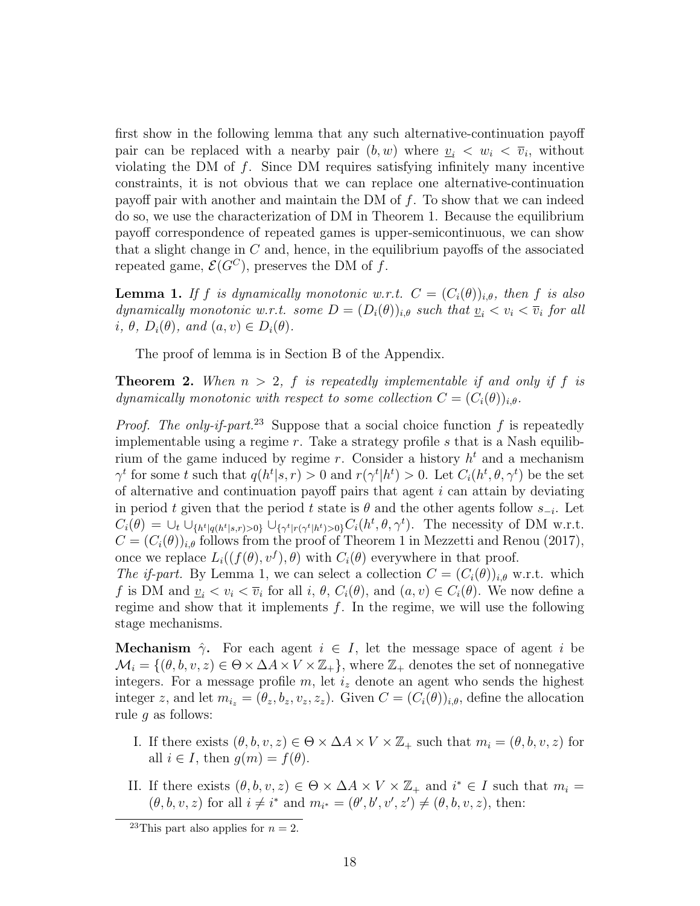first show in the following lemma that any such alternative-continuation payoff pair can be replaced with a nearby pair $(b, w)$ where $\underline{v}_i < w_i < \overline{v}_i$, without violating the DM of $f$. Since DM requires satisfying infinitely many incentive constraints, it is not obvious that we can replace one alternative-continuation payoff pair with another and maintain the DM of $f$. To show that we can indeed do so, we use the characterization of DM in Theorem 1. Because the equilibrium payoff correspondence of repeated games is upper-semicontinuous, we can show that a slight change in $C$ and, hence, in the equilibrium payoffs of the associated repeated game, $\mathcal{E}(G^C)$, preserves the DM of $f$.

**Lemma 1.** *If $f$ is dynamically monotonic w.r.t. $C = (C_i(\theta))_{i,\theta}$, then $f$ is also dynamically monotonic w.r.t. some $D = (D_i(\theta))_{i,\theta}$ such that $\underline{v}_i < v_i < \overline{v}_i$ for all $i$, $\theta$, $D_i(\theta)$, and $(a, v) \in D_i(\theta)$.*

The proof of lemma is in Section B of the Appendix.

**Theorem 2.** *When $n > 2$, $f$ is repeatedly implementable if and only if $f$ is dynamically monotonic with respect to some collection $C = (C_i(\theta))_{i,\theta}$.*

*Proof. The only-if-part.*[23] Suppose that a social choice function $f$ is repeatedly implementable using a regime $r$. Take a strategy profile $s$ that is a Nash equilibrium of the game induced by regime $r$. Consider a history $h^t$ and a mechanism $\gamma^t$ for some $t$ such that $q(h^t|s, r) > 0$ and $r(\gamma^t|h^t) > 0$. Let $C_i(h^t, \theta, \gamma^t)$ be the set of alternative and continuation payoff pairs that agent $i$ can attain by deviating in period $t$ given that the period $t$ state is $\theta$ and the other agents follow $s_{-i}$. Let $C_i(\theta) = \cup_t \cup_{\{h^t|q(h^t|s,r)>0\}} \cup_{\{\gamma^t|r(\gamma^t|h^t)>0\}} C_i(h^t, \theta, \gamma^t)$. The necessity of DM w.r.t. $C = (C_i(\theta))_{i,\theta}$ follows from the proof of Theorem 1 in Mezzetti and Renou (2017), once we replace $L_i((f(\theta), v^f), \theta)$ with $C_i(\theta)$ everywhere in that proof.

*The if-part.* By Lemma 1, we can select a collection $C = (C_i(\theta))_{i,\theta}$ w.r.t. which $f$ is DM and $\underline{v}_i < v_i < \overline{v}_i$ for all $i$, $\theta$, $C_i(\theta)$, and $(a, v) \in C_i(\theta)$. We now define a regime and show that it implements $f$. In the regime, we will use the following stage mechanisms.

**Mechanism $\hat{\gamma}$.** For each agent $i \in I$, let the message space of agent $i$ be $\mathcal{M}_i = \{(\theta, b, v, z) \in \Theta \times \Delta A \times V \times \mathbb{Z}_+\}$, where $\mathbb{Z}_+$ denotes the set of nonnegative integers. For a message profile $m$, let $i_z$ denote an agent who sends the highest integer $z$, and let $m_{i_z} = (\theta_z, b_z, v_z, z_z)$. Given $C = (C_i(\theta))_{i,\theta}$, define the allocation rule $g$ as follows:

I. If there exists $(\theta, b, v, z) \in \Theta \times \Delta A \times V \times \mathbb{Z}_+$ such that $m_i = (\theta, b, v, z)$ for all $i \in I$, then $g(m) = f(\theta)$.

II. If there exists $(\theta, b, v, z) \in \Theta \times \Delta A \times V \times \mathbb{Z}_+$ and $i^* \in I$ such that $m_i = (\theta, b, v, z)$ for all $i \neq i^*$ and $m_{i^*} = (\theta', b', v', z') \neq (\theta, b, v, z)$, then:

[23] This part also applies for $n = 2$.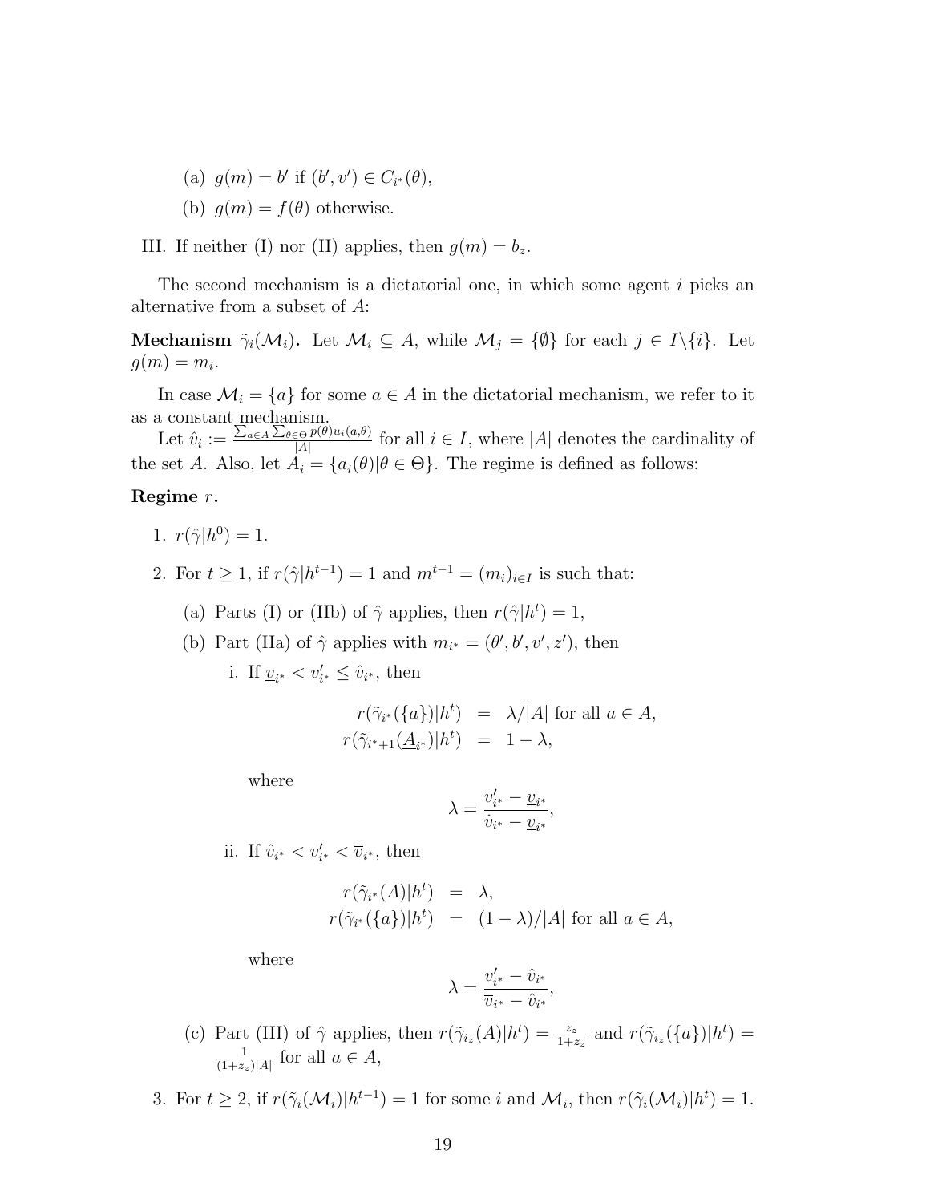(a) $g(m) = b'$ if $(b', v') \in C_{i^*}(\theta)$,

(b) $g(m) = f(\theta)$ otherwise.

III. If neither (I) nor (II) applies, then $g(m) = b_z$.

The second mechanism is a dictatorial one, in which some agent $i$ picks an alternative from a subset of $A$:

**Mechanism $\tilde{\gamma}_i(\mathcal{M}_i)$.** Let $\mathcal{M}_i \subseteq A$, while $\mathcal{M}_j = \{\emptyset\}$ for each $j \in I \backslash \{i\}$. Let $g(m) = m_i$.

In case $\mathcal{M}_i = \{a\}$ for some $a \in A$ in the dictatorial mechanism, we refer to it as a constant mechanism.

Let $\hat{v}_i := \frac{\sum_{a \in A} \sum_{\theta \in \Theta} p(\theta) u_i(a, \theta)}{|A|}$ for all $i \in I$, where $|A|$ denotes the cardinality of the set $A$. Also, let $\underline{A}_i = \{\underline{a}_i(\theta) | \theta \in \Theta\}$. The regime is defined as follows:

**Regime $r$.**

1. $r(\hat{\gamma}|h^0) = 1$.

2. For $t \geq 1$, if $r(\hat{\gamma}|h^{t-1}) = 1$ and $m^{t-1} = (m_i)_{i \in I}$ is such that:

   (a) Parts (I) or (IIb) of $\hat{\gamma}$ applies, then $r(\hat{\gamma}|h^t) = 1$,

   (b) Part (IIa) of $\hat{\gamma}$ applies with $m_{i^*} = (\theta', b', v', z')$, then

   i. If $\underline{v}_{i^*} < v'_{i^*} \leq \hat{v}_{i^*}$, then

   $$\begin{aligned} r(\tilde{\gamma}_{i^*}(\{a\})|h^t) &= \lambda/|A| \text{ for all } a \in A, \\ r(\tilde{\gamma}_{i^*+1}(\underline{A}_{i^*})|h^t) &= 1 - \lambda, \end{aligned}$$

   where

   $$\lambda = \frac{v'_{i^*} - \underline{v}_{i^*}}{\hat{v}_{i^*} - \underline{v}_{i^*}},$$

   ii. If $\hat{v}_{i^*} < v'_{i^*} < \overline{v}_{i^*}$, then

   $$\begin{aligned} r(\tilde{\gamma}_{i^*}(A)|h^t) &= \lambda, \\ r(\tilde{\gamma}_{i^*}(\{a\})|h^t) &= (1 - \lambda)/|A| \text{ for all } a \in A, \end{aligned}$$

   where

   $$\lambda = \frac{v'_{i^*} - \hat{v}_{i^*}}{\overline{v}_{i^*} - \hat{v}_{i^*}},$$

   (c) Part (III) of $\hat{\gamma}$ applies, then $r(\tilde{\gamma}_{i_z}(A)|h^t) = \frac{z_z}{1+z_z}$ and $r(\tilde{\gamma}_{i_z}(\{a\})|h^t) = \frac{1}{(1+z_z)|A|}$ for all $a \in A$,

3. For $t \geq 2$, if $r(\tilde{\gamma}_i(\mathcal{M}_i)|h^{t-1}) = 1$ for some $i$ and $\mathcal{M}_i$, then $r(\tilde{\gamma}_i(\mathcal{M}_i)|h^t) = 1$.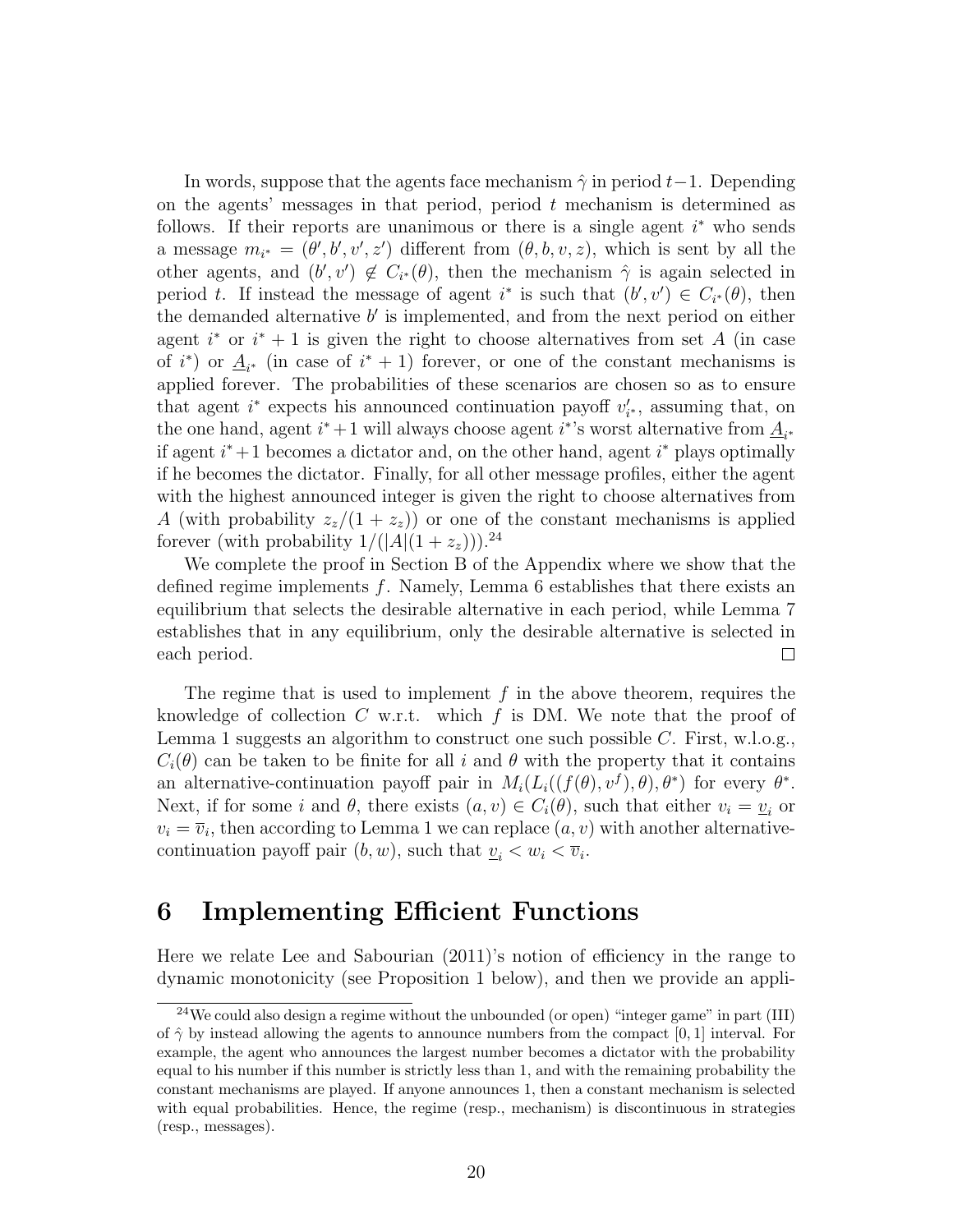In words, suppose that the agents face mechanism $\hat{\gamma}$ in period $t-1$. Depending on the agents' messages in that period, period $t$ mechanism is determined as follows. If their reports are unanimous or there is a single agent $i^*$ who sends a message $m_{i^*} = (\theta', b', v', z')$ different from $(\theta, b, v, z)$, which is sent by all the other agents, and $(b', v') \notin C_{i^*}(\theta)$, then the mechanism $\hat{\gamma}$ is again selected in period $t$. If instead the message of agent $i^*$ is such that $(b', v') \in C_{i^*}(\theta)$, then the demanded alternative $b'$ is implemented, and from the next period on either agent $i^*$ or $i^*+1$ is given the right to choose alternatives from set $A$ (in case of $i^*$) or $\underline{A}_{i^*}$ (in case of $i^*+1$) forever, or one of the constant mechanisms is applied forever. The probabilities of these scenarios are chosen so as to ensure that agent $i^*$ expects his announced continuation payoff $v'_{i^*}$, assuming that, on the one hand, agent $i^*+1$ will always choose agent $i^*$'s worst alternative from $\underline{A}_{i^*}$ if agent $i^*+1$ becomes a dictator and, on the other hand, agent $i^*$ plays optimally if he becomes the dictator. Finally, for all other message profiles, either the agent with the highest announced integer is given the right to choose alternatives from $A$ (with probability $z_z/(1+z_z)$) or one of the constant mechanisms is applied forever (with probability $1/(|A|(1+z_z))$).[24]

We complete the proof in Section B of the Appendix where we show that the defined regime implements $f$. Namely, Lemma 6 establishes that there exists an equilibrium that selects the desirable alternative in each period, while Lemma 7 establishes that in any equilibrium, only the desirable alternative is selected in each period. $\square$

The regime that is used to implement $f$ in the above theorem, requires the knowledge of collection $C$ w.r.t. which $f$ is DM. We note that the proof of Lemma 1 suggests an algorithm to construct one such possible $C$. First, w.l.o.g., $C_i(\theta)$ can be taken to be finite for all $i$ and $\theta$ with the property that it contains an alternative-continuation payoff pair in $M_i(L_i((f(\theta), v^f), \theta), \theta^*)$ for every $\theta^*$. Next, if for some $i$ and $\theta$, there exists $(a, v) \in C_i(\theta)$, such that either $v_i = \underline{v}_i$ or $v_i = \overline{v}_i$, then according to Lemma 1 we can replace $(a, v)$ with another alternative-continuation payoff pair $(b, w)$, such that $\underline{v}_i < w_i < \overline{v}_i$.

# 6 Implementing Efficient Functions

Here we relate Lee and Sabourian (2011)'s notion of efficiency in the range to dynamic monotonicity (see Proposition 1 below), and then we provide an appli-

[24] We could also design a regime without the unbounded (or open) "integer game" in part (III) of $\hat{\gamma}$ by instead allowing the agents to announce numbers from the compact $[0, 1]$ interval. For example, the agent who announces the largest number becomes a dictator with the probability equal to his number if this number is strictly less than 1, and with the remaining probability the constant mechanisms are played. If anyone announces 1, then a constant mechanism is selected with equal probabilities. Hence, the regime (resp., mechanism) is discontinuous in strategies (resp., messages).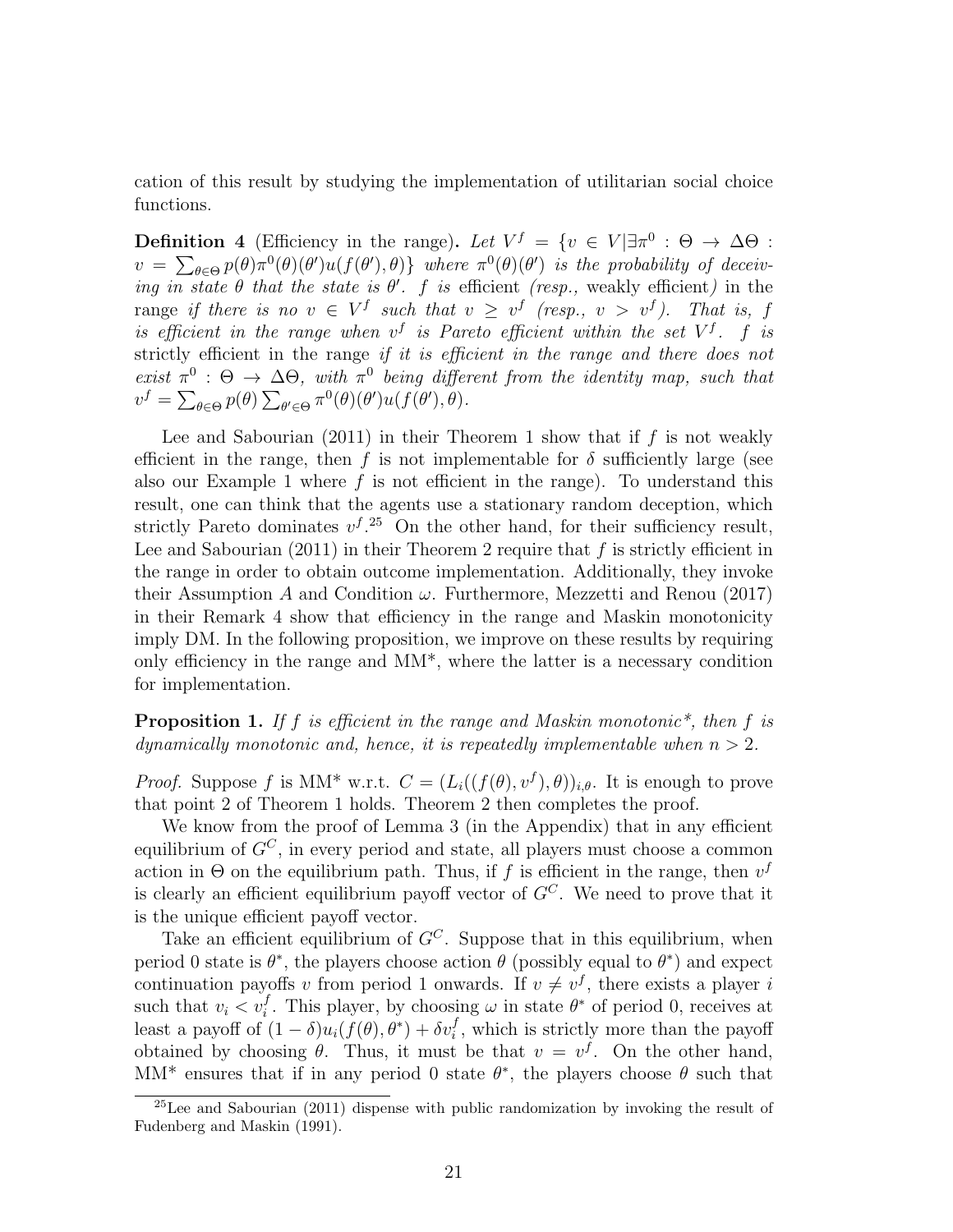cation of this result by studying the implementation of utilitarian social choice functions.

**Definition 4** (Efficiency in the range). *Let $V^f = \{v \in V | \exists \pi^0 : \Theta \to \Delta\Theta : v = \sum_{\theta \in \Theta} p(\theta)\pi^0(\theta)(\theta')u(f(\theta'), \theta)\}$ where $\pi^0(\theta)(\theta')$ is the probability of deceiving in state $\theta$ that the state is $\theta'$. $f$ is* efficient *(resp.,* weakly efficient*) in the range if there is no $v \in V^f$ such that $v \geq v^f$ (resp., $v > v^f$). That is, $f$ is efficient in the range when $v^f$ is Pareto efficient within the set $V^f$. $f$ is* strictly efficient in the range *if it is efficient in the range and there does not exist $\pi^0 : \Theta \to \Delta\Theta$, with $\pi^0$ being different from the identity map, such that $v^f = \sum_{\theta \in \Theta} p(\theta) \sum_{\theta' \in \Theta} \pi^0(\theta)(\theta')u(f(\theta'), \theta)$.*

Lee and Sabourian (2011) in their Theorem 1 show that if $f$ is not weakly efficient in the range, then $f$ is not implementable for $\delta$ sufficiently large (see also our Example 1 where $f$ is not efficient in the range). To understand this result, one can think that the agents use a stationary random deception, which strictly Pareto dominates $v^f$.[25] On the other hand, for their sufficiency result, Lee and Sabourian (2011) in their Theorem 2 require that $f$ is strictly efficient in the range in order to obtain outcome implementation. Additionally, they invoke their Assumption $A$ and Condition $\omega$. Furthermore, Mezzetti and Renou (2017) in their Remark 4 show that efficiency in the range and Maskin monotonicity imply DM. In the following proposition, we improve on these results by requiring only efficiency in the range and MM*, where the latter is a necessary condition for implementation.

**Proposition 1.** *If $f$ is efficient in the range and Maskin monotonic*, then $f$ is dynamically monotonic and, hence, it is repeatedly implementable when $n > 2$.*

*Proof.* Suppose $f$ is MM* w.r.t. $C = (L_i((f(\theta), v^f), \theta))_{i,\theta}$. It is enough to prove that point 2 of Theorem 1 holds. Theorem 2 then completes the proof.

We know from the proof of Lemma 3 (in the Appendix) that in any efficient equilibrium of $G^C$, in every period and state, all players must choose a common action in $\Theta$ on the equilibrium path. Thus, if $f$ is efficient in the range, then $v^f$ is clearly an efficient equilibrium payoff vector of $G^C$. We need to prove that it is the unique efficient payoff vector.

Take an efficient equilibrium of $G^C$. Suppose that in this equilibrium, when period 0 state is $\theta^*$, the players choose action $\theta$ (possibly equal to $\theta^*$) and expect continuation payoffs $v$ from period 1 onwards. If $v \neq v^f$, there exists a player $i$ such that $v_i < v_i^f$. This player, by choosing $\omega$ in state $\theta^*$ of period 0, receives at least a payoff of $(1-\delta)u_i(f(\theta), \theta^*) + \delta v_i^f$, which is strictly more than the payoff obtained by choosing $\theta$. Thus, it must be that $v = v^f$. On the other hand, MM* ensures that if in any period 0 state $\theta^*$, the players choose $\theta$ such that

[25] Lee and Sabourian (2011) dispense with public randomization by invoking the result of Fudenberg and Maskin (1991).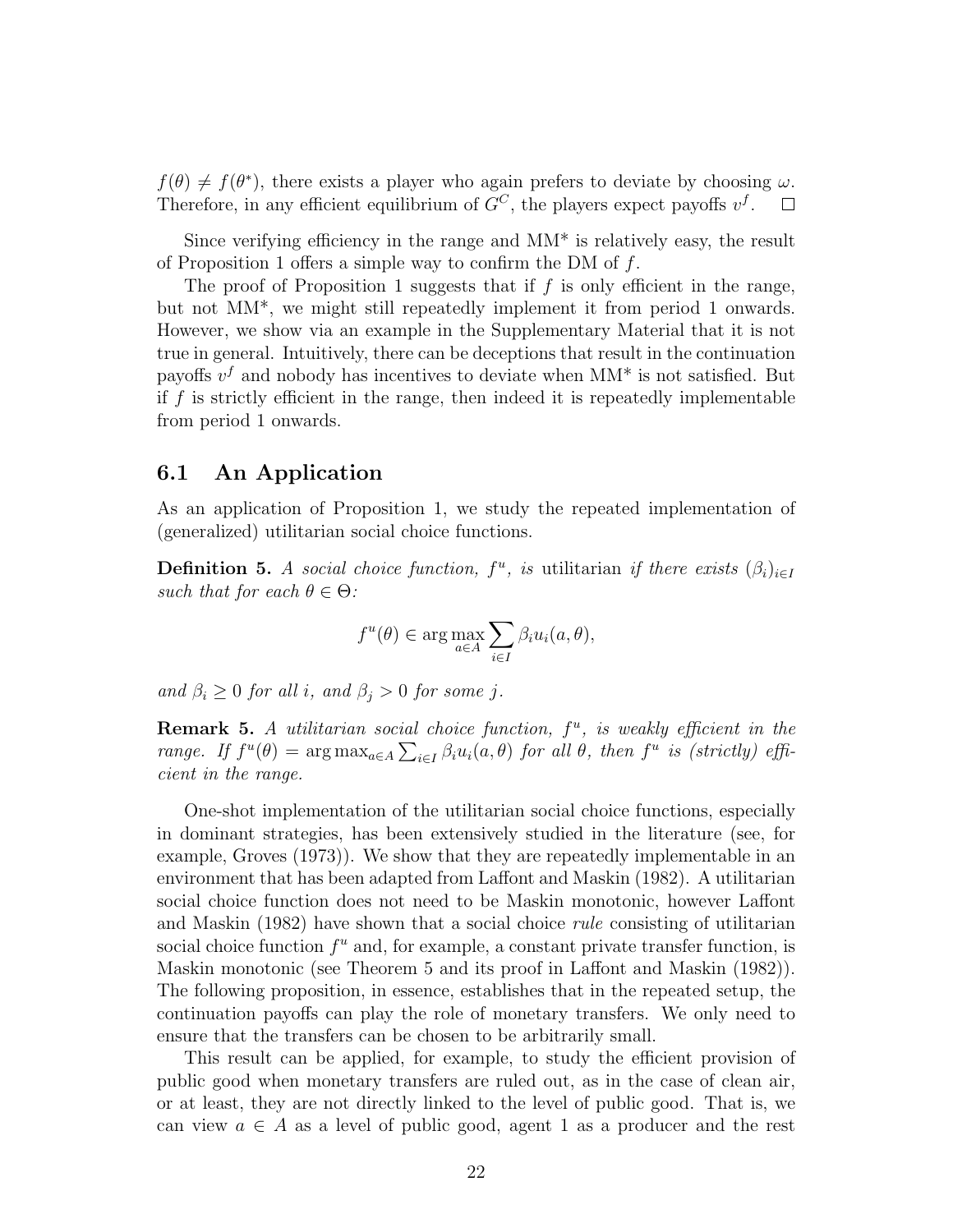$f(\theta) \neq f(\theta^*)$, there exists a player who again prefers to deviate by choosing $\omega$. Therefore, in any efficient equilibrium of $G^C$, the players expect payoffs $v^f$. $\square$

Since verifying efficiency in the range and MM* is relatively easy, the result of Proposition 1 offers a simple way to confirm the DM of $f$.

The proof of Proposition 1 suggests that if $f$ is only efficient in the range, but not MM*, we might still repeatedly implement it from period 1 onwards. However, we show via an example in the Supplementary Material that it is not true in general. Intuitively, there can be deceptions that result in the continuation payoffs $v^f$ and nobody has incentives to deviate when MM* is not satisfied. But if $f$ is strictly efficient in the range, then indeed it is repeatedly implementable from period 1 onwards.

## 6.1 An Application

As an application of Proposition 1, we study the repeated implementation of (generalized) utilitarian social choice functions.

**Definition 5.** *A social choice function, $f^u$, is* utilitarian *if there exists $(\beta_i)_{i \in I}$ such that for each $\theta \in \Theta$:*

$$f^u(\theta) \in \arg\max_{a \in A} \sum_{i \in I} \beta_i u_i(a, \theta),$$

*and $\beta_i \geq 0$ for all $i$, and $\beta_j > 0$ for some $j$.*

**Remark 5.** *A utilitarian social choice function, $f^u$, is weakly efficient in the range. If $f^u(\theta) = \arg\max_{a \in A} \sum_{i \in I} \beta_i u_i(a, \theta)$ for all $\theta$, then $f^u$ is (strictly) efficient in the range.*

One-shot implementation of the utilitarian social choice functions, especially in dominant strategies, has been extensively studied in the literature (see, for example, Groves (1973)). We show that they are repeatedly implementable in an environment that has been adapted from Laffont and Maskin (1982). A utilitarian social choice function does not need to be Maskin monotonic, however Laffont and Maskin (1982) have shown that a social choice *rule* consisting of utilitarian social choice function $f^u$ and, for example, a constant private transfer function, is Maskin monotonic (see Theorem 5 and its proof in Laffont and Maskin (1982)). The following proposition, in essence, establishes that in the repeated setup, the continuation payoffs can play the role of monetary transfers. We only need to ensure that the transfers can be chosen to be arbitrarily small.

This result can be applied, for example, to study the efficient provision of public good when monetary transfers are ruled out, as in the case of clean air, or at least, they are not directly linked to the level of public good. That is, we can view $a \in A$ as a level of public good, agent 1 as a producer and the rest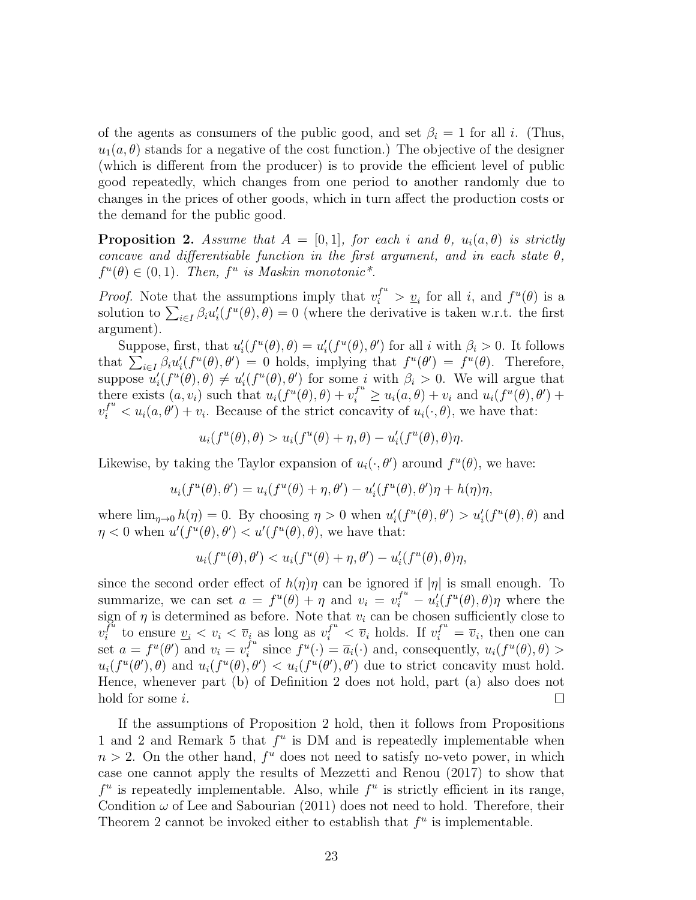of the agents as consumers of the public good, and set $\beta_i = 1$ for all $i$. (Thus, $u_1(a, \theta)$ stands for a negative of the cost function.) The objective of the designer (which is different from the producer) is to provide the efficient level of public good repeatedly, which changes from one period to another randomly due to changes in the prices of other goods, which in turn affect the production costs or the demand for the public good.

**Proposition 2.** *Assume that $A = [0, 1]$, for each $i$ and $\theta$, $u_i(a, \theta)$ is strictly concave and differentiable function in the first argument, and in each state $\theta$, $f^u(\theta) \in (0, 1)$. Then, $f^u$ is Maskin monotonic\*.*

*Proof.* Note that the assumptions imply that $v_i^{f^u} > \underline{v}_i$ for all $i$, and $f^u(\theta)$ is a solution to $\sum_{i \in I} \beta_i u_i'(f^u(\theta), \theta) = 0$ (where the derivative is taken w.r.t. the first argument).

Suppose, first, that $u_i'(f^u(\theta), \theta) = u_i'(f^u(\theta), \theta')$ for all $i$ with $\beta_i > 0$. It follows that $\sum_{i \in I} \beta_i u_i'(f^u(\theta), \theta') = 0$ holds, implying that $f^u(\theta') = f^u(\theta)$. Therefore, suppose $u_i'(f^u(\theta), \theta) \neq u_i'(f^u(\theta), \theta')$ for some $i$ with $\beta_i > 0$. We will argue that there exists $(a, v_i)$ such that $u_i(f^u(\theta), \theta) + v_i^{f^u} \geq u_i(a, \theta) + v_i$ and $u_i(f^u(\theta), \theta') + v_i^{f^u} < u_i(a, \theta') + v_i$. Because of the strict concavity of $u_i(\cdot, \theta)$, we have that:

$$u_i(f^u(\theta), \theta) > u_i(f^u(\theta) + \eta, \theta) - u_i'(f^u(\theta), \theta)\eta.$$

Likewise, by taking the Taylor expansion of $u_i(\cdot, \theta')$ around $f^u(\theta)$, we have:

$$u_i(f^u(\theta), \theta') = u_i(f^u(\theta) + \eta, \theta') - u_i'(f^u(\theta), \theta')\eta + h(\eta)\eta,$$

where $\lim_{\eta \to 0} h(\eta) = 0$. By choosing $\eta > 0$ when $u_i'(f^u(\theta), \theta') > u_i'(f^u(\theta), \theta)$ and $\eta < 0$ when $u'(f^u(\theta), \theta') < u'(f^u(\theta), \theta)$, we have that:

$$u_i(f^u(\theta), \theta') < u_i(f^u(\theta) + \eta, \theta') - u_i'(f^u(\theta), \theta)\eta,$$

since the second order effect of $h(\eta)\eta$ can be ignored if $|\eta|$ is small enough. To summarize, we can set $a = f^u(\theta) + \eta$ and $v_i = v_i^{f^u} - u_i'(f^u(\theta), \theta)\eta$ where the sign of $\eta$ is determined as before. Note that $v_i$ can be chosen sufficiently close to $v_i^{f^u}$ to ensure $\underline{v}_i < v_i < \overline{v}_i$ as long as $v_i^{f^u} < \overline{v}_i$ holds. If $v_i^{f^u} = \overline{v}_i$, then one can set $a = f^u(\theta')$ and $v_i = v_i^{f^u}$ since $f^u(\cdot) = \overline{a}_i(\cdot)$ and, consequently, $u_i(f^u(\theta), \theta) > u_i(f^u(\theta'), \theta)$ and $u_i(f^u(\theta), \theta') < u_i(f^u(\theta'), \theta')$ due to strict concavity must hold. Hence, whenever part (b) of Definition 2 does not hold, part (a) also does not hold for some $i$. ◻

If the assumptions of Proposition 2 hold, then it follows from Propositions 1 and 2 and Remark 5 that $f^u$ is DM and is repeatedly implementable when $n > 2$. On the other hand, $f^u$ does not need to satisfy no-veto power, in which case one cannot apply the results of Mezzetti and Renou (2017) to show that $f^u$ is repeatedly implementable. Also, while $f^u$ is strictly efficient in its range, Condition $\omega$ of Lee and Sabourian (2011) does not need to hold. Therefore, their Theorem 2 cannot be invoked either to establish that $f^u$ is implementable.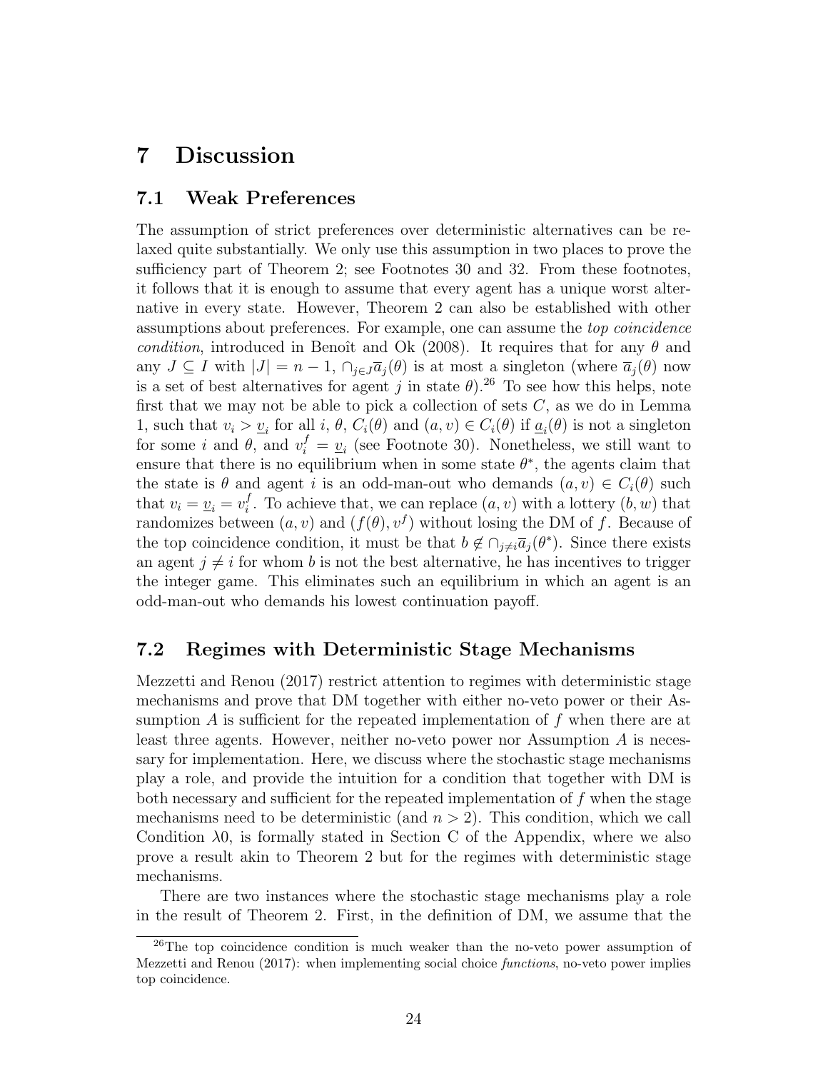# 7 Discussion

## 7.1 Weak Preferences

The assumption of strict preferences over deterministic alternatives can be relaxed quite substantially. We only use this assumption in two places to prove the sufficiency part of Theorem 2; see Footnotes 30 and 32. From these footnotes, it follows that it is enough to assume that every agent has a unique worst alternative in every state. However, Theorem 2 can also be established with other assumptions about preferences. For example, one can assume the *top coincidence condition*, introduced in Benoît and Ok (2008). It requires that for any $\theta$ and any $J \subseteq I$ with $|J| = n-1$, $\cap_{j \in J} \overline{a}_j(\theta)$ is at most a singleton (where $\overline{a}_j(\theta)$ now is a set of best alternatives for agent $j$ in state $\theta$).[26] To see how this helps, note first that we may not be able to pick a collection of sets $C$, as we do in Lemma 1, such that $v_i > \underline{v}_i$ for all $i$, $\theta$, $C_i(\theta)$ and $(a, v) \in C_i(\theta)$ if $\underline{a}_i(\theta)$ is not a singleton for some $i$ and $\theta$, and $v_i^f = \underline{v}_i$ (see Footnote 30). Nonetheless, we still want to ensure that there is no equilibrium when in some state $\theta^*$, the agents claim that the state is $\theta$ and agent $i$ is an odd-man-out who demands $(a, v) \in C_i(\theta)$ such that $v_i = \underline{v}_i = v_i^f$. To achieve that, we can replace $(a, v)$ with a lottery $(b, w)$ that randomizes between $(a, v)$ and $(f(\theta), v^f)$ without losing the DM of $f$. Because of the top coincidence condition, it must be that $b \notin \cap_{j \neq i} \overline{a}_j(\theta^*)$. Since there exists an agent $j \neq i$ for whom $b$ is not the best alternative, he has incentives to trigger the integer game. This eliminates such an equilibrium in which an agent is an odd-man-out who demands his lowest continuation payoff.

## 7.2 Regimes with Deterministic Stage Mechanisms

Mezzetti and Renou (2017) restrict attention to regimes with deterministic stage mechanisms and prove that DM together with either no-veto power or their Assumption $A$ is sufficient for the repeated implementation of $f$ when there are at least three agents. However, neither no-veto power nor Assumption $A$ is necessary for implementation. Here, we discuss where the stochastic stage mechanisms play a role, and provide the intuition for a condition that together with DM is both necessary and sufficient for the repeated implementation of $f$ when the stage mechanisms need to be deterministic (and $n > 2$). This condition, which we call Condition $\lambda 0$, is formally stated in Section C of the Appendix, where we also prove a result akin to Theorem 2 but for the regimes with deterministic stage mechanisms.

There are two instances where the stochastic stage mechanisms play a role in the result of Theorem 2. First, in the definition of DM, we assume that the

[26] The top coincidence condition is much weaker than the no-veto power assumption of Mezzetti and Renou (2017): when implementing social choice *functions*, no-veto power implies top coincidence.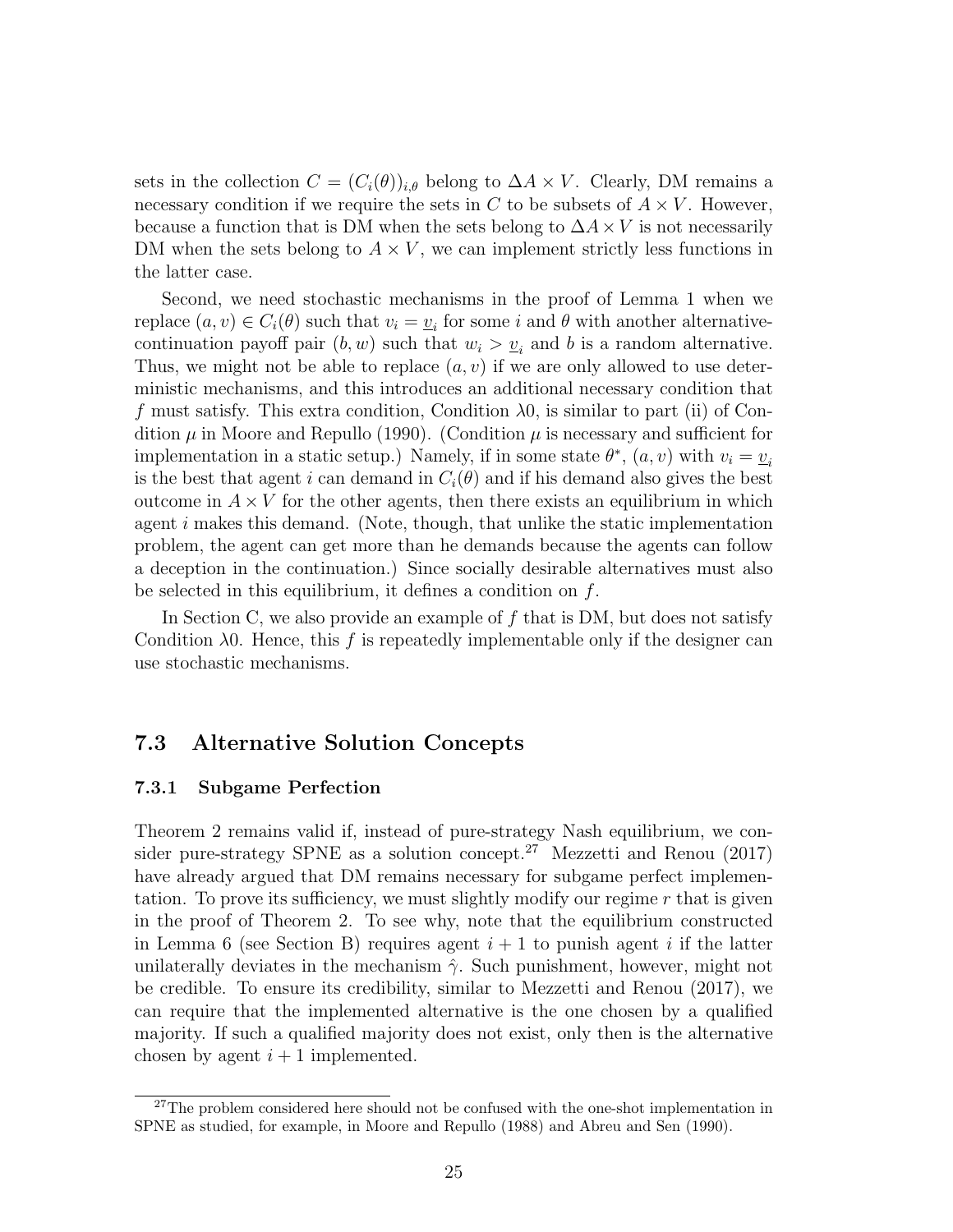sets in the collection $C = (C_i(\theta))_{i,\theta}$ belong to $\Delta A \times V$. Clearly, DM remains a necessary condition if we require the sets in $C$ to be subsets of $A \times V$. However, because a function that is DM when the sets belong to $\Delta A \times V$ is not necessarily DM when the sets belong to $A \times V$, we can implement strictly less functions in the latter case.

Second, we need stochastic mechanisms in the proof of Lemma 1 when we replace $(a, v) \in C_i(\theta)$ such that $v_i = \underline{v}_i$ for some $i$ and $\theta$ with another alternative-continuation payoff pair $(b, w)$ such that $w_i > \underline{v}_i$ and $b$ is a random alternative. Thus, we might not be able to replace $(a, v)$ if we are only allowed to use deterministic mechanisms, and this introduces an additional necessary condition that $f$ must satisfy. This extra condition, Condition $\lambda 0$, is similar to part (ii) of Condition $\mu$ in Moore and Repullo (1990). (Condition $\mu$ is necessary and sufficient for implementation in a static setup.) Namely, if in some state $\theta^*$, $(a, v)$ with $v_i = \underline{v}_i$ is the best that agent $i$ can demand in $C_i(\theta)$ and if his demand also gives the best outcome in $A \times V$ for the other agents, then there exists an equilibrium in which agent $i$ makes this demand. (Note, though, that unlike the static implementation problem, the agent can get more than he demands because the agents can follow a deception in the continuation.) Since socially desirable alternatives must also be selected in this equilibrium, it defines a condition on $f$.

In Section C, we also provide an example of $f$ that is DM, but does not satisfy Condition $\lambda 0$. Hence, this $f$ is repeatedly implementable only if the designer can use stochastic mechanisms.

## 7.3 Alternative Solution Concepts

### 7.3.1 Subgame Perfection

Theorem 2 remains valid if, instead of pure-strategy Nash equilibrium, we consider pure-strategy SPNE as a solution concept.[27] Mezzetti and Renou (2017) have already argued that DM remains necessary for subgame perfect implementation. To prove its sufficiency, we must slightly modify our regime $r$ that is given in the proof of Theorem 2. To see why, note that the equilibrium constructed in Lemma 6 (see Section B) requires agent $i + 1$ to punish agent $i$ if the latter unilaterally deviates in the mechanism $\hat{\gamma}$. Such punishment, however, might not be credible. To ensure its credibility, similar to Mezzetti and Renou (2017), we can require that the implemented alternative is the one chosen by a qualified majority. If such a qualified majority does not exist, only then is the alternative chosen by agent $i + 1$ implemented.

[27] The problem considered here should not be confused with the one-shot implementation in SPNE as studied, for example, in Moore and Repullo (1988) and Abreu and Sen (1990).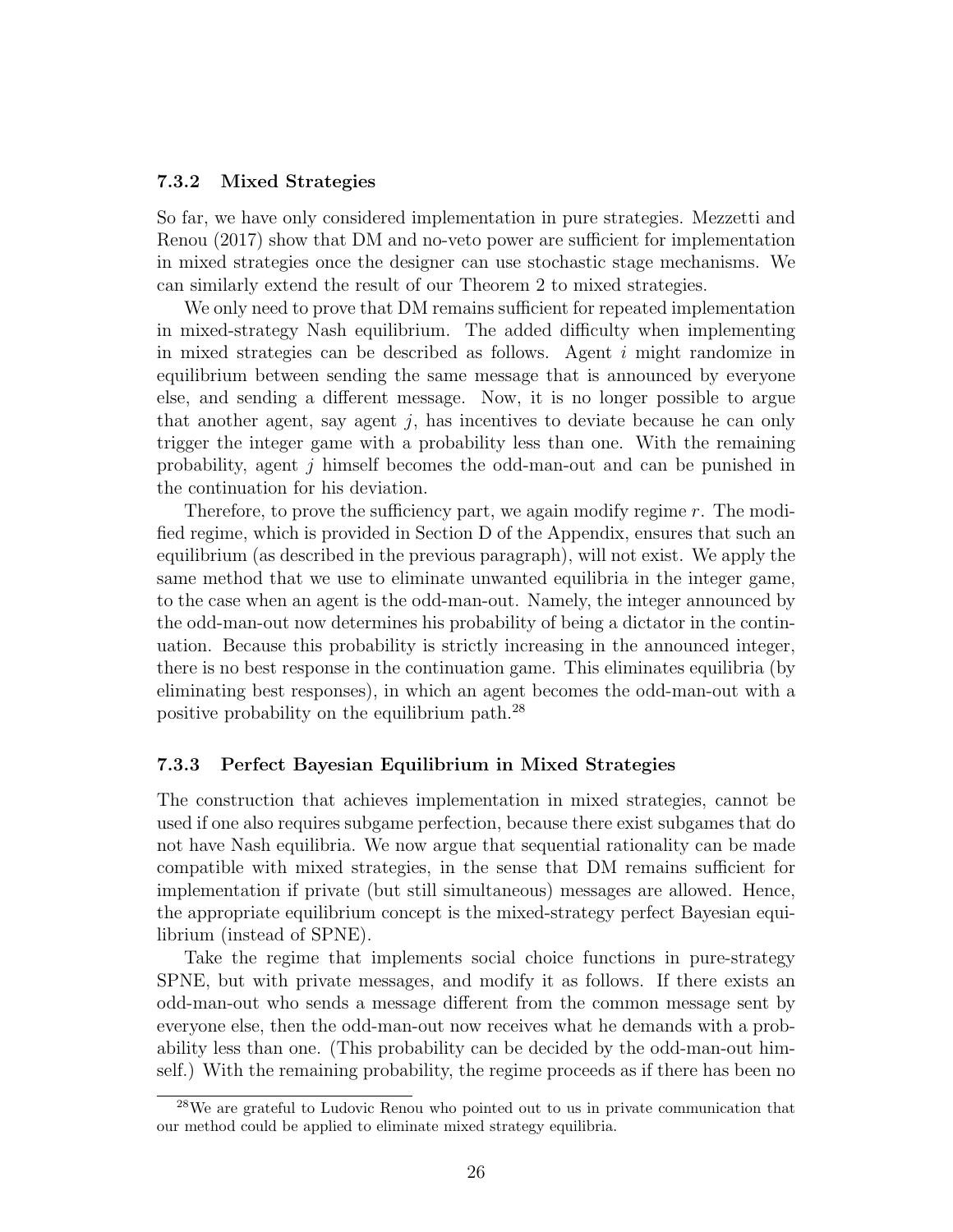### 7.3.2 Mixed Strategies

So far, we have only considered implementation in pure strategies. Mezzetti and Renou (2017) show that DM and no-veto power are sufficient for implementation in mixed strategies once the designer can use stochastic stage mechanisms. We can similarly extend the result of our Theorem 2 to mixed strategies.

We only need to prove that DM remains sufficient for repeated implementation in mixed-strategy Nash equilibrium. The added difficulty when implementing in mixed strategies can be described as follows. Agent $i$ might randomize in equilibrium between sending the same message that is announced by everyone else, and sending a different message. Now, it is no longer possible to argue that another agent, say agent $j$, has incentives to deviate because he can only trigger the integer game with a probability less than one. With the remaining probability, agent $j$ himself becomes the odd-man-out and can be punished in the continuation for his deviation.

Therefore, to prove the sufficiency part, we again modify regime $r$. The modified regime, which is provided in Section D of the Appendix, ensures that such an equilibrium (as described in the previous paragraph), will not exist. We apply the same method that we use to eliminate unwanted equilibria in the integer game, to the case when an agent is the odd-man-out. Namely, the integer announced by the odd-man-out now determines his probability of being a dictator in the continuation. Because this probability is strictly increasing in the announced integer, there is no best response in the continuation game. This eliminates equilibria (by eliminating best responses), in which an agent becomes the odd-man-out with a positive probability on the equilibrium path.[28]

### 7.3.3 Perfect Bayesian Equilibrium in Mixed Strategies

The construction that achieves implementation in mixed strategies, cannot be used if one also requires subgame perfection, because there exist subgames that do not have Nash equilibria. We now argue that sequential rationality can be made compatible with mixed strategies, in the sense that DM remains sufficient for implementation if private (but still simultaneous) messages are allowed. Hence, the appropriate equilibrium concept is the mixed-strategy perfect Bayesian equilibrium (instead of SPNE).

Take the regime that implements social choice functions in pure-strategy SPNE, but with private messages, and modify it as follows. If there exists an odd-man-out who sends a message different from the common message sent by everyone else, then the odd-man-out now receives what he demands with a probability less than one. (This probability can be decided by the odd-man-out himself.) With the remaining probability, the regime proceeds as if there has been no

[28] We are grateful to Ludovic Renou who pointed out to us in private communication that our method could be applied to eliminate mixed strategy equilibria.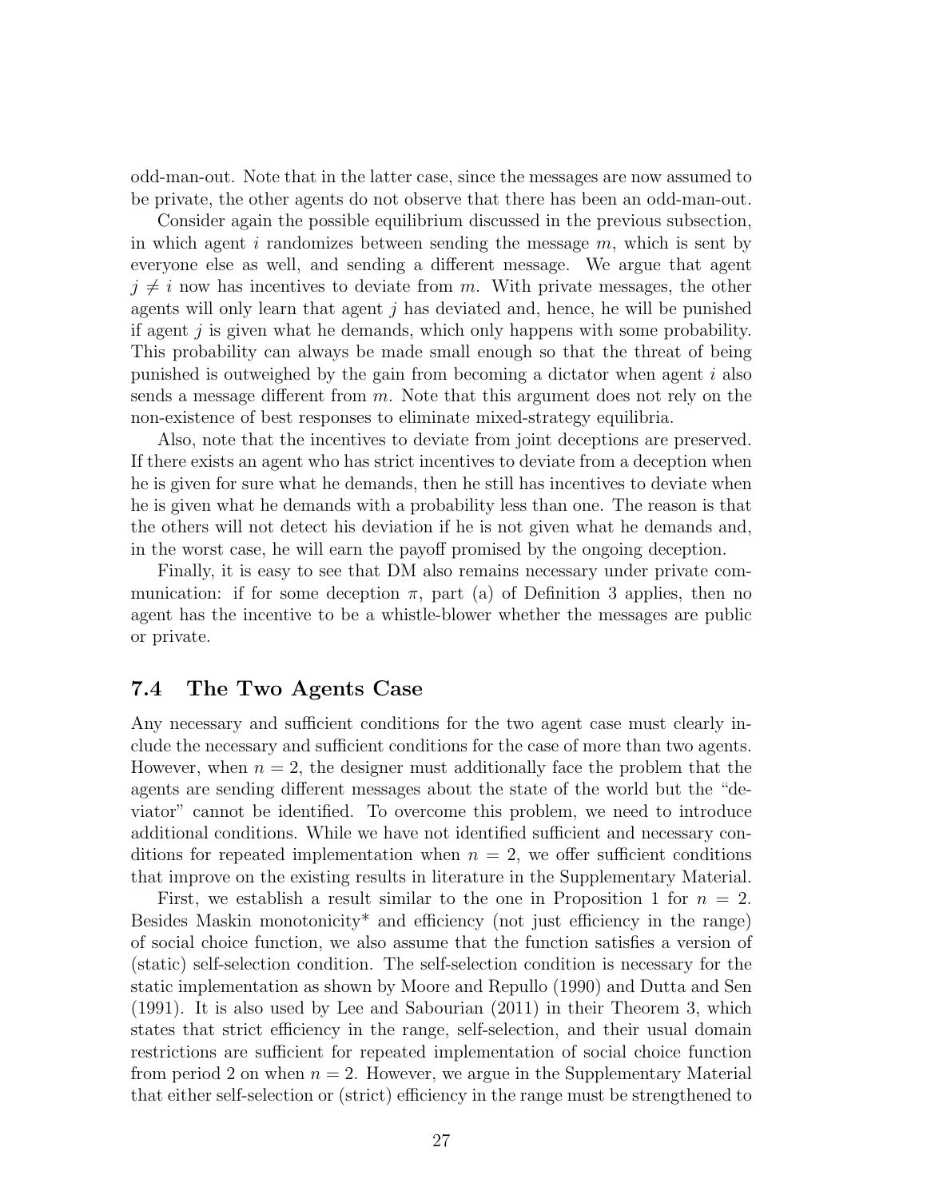odd-man-out. Note that in the latter case, since the messages are now assumed to be private, the other agents do not observe that there has been an odd-man-out.

Consider again the possible equilibrium discussed in the previous subsection, in which agent $i$ randomizes between sending the message $m$, which is sent by everyone else as well, and sending a different message. We argue that agent $j \neq i$ now has incentives to deviate from $m$. With private messages, the other agents will only learn that agent $j$ has deviated and, hence, he will be punished if agent $j$ is given what he demands, which only happens with some probability. This probability can always be made small enough so that the threat of being punished is outweighed by the gain from becoming a dictator when agent $i$ also sends a message different from $m$. Note that this argument does not rely on the non-existence of best responses to eliminate mixed-strategy equilibria.

Also, note that the incentives to deviate from joint deceptions are preserved. If there exists an agent who has strict incentives to deviate from a deception when he is given for sure what he demands, then he still has incentives to deviate when he is given what he demands with a probability less than one. The reason is that the others will not detect his deviation if he is not given what he demands and, in the worst case, he will earn the payoff promised by the ongoing deception.

Finally, it is easy to see that DM also remains necessary under private communication: if for some deception $\pi$, part (a) of Definition 3 applies, then no agent has the incentive to be a whistle-blower whether the messages are public or private.

### 7.4 The Two Agents Case

Any necessary and sufficient conditions for the two agent case must clearly include the necessary and sufficient conditions for the case of more than two agents. However, when $n = 2$, the designer must additionally face the problem that the agents are sending different messages about the state of the world but the "deviator" cannot be identified. To overcome this problem, we need to introduce additional conditions. While we have not identified sufficient and necessary conditions for repeated implementation when $n = 2$, we offer sufficient conditions that improve on the existing results in literature in the Supplementary Material.

First, we establish a result similar to the one in Proposition 1 for $n = 2$. Besides Maskin monotonicity* and efficiency (not just efficiency in the range) of social choice function, we also assume that the function satisfies a version of (static) self-selection condition. The self-selection condition is necessary for the static implementation as shown by Moore and Repullo (1990) and Dutta and Sen (1991). It is also used by Lee and Sabourian (2011) in their Theorem 3, which states that strict efficiency in the range, self-selection, and their usual domain restrictions are sufficient for repeated implementation of social choice function from period 2 on when $n = 2$. However, we argue in the Supplementary Material that either self-selection or (strict) efficiency in the range must be strengthened to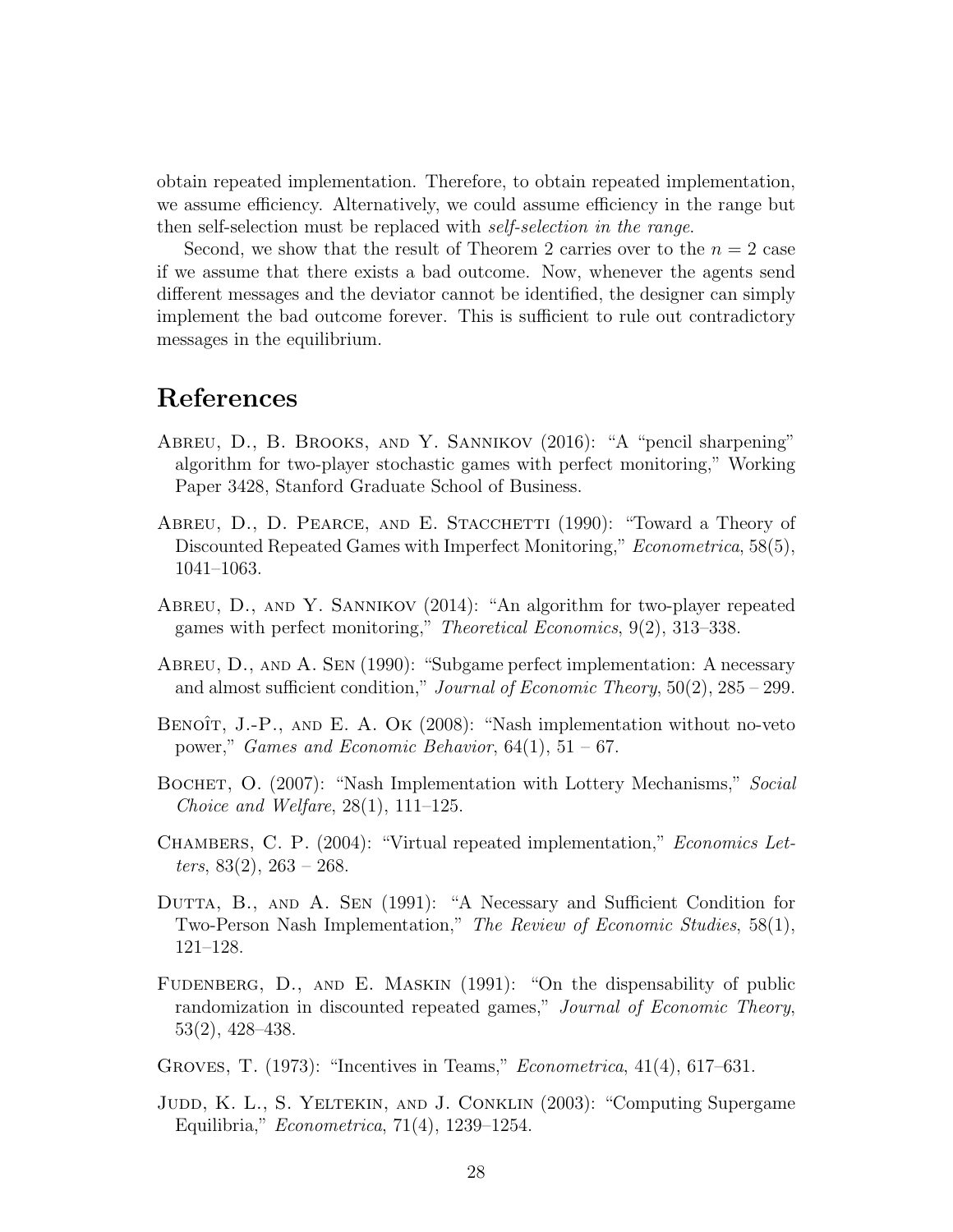obtain repeated implementation. Therefore, to obtain repeated implementation, we assume efficiency. Alternatively, we could assume efficiency in the range but then self-selection must be replaced with *self-selection in the range*.

Second, we show that the result of Theorem 2 carries over to the $n = 2$ case if we assume that there exists a bad outcome. Now, whenever the agents send different messages and the deviator cannot be identified, the designer can simply implement the bad outcome forever. This is sufficient to rule out contradictory messages in the equilibrium.

# References

Abreu, D., B. Brooks, and Y. Sannikov (2016): "A "pencil sharpening" algorithm for two-player stochastic games with perfect monitoring," Working Paper 3428, Stanford Graduate School of Business.

Abreu, D., D. Pearce, and E. Stacchetti (1990): "Toward a Theory of Discounted Repeated Games with Imperfect Monitoring," *Econometrica*, 58(5), 1041–1063.

Abreu, D., and Y. Sannikov (2014): "An algorithm for two-player repeated games with perfect monitoring," *Theoretical Economics*, 9(2), 313–338.

Abreu, D., and A. Sen (1990): "Subgame perfect implementation: A necessary and almost sufficient condition," *Journal of Economic Theory*, 50(2), 285 – 299.

Benoît, J.-P., and E. A. Ok (2008): "Nash implementation without no-veto power," *Games and Economic Behavior*, 64(1), 51 – 67.

Bochet, O. (2007): "Nash Implementation with Lottery Mechanisms," *Social Choice and Welfare*, 28(1), 111–125.

Chambers, C. P. (2004): "Virtual repeated implementation," *Economics Letters*, 83(2), 263 – 268.

Dutta, B., and A. Sen (1991): "A Necessary and Sufficient Condition for Two-Person Nash Implementation," *The Review of Economic Studies*, 58(1), 121–128.

Fudenberg, D., and E. Maskin (1991): "On the dispensability of public randomization in discounted repeated games," *Journal of Economic Theory*, 53(2), 428–438.

Groves, T. (1973): "Incentives in Teams," *Econometrica*, 41(4), 617–631.

Judd, K. L., S. Yeltekin, and J. Conklin (2003): "Computing Supergame Equilibria," *Econometrica*, 71(4), 1239–1254.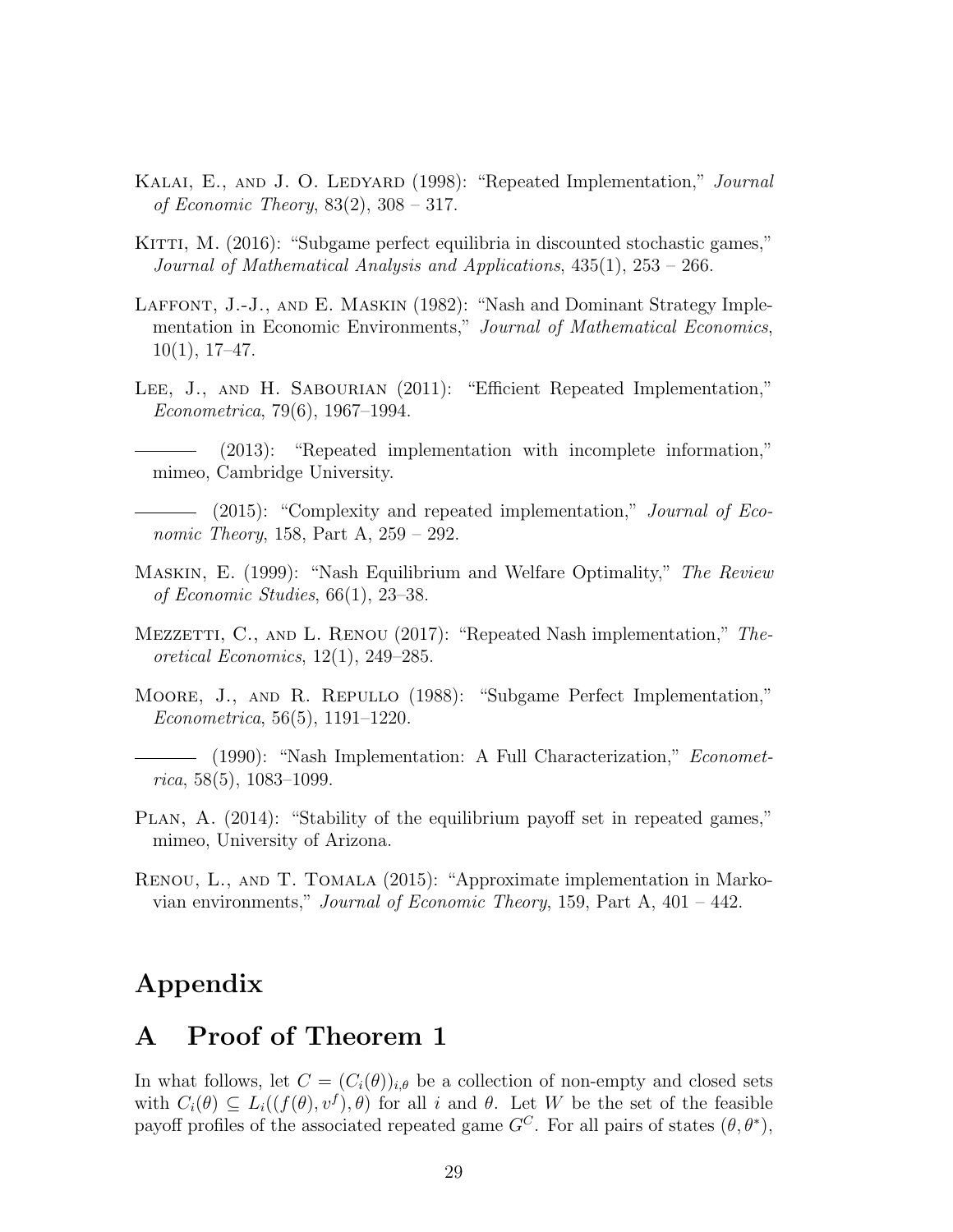Kalai, E., and J. O. Ledyard (1998): "Repeated Implementation," *Journal of Economic Theory*, 83(2), 308 – 317.

Kitti, M. (2016): "Subgame perfect equilibria in discounted stochastic games," *Journal of Mathematical Analysis and Applications*, 435(1), 253 – 266.

Laffont, J.-J., and E. Maskin (1982): "Nash and Dominant Strategy Implementation in Economic Environments," *Journal of Mathematical Economics*, 10(1), 17–47.

Lee, J., and H. Sabourian (2011): "Efficient Repeated Implementation," *Econometrica*, 79(6), 1967–1994.

——— (2013): "Repeated implementation with incomplete information," mimeo, Cambridge University.

——— (2015): "Complexity and repeated implementation," *Journal of Economic Theory*, 158, Part A, 259 – 292.

Maskin, E. (1999): "Nash Equilibrium and Welfare Optimality," *The Review of Economic Studies*, 66(1), 23–38.

Mezzetti, C., and L. Renou (2017): "Repeated Nash implementation," *Theoretical Economics*, 12(1), 249–285.

Moore, J., and R. Repullo (1988): "Subgame Perfect Implementation," *Econometrica*, 56(5), 1191–1220.

——— (1990): "Nash Implementation: A Full Characterization," *Econometrica*, 58(5), 1083–1099.

Plan, A. (2014): "Stability of the equilibrium payoff set in repeated games," mimeo, University of Arizona.

Renou, L., and T. Tomala (2015): "Approximate implementation in Markovian environments," *Journal of Economic Theory*, 159, Part A, 401 – 442.

# Appendix

## A Proof of Theorem 1

In what follows, let $C = (C_i(\theta))_{i,\theta}$ be a collection of non-empty and closed sets with $C_i(\theta) \subseteq L_i((f(\theta), v^f), \theta)$ for all $i$ and $\theta$. Let $W$ be the set of the feasible payoff profiles of the associated repeated game $G^C$. For all pairs of states $(\theta, \theta^*)$,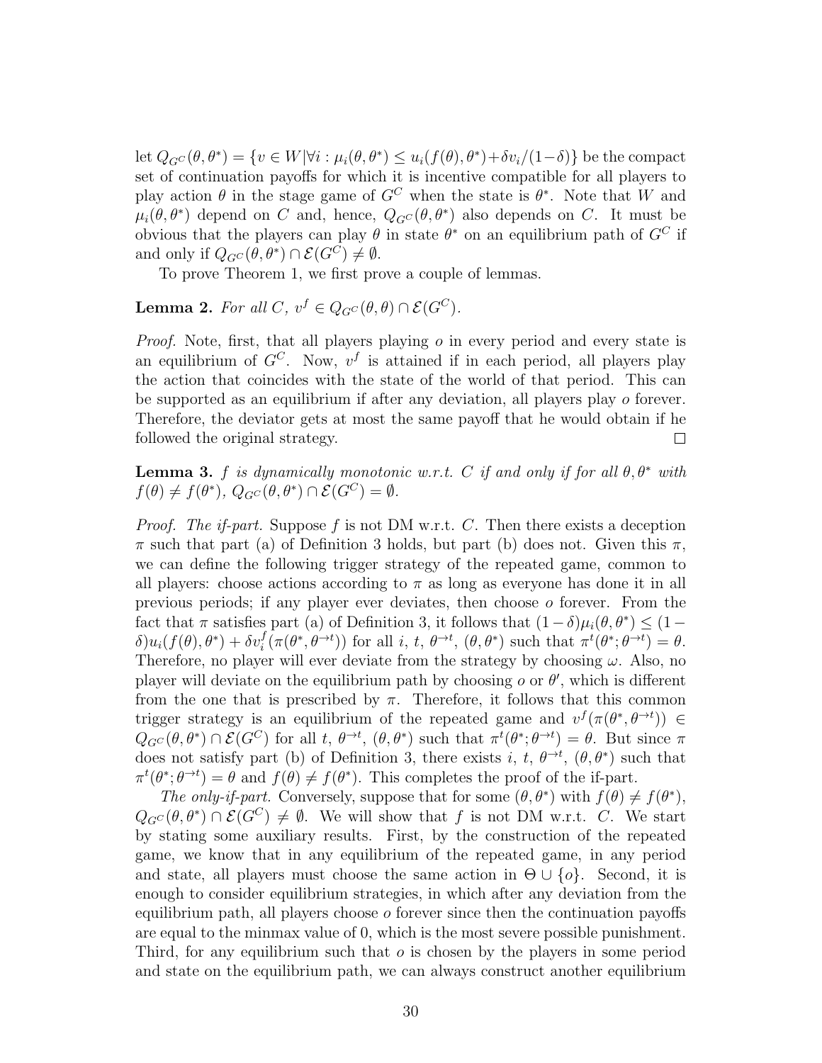let $Q_{G^C}(\theta, \theta^*) = \{v \in W | \forall i : \mu_i(\theta, \theta^*) \leq u_i(f(\theta), \theta^*) + \delta v_i/(1-\delta)\}$ be the compact set of continuation payoffs for which it is incentive compatible for all players to play action $\theta$ in the stage game of $G^C$ when the state is $\theta^*$. Note that $W$ and $\mu_i(\theta, \theta^*)$ depend on $C$ and, hence, $Q_{G^C}(\theta, \theta^*)$ also depends on $C$. It must be obvious that the players can play $\theta$ in state $\theta^*$ on an equilibrium path of $G^C$ if and only if $Q_{G^C}(\theta, \theta^*) \cap \mathcal{E}(G^C) \neq \emptyset$.

To prove Theorem 1, we first prove a couple of lemmas.

**Lemma 2.** *For all $C$, $v^f \in Q_{G^C}(\theta, \theta) \cap \mathcal{E}(G^C)$.*

*Proof.* Note, first, that all players playing $o$ in every period and every state is an equilibrium of $G^C$. Now, $v^f$ is attained if in each period, all players play the action that coincides with the state of the world of that period. This can be supported as an equilibrium if after any deviation, all players play $o$ forever. Therefore, the deviator gets at most the same payoff that he would obtain if he followed the original strategy. $\square$

**Lemma 3.** *$f$ is dynamically monotonic w.r.t. $C$ if and only if for all $\theta, \theta^*$ with $f(\theta) \neq f(\theta^*)$, $Q_{G^C}(\theta, \theta^*) \cap \mathcal{E}(G^C) = \emptyset$.*

*Proof. The if-part.* Suppose $f$ is not DM w.r.t. $C$. Then there exists a deception $\pi$ such that part (a) of Definition 3 holds, but part (b) does not. Given this $\pi$, we can define the following trigger strategy of the repeated game, common to all players: choose actions according to $\pi$ as long as everyone has done it in all previous periods; if any player ever deviates, then choose $o$ forever. From the fact that $\pi$ satisfies part (a) of Definition 3, it follows that $(1-\delta)\mu_i(\theta, \theta^*) \leq (1-\delta)u_i(f(\theta), \theta^*) + \delta v_i^f(\pi(\theta^*, \theta^{\to t}))$ for all $i$, $t$, $\theta^{\to t}$, $(\theta, \theta^*)$ such that $\pi^t(\theta^*; \theta^{\to t}) = \theta$. Therefore, no player will ever deviate from the strategy by choosing $\omega$. Also, no player will deviate on the equilibrium path by choosing $o$ or $\theta'$, which is different from the one that is prescribed by $\pi$. Therefore, it follows that this common trigger strategy is an equilibrium of the repeated game and $v^f(\pi(\theta^*, \theta^{\to t})) \in Q_{G^C}(\theta, \theta^*) \cap \mathcal{E}(G^C)$ for all $t$, $\theta^{\to t}$, $(\theta, \theta^*)$ such that $\pi^t(\theta^*; \theta^{\to t}) = \theta$. But since $\pi$ does not satisfy part (b) of Definition 3, there exists $i$, $t$, $\theta^{\to t}$, $(\theta, \theta^*)$ such that $\pi^t(\theta^*; \theta^{\to t}) = \theta$ and $f(\theta) \neq f(\theta^*)$. This completes the proof of the if-part.

*The only-if-part.* Conversely, suppose that for some $(\theta, \theta^*)$ with $f(\theta) \neq f(\theta^*)$, $Q_{G^C}(\theta, \theta^*) \cap \mathcal{E}(G^C) \neq \emptyset$. We will show that $f$ is not DM w.r.t. $C$. We start by stating some auxiliary results. First, by the construction of the repeated game, we know that in any equilibrium of the repeated game, in any period and state, all players must choose the same action in $\Theta \cup \{o\}$. Second, it is enough to consider equilibrium strategies, in which after any deviation from the equilibrium path, all players choose $o$ forever since then the continuation payoffs are equal to the minmax value of 0, which is the most severe possible punishment. Third, for any equilibrium such that $o$ is chosen by the players in some period and state on the equilibrium path, we can always construct another equilibrium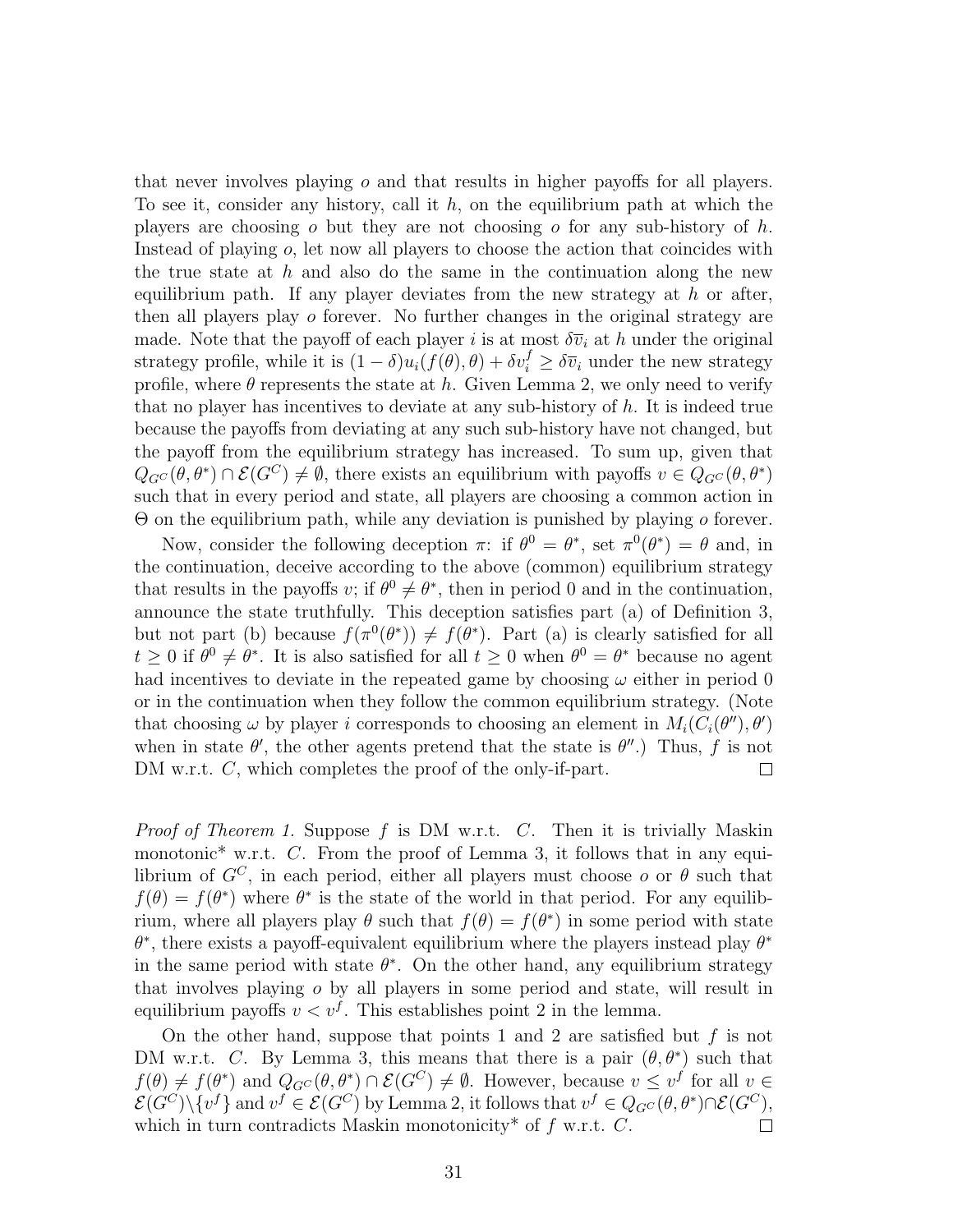that never involves playing $o$ and that results in higher payoffs for all players. To see it, consider any history, call it $h$, on the equilibrium path at which the players are choosing $o$ but they are not choosing $o$ for any sub-history of $h$. Instead of playing $o$, let now all players to choose the action that coincides with the true state at $h$ and also do the same in the continuation along the new equilibrium path. If any player deviates from the new strategy at $h$ or after, then all players play $o$ forever. No further changes in the original strategy are made. Note that the payoff of each player $i$ is at most $\delta\overline{v}_i$ at $h$ under the original strategy profile, while it is $(1-\delta)u_i(f(\theta),\theta)+\delta v_i^f \geq \delta\overline{v}_i$ under the new strategy profile, where $\theta$ represents the state at $h$. Given Lemma 2, we only need to verify that no player has incentives to deviate at any sub-history of $h$. It is indeed true because the payoffs from deviating at any such sub-history have not changed, but the payoff from the equilibrium strategy has increased. To sum up, given that $Q_{G^C}(\theta,\theta^*)\cap\mathcal{E}(G^C)\neq\emptyset$, there exists an equilibrium with payoffs $v\in Q_{G^C}(\theta,\theta^*)$ such that in every period and state, all players are choosing a common action in $\Theta$ on the equilibrium path, while any deviation is punished by playing $o$ forever.

Now, consider the following deception $\pi$: if $\theta^0=\theta^*$, set $\pi^0(\theta^*)=\theta$ and, in the continuation, deceive according to the above (common) equilibrium strategy that results in the payoffs $v$; if $\theta^0\neq\theta^*$, then in period 0 and in the continuation, announce the state truthfully. This deception satisfies part (a) of Definition 3, but not part (b) because $f(\pi^0(\theta^*))\neq f(\theta^*)$. Part (a) is clearly satisfied for all $t\geq 0$ if $\theta^0\neq\theta^*$. It is also satisfied for all $t\geq 0$ when $\theta^0=\theta^*$ because no agent had incentives to deviate in the repeated game by choosing $\omega$ either in period 0 or in the continuation when they follow the common equilibrium strategy. (Note that choosing $\omega$ by player $i$ corresponds to choosing an element in $M_i(C_i(\theta''),\theta')$ when in state $\theta'$, the other agents pretend that the state is $\theta''$.) Thus, $f$ is not DM w.r.t. $C$, which completes the proof of the only-if-part. □

*Proof of Theorem 1.* Suppose $f$ is DM w.r.t. $C$. Then it is trivially Maskin monotonic* w.r.t. $C$. From the proof of Lemma 3, it follows that in any equilibrium of $G^C$, in each period, either all players must choose $o$ or $\theta$ such that $f(\theta)=f(\theta^*)$ where $\theta^*$ is the state of the world in that period. For any equilibrium, where all players play $\theta$ such that $f(\theta)=f(\theta^*)$ in some period with state $\theta^*$, there exists a payoff-equivalent equilibrium where the players instead play $\theta^*$ in the same period with state $\theta^*$. On the other hand, any equilibrium strategy that involves playing $o$ by all players in some period and state, will result in equilibrium payoffs $v<v^f$. This establishes point 2 in the lemma.

On the other hand, suppose that points 1 and 2 are satisfied but $f$ is not DM w.r.t. $C$. By Lemma 3, this means that there is a pair $(\theta,\theta^*)$ such that $f(\theta)\neq f(\theta^*)$ and $Q_{G^C}(\theta,\theta^*)\cap\mathcal{E}(G^C)\neq\emptyset$. However, because $v\leq v^f$ for all $v\in\mathcal{E}(G^C)\backslash\{v^f\}$ and $v^f\in\mathcal{E}(G^C)$ by Lemma 2, it follows that $v^f\in Q_{G^C}(\theta,\theta^*)\cap\mathcal{E}(G^C)$, which in turn contradicts Maskin monotonicity* of $f$ w.r.t. $C$. □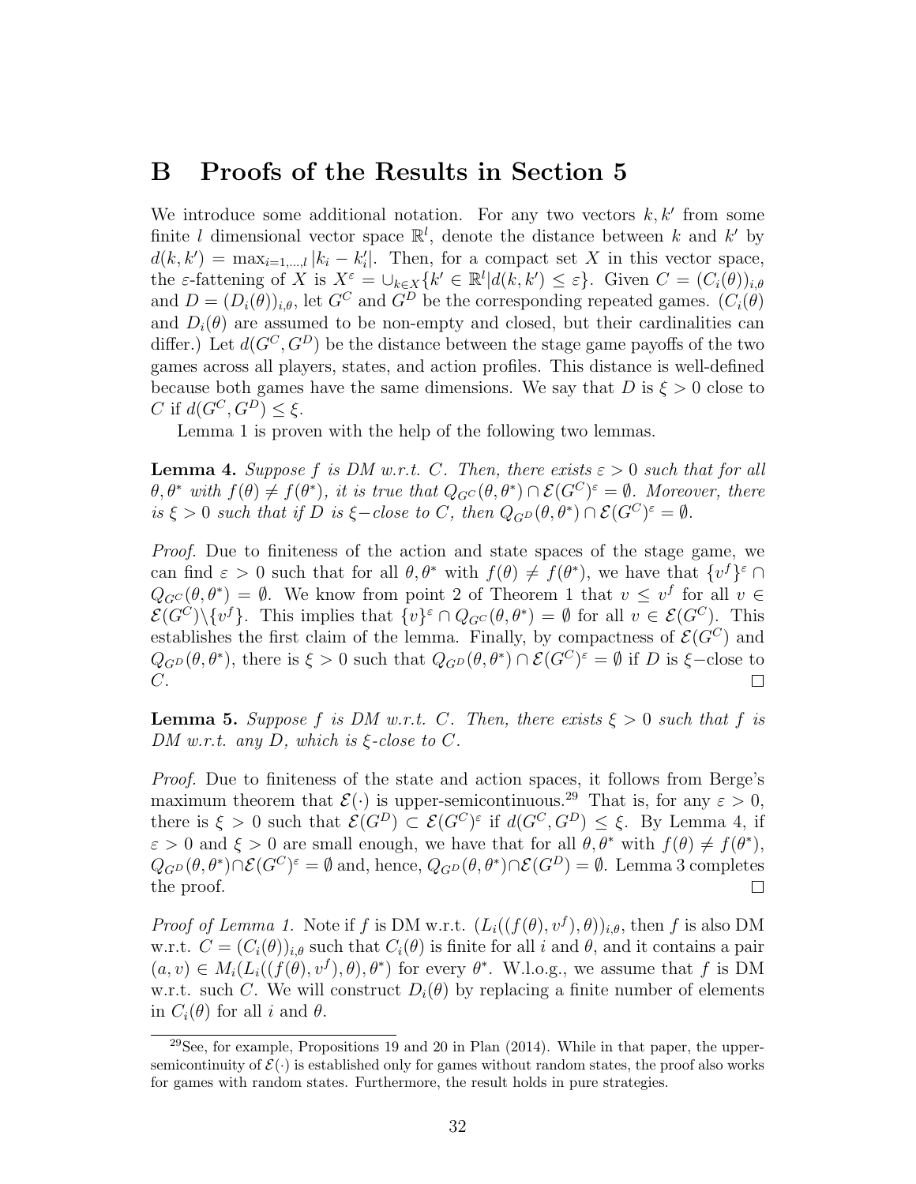# B Proofs of the Results in Section 5

We introduce some additional notation. For any two vectors $k, k'$ from some finite $l$ dimensional vector space $\mathbb{R}^l$, denote the distance between $k$ and $k'$ by $d(k, k') = \max_{i=1,\dots,l} |k_i - k_i'|$. Then, for a compact set $X$ in this vector space, the $\varepsilon$-fattening of $X$ is $X^\varepsilon = \cup_{k \in X} \{k' \in \mathbb{R}^l | d(k, k') \leq \varepsilon\}$. Given $C = (C_i(\theta))_{i,\theta}$ and $D = (D_i(\theta))_{i,\theta}$, let $G^C$ and $G^D$ be the corresponding repeated games. ($C_i(\theta)$ and $D_i(\theta)$ are assumed to be non-empty and closed, but their cardinalities can differ.) Let $d(G^C, G^D)$ be the distance between the stage game payoffs of the two games across all players, states, and action profiles. This distance is well-defined because both games have the same dimensions. We say that $D$ is $\xi > 0$ close to $C$ if $d(G^C, G^D) \leq \xi$.

Lemma 1 is proven with the help of the following two lemmas.

**Lemma 4.** *Suppose $f$ is DM w.r.t. $C$. Then, there exists $\varepsilon > 0$ such that for all $\theta, \theta^*$ with $f(\theta) \neq f(\theta^*)$, it is true that $Q_{G^C}(\theta, \theta^*) \cap \mathcal{E}(G^C)^\varepsilon = \emptyset$. Moreover, there is $\xi > 0$ such that if $D$ is $\xi-$close to $C$, then $Q_{G^D}(\theta, \theta^*) \cap \mathcal{E}(G^C)^\varepsilon = \emptyset$.*

*Proof.* Due to finiteness of the action and state spaces of the stage game, we can find $\varepsilon > 0$ such that for all $\theta, \theta^*$ with $f(\theta) \neq f(\theta^*)$, we have that $\{v^f\}^\varepsilon \cap Q_{G^C}(\theta, \theta^*) = \emptyset$. We know from point 2 of Theorem 1 that $v \leq v^f$ for all $v \in \mathcal{E}(G^C) \backslash \{v^f\}$. This implies that $\{v\}^\varepsilon \cap Q_{G^C}(\theta, \theta^*) = \emptyset$ for all $v \in \mathcal{E}(G^C)$. This establishes the first claim of the lemma. Finally, by compactness of $\mathcal{E}(G^C)$ and $Q_{G^D}(\theta, \theta^*)$, there is $\xi > 0$ such that $Q_{G^D}(\theta, \theta^*) \cap \mathcal{E}(G^C)^\varepsilon = \emptyset$ if $D$ is $\xi-$close to $C$. $\square$

**Lemma 5.** *Suppose $f$ is DM w.r.t. $C$. Then, there exists $\xi > 0$ such that $f$ is DM w.r.t. any $D$, which is $\xi$-close to $C$.*

*Proof.* Due to finiteness of the state and action spaces, it follows from Berge's maximum theorem that $\mathcal{E}(\cdot)$ is upper-semicontinuous.[29] That is, for any $\varepsilon > 0$, there is $\xi > 0$ such that $\mathcal{E}(G^D) \subset \mathcal{E}(G^C)^\varepsilon$ if $d(G^C, G^D) \leq \xi$. By Lemma 4, if $\varepsilon > 0$ and $\xi > 0$ are small enough, we have that for all $\theta, \theta^*$ with $f(\theta) \neq f(\theta^*)$, $Q_{G^D}(\theta, \theta^*) \cap \mathcal{E}(G^C)^\varepsilon = \emptyset$ and, hence, $Q_{G^D}(\theta, \theta^*) \cap \mathcal{E}(G^D) = \emptyset$. Lemma 3 completes the proof. $\square$

*Proof of Lemma 1.* Note if $f$ is DM w.r.t. $(L_i((f(\theta), v^f), \theta))_{i,\theta}$, then $f$ is also DM w.r.t. $C = (C_i(\theta))_{i,\theta}$ such that $C_i(\theta)$ is finite for all $i$ and $\theta$, and it contains a pair $(a, v) \in M_i(L_i((f(\theta), v^f), \theta), \theta^*)$ for every $\theta^*$. W.l.o.g., we assume that $f$ is DM w.r.t. such $C$. We will construct $D_i(\theta)$ by replacing a finite number of elements in $C_i(\theta)$ for all $i$ and $\theta$.

---

[29] See, for example, Propositions 19 and 20 in Plan (2014). While in that paper, the upper-semicontinuity of $\mathcal{E}(\cdot)$ is established only for games without random states, the proof also works for games with random states. Furthermore, the result holds in pure strategies.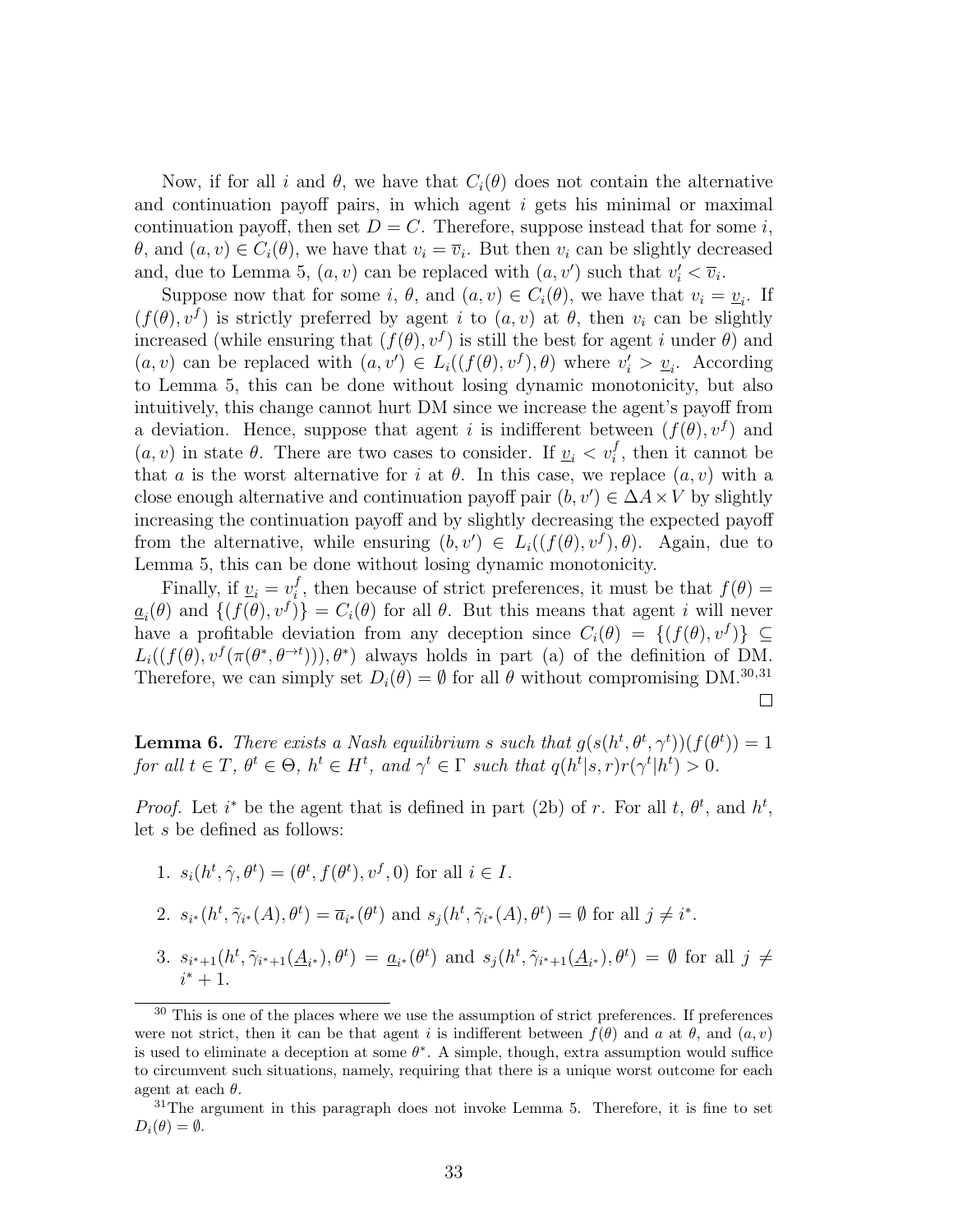Now, if for all $i$ and $\theta$, we have that $C_i(\theta)$ does not contain the alternative and continuation payoff pairs, in which agent $i$ gets his minimal or maximal continuation payoff, then set $D = C$. Therefore, suppose instead that for some $i$, $\theta$, and $(a, v) \in C_i(\theta)$, we have that $v_i = \overline{v}_i$. But then $v_i$ can be slightly decreased and, due to Lemma 5, $(a, v)$ can be replaced with $(a, v')$ such that $v'_i < \overline{v}_i$.

Suppose now that for some $i$, $\theta$, and $(a, v) \in C_i(\theta)$, we have that $v_i = \underline{v}_i$. If $(f(\theta), v^f)$ is strictly preferred by agent $i$ to $(a, v)$ at $\theta$, then $v_i$ can be slightly increased (while ensuring that $(f(\theta), v^f)$ is still the best for agent $i$ under $\theta$) and $(a, v)$ can be replaced with $(a, v') \in L_i((f(\theta), v^f), \theta)$ where $v'_i > \underline{v}_i$. According to Lemma 5, this can be done without losing dynamic monotonicity, but also intuitively, this change cannot hurt DM since we increase the agent's payoff from a deviation. Hence, suppose that agent $i$ is indifferent between $(f(\theta), v^f)$ and $(a, v)$ in state $\theta$. There are two cases to consider. If $\underline{v}_i < v^f_i$, then it cannot be that $a$ is the worst alternative for $i$ at $\theta$. In this case, we replace $(a, v)$ with a close enough alternative and continuation payoff pair $(b, v') \in \Delta A \times V$ by slightly increasing the continuation payoff and by slightly decreasing the expected payoff from the alternative, while ensuring $(b, v') \in L_i((f(\theta), v^f), \theta)$. Again, due to Lemma 5, this can be done without losing dynamic monotonicity.

Finally, if $\underline{v}_i = v^f_i$, then because of strict preferences, it must be that $f(\theta) = \underline{a}_i(\theta)$ and $\{(f(\theta), v^f)\} = C_i(\theta)$ for all $\theta$. But this means that agent $i$ will never have a profitable deviation from any deception since $C_i(\theta) = \{(f(\theta), v^f)\} \subseteq L_i((f(\theta), v^f(\pi(\theta^*, \theta^{\to t}))), \theta^*)$ always holds in part (a) of the definition of DM. Therefore, we can simply set $D_i(\theta) = \emptyset$ for all $\theta$ without compromising DM.[30,31]

$\square$

**Lemma 6.** *There exists a Nash equilibrium $s$ such that $g(s(h^t, \theta^t, \gamma^t))(f(\theta^t)) = 1$ for all $t \in T$, $\theta^t \in \Theta$, $h^t \in H^t$, and $\gamma^t \in \Gamma$ such that $q(h^t|s, r)r(\gamma^t|h^t) > 0$.*

*Proof.* Let $i^*$ be the agent that is defined in part (2b) of $r$. For all $t$, $\theta^t$, and $h^t$, let $s$ be defined as follows:

1. $s_i(h^t, \hat{\gamma}, \theta^t) = (\theta^t, f(\theta^t), v^f, 0)$ for all $i \in I$.

2. $s_{i^*}(h^t, \tilde{\gamma}_{i^*}(A), \theta^t) = \overline{a}_{i^*}(\theta^t)$ and $s_j(h^t, \tilde{\gamma}_{i^*}(A), \theta^t) = \emptyset$ for all $j \neq i^*$.

3. $s_{i^*+1}(h^t, \tilde{\gamma}_{i^*+1}(\underline{A}_{i^*}), \theta^t) = \underline{a}_{i^*}(\theta^t)$ and $s_j(h^t, \tilde{\gamma}_{i^*+1}(\underline{A}_{i^*}), \theta^t) = \emptyset$ for all $j \neq i^* + 1$.

[30] This is one of the places where we use the assumption of strict preferences. If preferences were not strict, then it can be that agent $i$ is indifferent between $f(\theta)$ and $a$ at $\theta$, and $(a, v)$ is used to eliminate a deception at some $\theta^*$. A simple, though, extra assumption would suffice to circumvent such situations, namely, requiring that there is a unique worst outcome for each agent at each $\theta$.

[31] The argument in this paragraph does not invoke Lemma 5. Therefore, it is fine to set $D_i(\theta) = \emptyset$.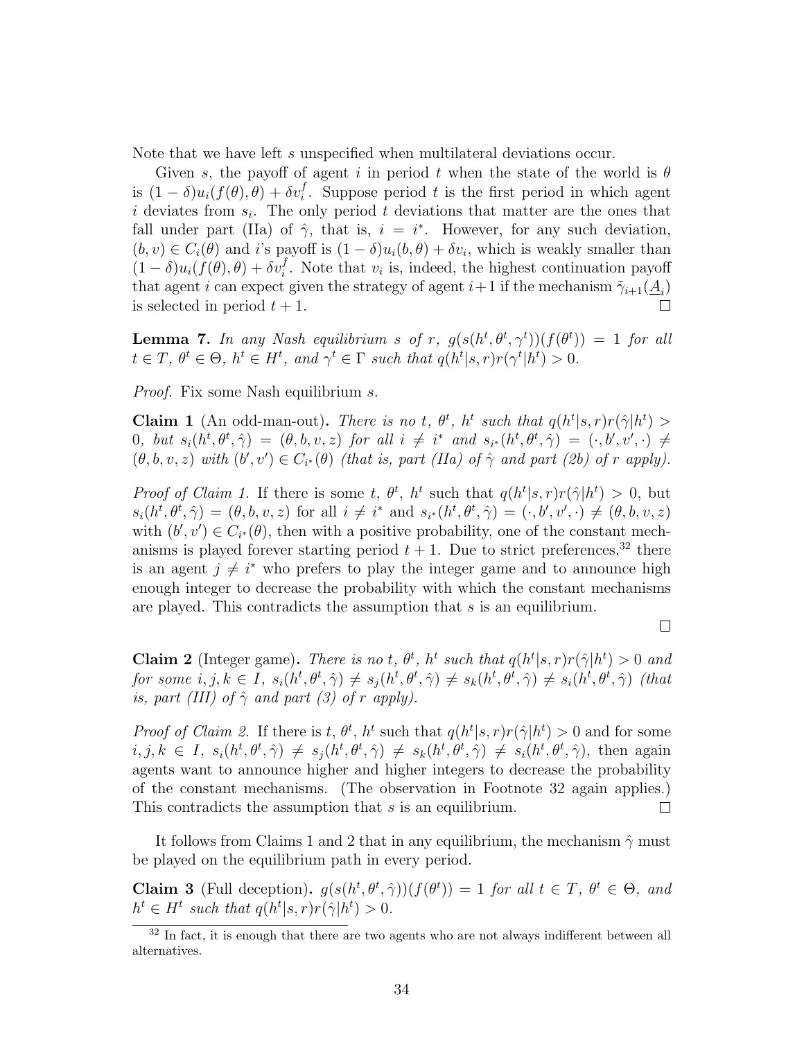Note that we have left $s$ unspecified when multilateral deviations occur.

Given $s$, the payoff of agent $i$ in period $t$ when the state of the world is $\theta$ is $(1-\delta)u_i(f(\theta),\theta) + \delta v_i^f$. Suppose period $t$ is the first period in which agent $i$ deviates from $s_i$. The only period $t$ deviations that matter are the ones that fall under part (IIa) of $\hat{\gamma}$, that is, $i = i^*$. However, for any such deviation, $(b,v) \in C_i(\theta)$ and $i$'s payoff is $(1-\delta)u_i(b,\theta) + \delta v_i$, which is weakly smaller than $(1-\delta)u_i(f(\theta),\theta) + \delta v_i^f$. Note that $v_i$ is, indeed, the highest continuation payoff that agent $i$ can expect given the strategy of agent $i+1$ if the mechanism $\tilde{\gamma}_{i+1}(\underline{A}_i)$ is selected in period $t+1$. □

**Lemma 7.** *In any Nash equilibrium $s$ of $r$, $g(s(h^t, \theta^t, \gamma^t))(f(\theta^t)) = 1$ for all $t \in T$, $\theta^t \in \Theta$, $h^t \in H^t$, and $\gamma^t \in \Gamma$ such that $q(h^t|s,r)r(\gamma^t|h^t) > 0$.*

*Proof.* Fix some Nash equilibrium $s$.

**Claim 1** (An odd-man-out)**.** *There is no $t$, $\theta^t$, $h^t$ such that $q(h^t|s,r)r(\hat{\gamma}|h^t) > 0$, but $s_i(h^t,\theta^t,\hat{\gamma}) = (\theta,b,v,z)$ for all $i \neq i^*$ and $s_{i^*}(h^t,\theta^t,\hat{\gamma}) = (\cdot,b',v',\cdot) \neq (\theta,b,v,z)$ with $(b',v') \in C_{i^*}(\theta)$ (that is, part (IIa) of $\hat{\gamma}$ and part (2b) of $r$ apply).*

*Proof of Claim 1.* If there is some $t$, $\theta^t$, $h^t$ such that $q(h^t|s,r)r(\hat{\gamma}|h^t) > 0$, but $s_i(h^t,\theta^t,\hat{\gamma}) = (\theta,b,v,z)$ for all $i \neq i^*$ and $s_{i^*}(h^t,\theta^t,\hat{\gamma}) = (\cdot,b',v',\cdot) \neq (\theta,b,v,z)$ with $(b',v') \in C_{i^*}(\theta)$, then with a positive probability, one of the constant mechanisms is played forever starting period $t+1$. Due to strict preferences,[32] there is an agent $j \neq i^*$ who prefers to play the integer game and to announce high enough integer to decrease the probability with which the constant mechanisms are played. This contradicts the assumption that $s$ is an equilibrium. □

**Claim 2** (Integer game)**.** *There is no $t$, $\theta^t$, $h^t$ such that $q(h^t|s,r)r(\hat{\gamma}|h^t) > 0$ and for some $i,j,k \in I$, $s_i(h^t,\theta^t,\hat{\gamma}) \neq s_j(h^t,\theta^t,\hat{\gamma}) \neq s_k(h^t,\theta^t,\hat{\gamma}) \neq s_i(h^t,\theta^t,\hat{\gamma})$ (that is, part (III) of $\hat{\gamma}$ and part (3) of $r$ apply).*

*Proof of Claim 2.* If there is $t$, $\theta^t$, $h^t$ such that $q(h^t|s,r)r(\hat{\gamma}|h^t) > 0$ and for some $i,j,k \in I$, $s_i(h^t,\theta^t,\hat{\gamma}) \neq s_j(h^t,\theta^t,\hat{\gamma}) \neq s_k(h^t,\theta^t,\hat{\gamma}) \neq s_i(h^t,\theta^t,\hat{\gamma})$, then again agents want to announce higher and higher integers to decrease the probability of the constant mechanisms. (The observation in Footnote 32 again applies.) This contradicts the assumption that $s$ is an equilibrium. □

It follows from Claims 1 and 2 that in any equilibrium, the mechanism $\hat{\gamma}$ must be played on the equilibrium path in every period.

**Claim 3** (Full deception)**.** *$g(s(h^t,\theta^t,\hat{\gamma}))(f(\theta^t)) = 1$ for all $t \in T$, $\theta^t \in \Theta$, and $h^t \in H^t$ such that $q(h^t|s,r)r(\hat{\gamma}|h^t) > 0$.*

[32] In fact, it is enough that there are two agents who are not always indifferent between all alternatives.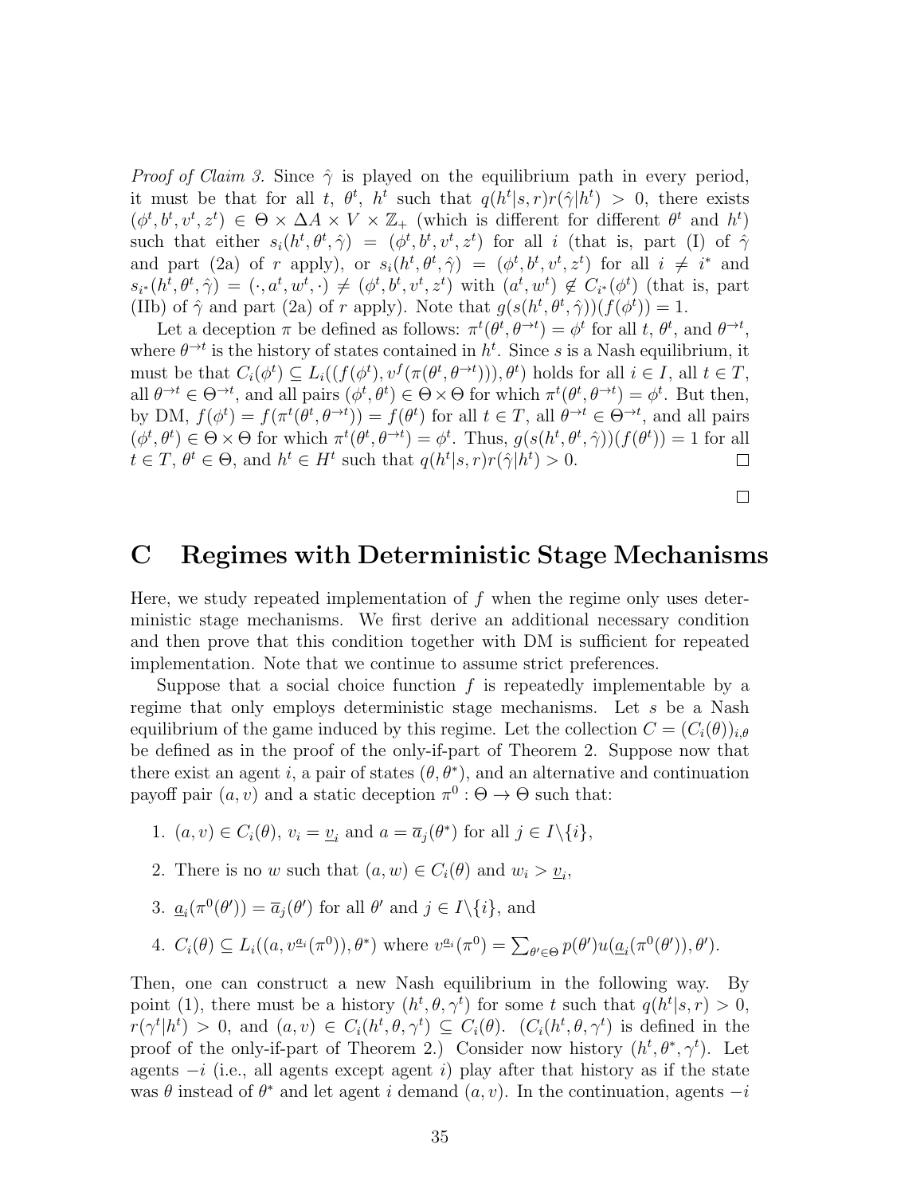*Proof of Claim 3.* Since $\hat{\gamma}$ is played on the equilibrium path in every period, it must be that for all $t$, $\theta^t$, $h^t$ such that $q(h^t|s,r)r(\hat{\gamma}|h^t) > 0$, there exists $(\phi^t, b^t, v^t, z^t) \in \Theta \times \Delta A \times V \times \mathbb{Z}_+$ (which is different for different $\theta^t$ and $h^t$) such that either $s_i(h^t, \theta^t, \hat{\gamma}) = (\phi^t, b^t, v^t, z^t)$ for all $i$ (that is, part (I) of $\hat{\gamma}$ and part (2a) of $r$ apply), or $s_i(h^t, \theta^t, \hat{\gamma}) = (\phi^t, b^t, v^t, z^t)$ for all $i \neq i^*$ and $s_{i^*}(h^t, \theta^t, \hat{\gamma}) = (\cdot, a^t, w^t, \cdot) \neq (\phi^t, b^t, v^t, z^t)$ with $(a^t, w^t) \notin C_{i^*}(\phi^t)$ (that is, part (IIb) of $\hat{\gamma}$ and part (2a) of $r$ apply). Note that $g(s(h^t, \theta^t, \hat{\gamma}))(f(\phi^t)) = 1$.

Let a deception $\pi$ be defined as follows: $\pi^t(\theta^t, \theta^{\to t}) = \phi^t$ for all $t$, $\theta^t$, and $\theta^{\to t}$, where $\theta^{\to t}$ is the history of states contained in $h^t$. Since $s$ is a Nash equilibrium, it must be that $C_i(\phi^t) \subseteq L_i((f(\phi^t), v^f(\pi(\theta^t, \theta^{\to t}))), \theta^t)$ holds for all $i \in I$, all $t \in T$, all $\theta^{\to t} \in \Theta^{\to t}$, and all pairs $(\phi^t, \theta^t) \in \Theta \times \Theta$ for which $\pi^t(\theta^t, \theta^{\to t}) = \phi^t$. But then, by DM, $f(\phi^t) = f(\pi^t(\theta^t, \theta^{\to t})) = f(\theta^t)$ for all $t \in T$, all $\theta^{\to t} \in \Theta^{\to t}$, and all pairs $(\phi^t, \theta^t) \in \Theta \times \Theta$ for which $\pi^t(\theta^t, \theta^{\to t}) = \phi^t$. Thus, $g(s(h^t, \theta^t, \hat{\gamma}))(f(\theta^t)) = 1$ for all $t \in T$, $\theta^t \in \Theta$, and $h^t \in H^t$ such that $q(h^t|s,r)r(\hat{\gamma}|h^t) > 0$. □

□

# C Regimes with Deterministic Stage Mechanisms

Here, we study repeated implementation of $f$ when the regime only uses deterministic stage mechanisms. We first derive an additional necessary condition and then prove that this condition together with DM is sufficient for repeated implementation. Note that we continue to assume strict preferences.

Suppose that a social choice function $f$ is repeatedly implementable by a regime that only employs deterministic stage mechanisms. Let $s$ be a Nash equilibrium of the game induced by this regime. Let the collection $C = (C_i(\theta))_{i,\theta}$ be defined as in the proof of the only-if-part of Theorem 2. Suppose now that there exist an agent $i$, a pair of states $(\theta, \theta^*)$, and an alternative and continuation payoff pair $(a, v)$ and a static deception $\pi^0 : \Theta \to \Theta$ such that:

1. $(a, v) \in C_i(\theta)$, $v_i = \underline{v}_i$ and $a = \overline{a}_j(\theta^*)$ for all $j \in I \backslash \{i\}$,
2. There is no $w$ such that $(a, w) \in C_i(\theta)$ and $w_i > \underline{v}_i$,
3. $\underline{a}_i(\pi^0(\theta')) = \overline{a}_j(\theta')$ for all $\theta'$ and $j \in I \backslash \{i\}$, and
4. $C_i(\theta) \subseteq L_i((a, v^{\underline{a}_i}(\pi^0)), \theta^*)$ where $v^{\underline{a}_i}(\pi^0) = \sum_{\theta' \in \Theta} p(\theta') u(\underline{a}_i(\pi^0(\theta')), \theta')$.

Then, one can construct a new Nash equilibrium in the following way. By point (1), there must be a history $(h^t, \theta, \gamma^t)$ for some $t$ such that $q(h^t|s,r) > 0$, $r(\gamma^t|h^t) > 0$, and $(a, v) \in C_i(h^t, \theta, \gamma^t) \subseteq C_i(\theta)$. ($C_i(h^t, \theta, \gamma^t)$ is defined in the proof of the only-if-part of Theorem 2.) Consider now history $(h^t, \theta^*, \gamma^t)$. Let agents $-i$ (i.e., all agents except agent $i$) play after that history as if the state was $\theta$ instead of $\theta^*$ and let agent $i$ demand $(a, v)$. In the continuation, agents $-i$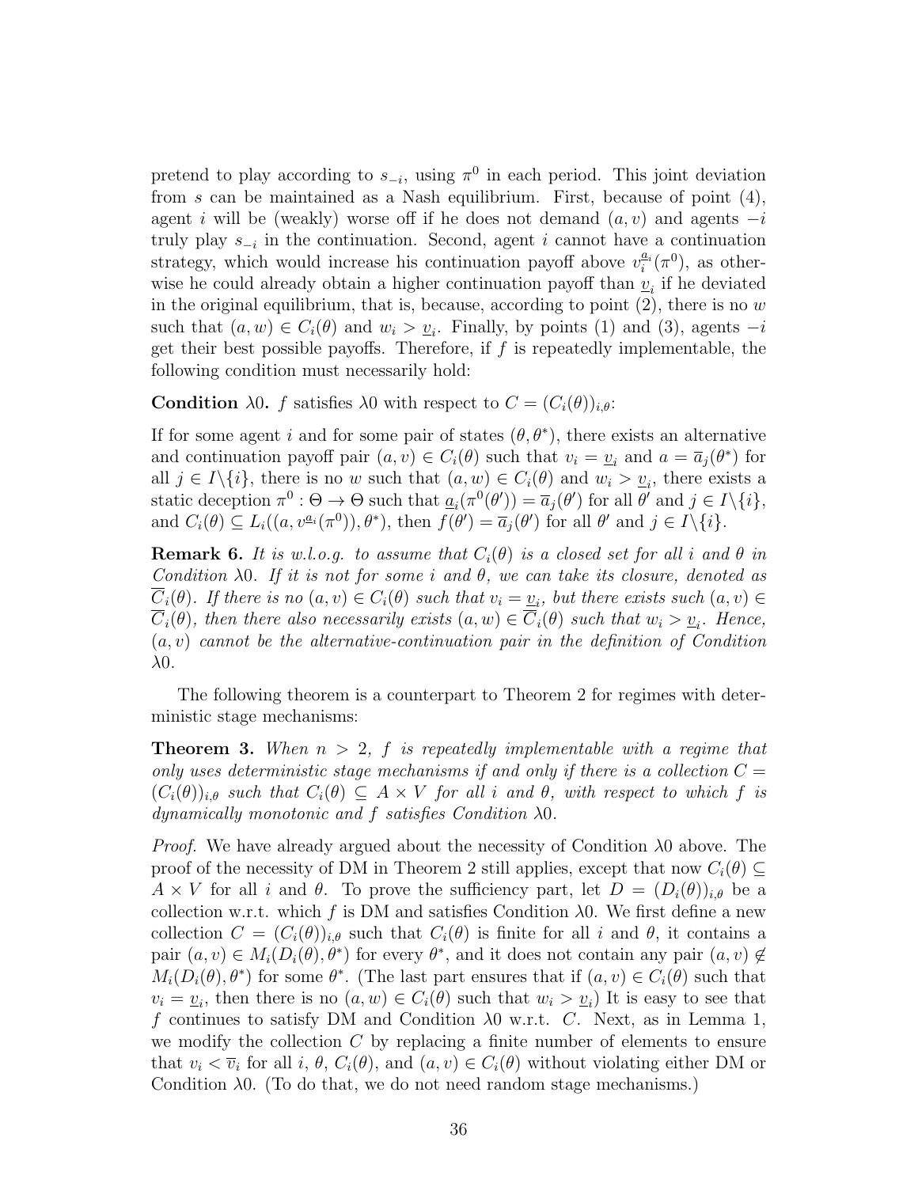pretend to play according to $s_{-i}$, using $\pi^0$ in each period. This joint deviation from $s$ can be maintained as a Nash equilibrium. First, because of point (4), agent $i$ will be (weakly) worse off if he does not demand $(a, v)$ and agents $-i$ truly play $s_{-i}$ in the continuation. Second, agent $i$ cannot have a continuation strategy, which would increase his continuation payoff above $v_i^{\underline{a}_i}(\pi^0)$, as otherwise he could already obtain a higher continuation payoff than $\underline{v}_i$ if he deviated in the original equilibrium, that is, because, according to point (2), there is no $w$ such that $(a, w) \in C_i(\theta)$ and $w_i > \underline{v}_i$. Finally, by points (1) and (3), agents $-i$ get their best possible payoffs. Therefore, if $f$ is repeatedly implementable, the following condition must necessarily hold:

**Condition $\lambda 0$.** $f$ satisfies $\lambda 0$ with respect to $C = (C_i(\theta))_{i,\theta}$:

If for some agent $i$ and for some pair of states $(\theta, \theta^*)$, there exists an alternative and continuation payoff pair $(a, v) \in C_i(\theta)$ such that $v_i = \underline{v}_i$ and $a = \overline{a}_j(\theta^*)$ for all $j \in I \backslash \{i\}$, there is no $w$ such that $(a, w) \in C_i(\theta)$ and $w_i > \underline{v}_i$, there exists a static deception $\pi^0 : \Theta \to \Theta$ such that $\underline{a}_i(\pi^0(\theta')) = \overline{a}_j(\theta')$ for all $\theta'$ and $j \in I \backslash \{i\}$, and $C_i(\theta) \subseteq L_i((a, v^{\underline{a}_i}(\pi^0)), \theta^*)$, then $f(\theta') = \overline{a}_j(\theta')$ for all $\theta'$ and $j \in I \backslash \{i\}$.

**Remark 6.** *It is w.l.o.g. to assume that $C_i(\theta)$ is a closed set for all $i$ and $\theta$ in Condition $\lambda 0$. If it is not for some $i$ and $\theta$, we can take its closure, denoted as $\overline{C}_i(\theta)$. If there is no $(a, v) \in C_i(\theta)$ such that $v_i = \underline{v}_i$, but there exists such $(a, v) \in \overline{C}_i(\theta)$, then there also necessarily exists $(a, w) \in \overline{C}_i(\theta)$ such that $w_i > \underline{v}_i$. Hence, $(a, v)$ cannot be the alternative-continuation pair in the definition of Condition $\lambda 0$.*

The following theorem is a counterpart to Theorem 2 for regimes with deterministic stage mechanisms:

**Theorem 3.** *When $n > 2$, $f$ is repeatedly implementable with a regime that only uses deterministic stage mechanisms if and only if there is a collection $C = (C_i(\theta))_{i,\theta}$ such that $C_i(\theta) \subseteq A \times V$ for all $i$ and $\theta$, with respect to which $f$ is dynamically monotonic and $f$ satisfies Condition $\lambda 0$.*

*Proof.* We have already argued about the necessity of Condition $\lambda 0$ above. The proof of the necessity of DM in Theorem 2 still applies, except that now $C_i(\theta) \subseteq A \times V$ for all $i$ and $\theta$. To prove the sufficiency part, let $D = (D_i(\theta))_{i,\theta}$ be a collection w.r.t. which $f$ is DM and satisfies Condition $\lambda 0$. We first define a new collection $C = (C_i(\theta))_{i,\theta}$ such that $C_i(\theta)$ is finite for all $i$ and $\theta$, it contains a pair $(a, v) \in M_i(D_i(\theta), \theta^*)$ for every $\theta^*$, and it does not contain any pair $(a, v) \notin M_i(D_i(\theta), \theta^*)$ for some $\theta^*$. (The last part ensures that if $(a, v) \in C_i(\theta)$ such that $v_i = \underline{v}_i$, then there is no $(a, w) \in C_i(\theta)$ such that $w_i > \underline{v}_i$) It is easy to see that $f$ continues to satisfy DM and Condition $\lambda 0$ w.r.t. $C$. Next, as in Lemma 1, we modify the collection $C$ by replacing a finite number of elements to ensure that $v_i < \overline{v}_i$ for all $i$, $\theta$, $C_i(\theta)$, and $(a, v) \in C_i(\theta)$ without violating either DM or Condition $\lambda 0$. (To do that, we do not need random stage mechanisms.)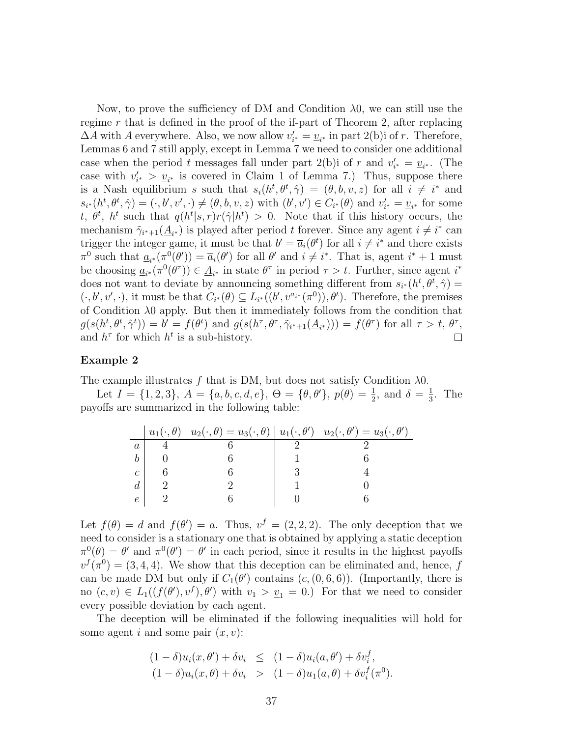Now, to prove the sufficiency of DM and Condition $\lambda 0$, we can still use the regime $r$ that is defined in the proof of the if-part of Theorem 2, after replacing $\Delta A$ with $A$ everywhere. Also, we now allow $v'_{i^*} = \underline{v}_{i^*}$ in part 2(b)i of $r$. Therefore, Lemmas 6 and 7 still apply, except in Lemma 7 we need to consider one additional case when the period $t$ messages fall under part 2(b)i of $r$ and $v'_{i^*} = \underline{v}_{i^*}$. (The case with $v'_{i^*} > \underline{v}_{i^*}$ is covered in Claim 1 of Lemma 7.) Thus, suppose there is a Nash equilibrium $s$ such that $s_i(h^t, \theta^t, \hat{\gamma}) = (\theta, b, v, z)$ for all $i \neq i^*$ and $s_{i^*}(h^t, \theta^t, \hat{\gamma}) = (\cdot, b', v', \cdot) \neq (\theta, b, v, z)$ with $(b', v') \in C_{i^*}(\theta)$ and $v'_{i^*} = \underline{v}_{i^*}$ for some $t$, $\theta^t$, $h^t$ such that $q(h^t|s, r)r(\hat{\gamma}|h^t) > 0$. Note that if this history occurs, the mechanism $\tilde{\gamma}_{i^*+1}(\underline{A}_{i^*})$ is played after period $t$ forever. Since any agent $i \neq i^*$ can trigger the integer game, it must be that $b' = \overline{a}_i(\theta^t)$ for all $i \neq i^*$ and there exists $\pi^0$ such that $\underline{a}_{i^*}(\pi^0(\theta')) = \overline{a}_i(\theta')$ for all $\theta'$ and $i \neq i^*$. That is, agent $i^* + 1$ must be choosing $\underline{a}_{i^*}(\pi^0(\theta^\tau)) \in \underline{A}_{i^*}$ in state $\theta^\tau$ in period $\tau > t$. Further, since agent $i^*$ does not want to deviate by announcing something different from $s_{i^*}(h^t, \theta^t, \hat{\gamma}) = (\cdot, b', v', \cdot)$, it must be that $C_{i^*}(\theta) \subseteq L_{i^*}((b', v^{\underline{a}_{i^*}}(\pi^0)), \theta^t)$. Therefore, the premises of Condition $\lambda 0$ apply. But then it immediately follows from the condition that $g(s(h^t, \theta^t, \hat{\gamma}^t)) = b' = f(\theta^t)$ and $g(s(h^\tau, \theta^\tau, \tilde{\gamma}_{i^*+1}(\underline{A}_{i^*}))) = f(\theta^\tau)$ for all $\tau > t$, $\theta^\tau$, and $h^\tau$ for which $h^t$ is a sub-history. $\square$

**Example 2**

The example illustrates $f$ that is DM, but does not satisfy Condition $\lambda 0$.

Let $I = \{1, 2, 3\}$, $A = \{a, b, c, d, e\}$, $\Theta = \{\theta, \theta'\}$, $p(\theta) = \frac{1}{2}$, and $\delta = \frac{1}{3}$. The payoffs are summarized in the following table:

| | $u_1(\cdot, \theta)$ | $u_2(\cdot, \theta) = u_3(\cdot, \theta)$ | $u_1(\cdot, \theta')$ | $u_2(\cdot, \theta') = u_3(\cdot, \theta')$ |
|---|---|---|---|---|
| $a$ | 4 | 6 | 2 | 2 |
| $b$ | 0 | 6 | 1 | 6 |
| $c$ | 6 | 6 | 3 | 4 |
| $d$ | 2 | 2 | 1 | 0 |
| $e$ | 2 | 6 | 0 | 6 |

Let $f(\theta) = d$ and $f(\theta') = a$. Thus, $v^f = (2, 2, 2)$. The only deception that we need to consider is a stationary one that is obtained by applying a static deception $\pi^0(\theta) = \theta'$ and $\pi^0(\theta') = \theta'$ in each period, since it results in the highest payoffs $v^f(\pi^0) = (3, 4, 4)$. We show that this deception can be eliminated and, hence, $f$ can be made DM but only if $C_1(\theta')$ contains $(c, (0, 6, 6))$. (Importantly, there is no $(c, v) \in L_1((f(\theta'), v^f), \theta')$ with $v_1 > \underline{v}_1 = 0$.) For that we need to consider every possible deviation by each agent.

The deception will be eliminated if the following inequalities will hold for some agent $i$ and some pair $(x, v)$:

$$
\begin{aligned}
(1 - \delta)u_i(x, \theta') + \delta v_i &\leq (1 - \delta)u_i(a, \theta') + \delta v_i^f, \\
(1 - \delta)u_i(x, \theta) + \delta v_i &> (1 - \delta)u_1(a, \theta) + \delta v_i^f(\pi^0).
\end{aligned}
$$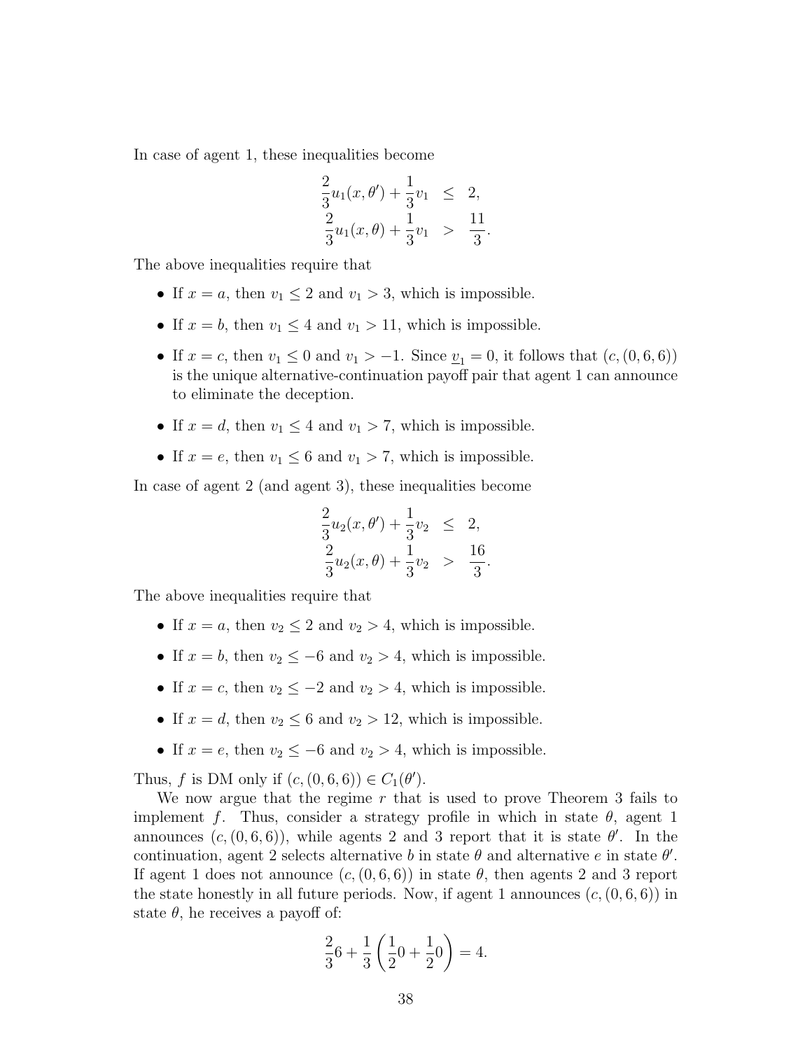In case of agent 1, these inequalities become

$$\begin{aligned}
\frac{2}{3}u_1(x,\theta') + \frac{1}{3}v_1 &\leq 2, \\
\frac{2}{3}u_1(x,\theta) + \frac{1}{3}v_1 &> \frac{11}{3}.
\end{aligned}$$

The above inequalities require that

- If $x = a$, then $v_1 \leq 2$ and $v_1 > 3$, which is impossible.
- If $x = b$, then $v_1 \leq 4$ and $v_1 > 11$, which is impossible.
- If $x = c$, then $v_1 \leq 0$ and $v_1 > -1$. Since $\underline{v}_1 = 0$, it follows that $(c, (0, 6, 6))$ is the unique alternative-continuation payoff pair that agent 1 can announce to eliminate the deception.
- If $x = d$, then $v_1 \leq 4$ and $v_1 > 7$, which is impossible.
- If $x = e$, then $v_1 \leq 6$ and $v_1 > 7$, which is impossible.

In case of agent 2 (and agent 3), these inequalities become

$$\begin{aligned}
\frac{2}{3}u_2(x,\theta') + \frac{1}{3}v_2 &\leq 2, \\
\frac{2}{3}u_2(x,\theta) + \frac{1}{3}v_2 &> \frac{16}{3}.
\end{aligned}$$

The above inequalities require that

- If $x = a$, then $v_2 \leq 2$ and $v_2 > 4$, which is impossible.
- If $x = b$, then $v_2 \leq -6$ and $v_2 > 4$, which is impossible.
- If $x = c$, then $v_2 \leq -2$ and $v_2 > 4$, which is impossible.
- If $x = d$, then $v_2 \leq 6$ and $v_2 > 12$, which is impossible.
- If $x = e$, then $v_2 \leq -6$ and $v_2 > 4$, which is impossible.

Thus, $f$ is DM only if $(c, (0, 6, 6)) \in C_1(\theta')$.

We now argue that the regime $r$ that is used to prove Theorem 3 fails to implement $f$. Thus, consider a strategy profile in which in state $\theta$, agent 1 announces $(c, (0, 6, 6))$, while agents 2 and 3 report that it is state $\theta'$. In the continuation, agent 2 selects alternative $b$ in state $\theta$ and alternative $e$ in state $\theta'$. If agent 1 does not announce $(c, (0, 6, 6))$ in state $\theta$, then agents 2 and 3 report the state honestly in all future periods. Now, if agent 1 announces $(c, (0, 6, 6))$ in state $\theta$, he receives a payoff of:

$$\frac{2}{3}6 + \frac{1}{3}\left(\frac{1}{2}0 + \frac{1}{2}0\right) = 4.$$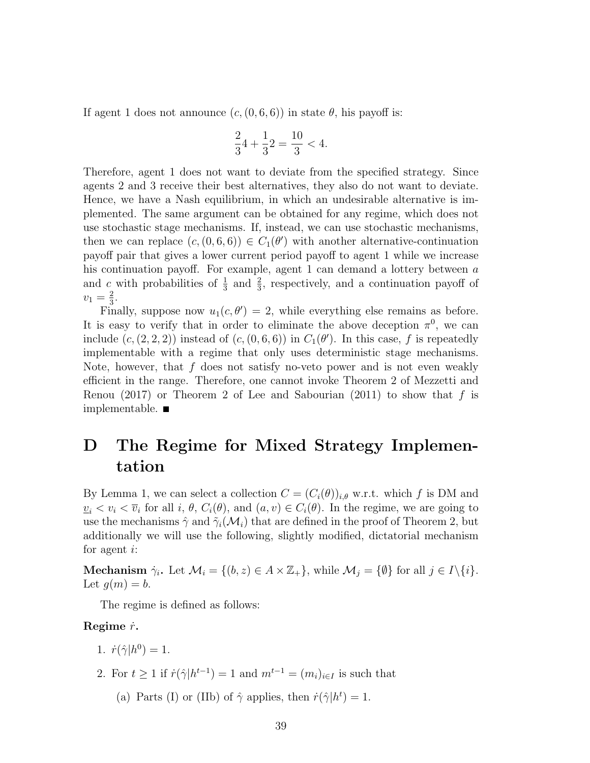If agent 1 does not announce $(c, (0, 6, 6))$ in state $\theta$, his payoff is:

$$\frac{2}{3}4 + \frac{1}{3}2 = \frac{10}{3} < 4.$$

Therefore, agent 1 does not want to deviate from the specified strategy. Since agents 2 and 3 receive their best alternatives, they also do not want to deviate. Hence, we have a Nash equilibrium, in which an undesirable alternative is implemented. The same argument can be obtained for any regime, which does not use stochastic stage mechanisms. If, instead, we can use stochastic mechanisms, then we can replace $(c, (0, 6, 6)) \in C_1(\theta')$ with another alternative-continuation payoff pair that gives a lower current period payoff to agent 1 while we increase his continuation payoff. For example, agent 1 can demand a lottery between $a$ and $c$ with probabilities of $\frac{1}{3}$ and $\frac{2}{3}$, respectively, and a continuation payoff of $v_1 = \frac{2}{3}$.

Finally, suppose now $u_1(c, \theta') = 2$, while everything else remains as before. It is easy to verify that in order to eliminate the above deception $\pi^0$, we can include $(c, (2, 2, 2))$ instead of $(c, (0, 6, 6))$ in $C_1(\theta')$. In this case, $f$ is repeatedly implementable with a regime that only uses deterministic stage mechanisms. Note, however, that $f$ does not satisfy no-veto power and is not even weakly efficient in the range. Therefore, one cannot invoke Theorem 2 of Mezzetti and Renou (2017) or Theorem 2 of Lee and Sabourian (2011) to show that $f$ is implementable. ∎

# D The Regime for Mixed Strategy Implementation

By Lemma 1, we can select a collection $C = (C_i(\theta))_{i,\theta}$ w.r.t. which $f$ is DM and $\underline{v}_i < v_i < \overline{v}_i$ for all $i$, $\theta$, $C_i(\theta)$, and $(a, v) \in C_i(\theta)$. In the regime, we are going to use the mechanisms $\hat{\gamma}$ and $\tilde{\gamma}_i(\mathcal{M}_i)$ that are defined in the proof of Theorem 2, but additionally we will use the following, slightly modified, dictatorial mechanism for agent $i$:

**Mechanism $\dot{\gamma}_i$.** Let $\mathcal{M}_i = \{(b, z) \in A \times \mathbb{Z}_+\}$, while $\mathcal{M}_j = \{\emptyset\}$ for all $j \in I \backslash \{i\}$. Let $g(m) = b$.

The regime is defined as follows:

**Regime $\dot{r}$.**

1. $\dot{r}(\hat{\gamma}|h^0) = 1$.
2. For $t \geq 1$ if $\dot{r}(\hat{\gamma}|h^{t-1}) = 1$ and $m^{t-1} = (m_i)_{i \in I}$ is such that
   (a) Parts (I) or (IIb) of $\hat{\gamma}$ applies, then $\dot{r}(\hat{\gamma}|h^t) = 1$.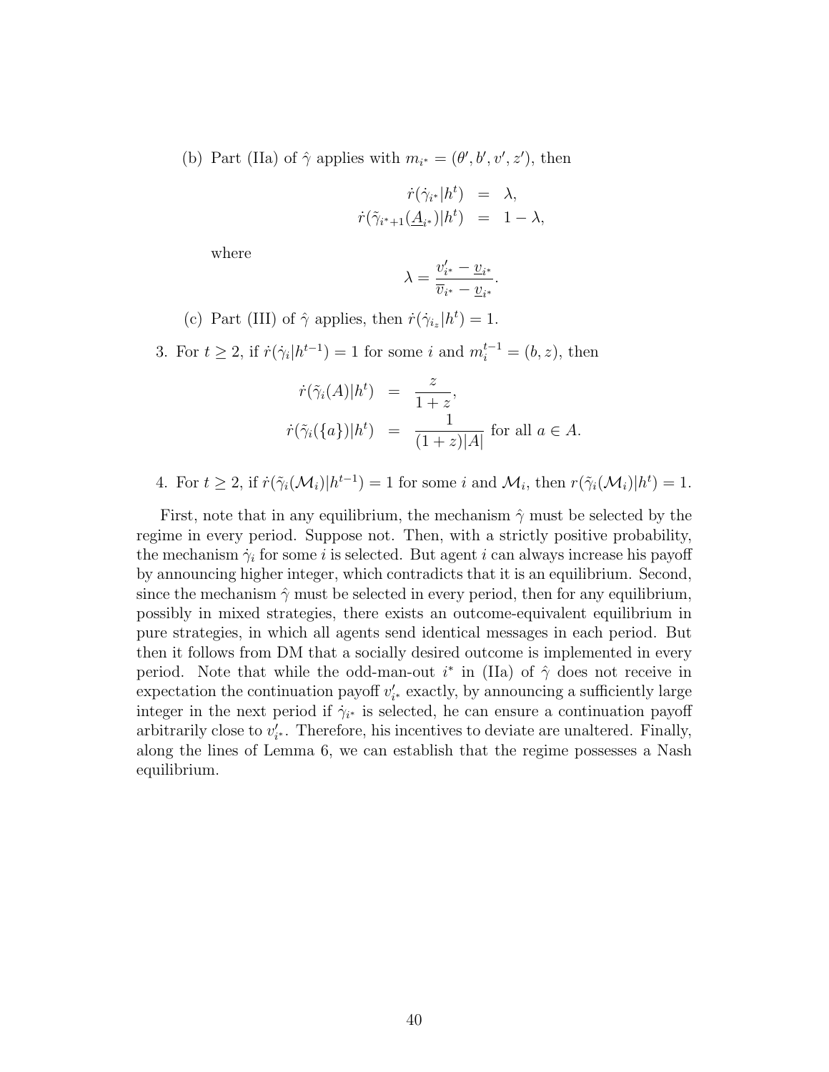(b) Part (IIa) of $\hat{\gamma}$ applies with $m_{i^*} = (\theta', b', v', z')$, then

$$\begin{aligned}
\dot{r}(\dot{\gamma}_{i^*}|h^t) &= \lambda, \\
\dot{r}(\tilde{\gamma}_{i^*+1}(\underline{A}_{i^*})|h^t) &= 1 - \lambda,
\end{aligned}$$

where

$$\lambda = \frac{v'_{i^*} - \underline{v}_{i^*}}{\overline{v}_{i^*} - \underline{v}_{i^*}}.$$

(c) Part (III) of $\hat{\gamma}$ applies, then $\dot{r}(\dot{\gamma}_{i_z}|h^t) = 1$.

3. For $t \geq 2$, if $\dot{r}(\dot{\gamma}_i|h^{t-1}) = 1$ for some $i$ and $m_i^{t-1} = (b, z)$, then

$$\begin{aligned}
\dot{r}(\tilde{\gamma}_i(A)|h^t) &= \frac{z}{1+z}, \\
\dot{r}(\tilde{\gamma}_i(\{a\})|h^t) &= \frac{1}{(1+z)|A|} \text{ for all } a \in A.
\end{aligned}$$

4. For $t \geq 2$, if $\dot{r}(\tilde{\gamma}_i(\mathcal{M}_i)|h^{t-1}) = 1$ for some $i$ and $\mathcal{M}_i$, then $r(\tilde{\gamma}_i(\mathcal{M}_i)|h^t) = 1$.

First, note that in any equilibrium, the mechanism $\hat{\gamma}$ must be selected by the regime in every period. Suppose not. Then, with a strictly positive probability, the mechanism $\dot{\gamma}_i$ for some $i$ is selected. But agent $i$ can always increase his payoff by announcing higher integer, which contradicts that it is an equilibrium. Second, since the mechanism $\hat{\gamma}$ must be selected in every period, then for any equilibrium, possibly in mixed strategies, there exists an outcome-equivalent equilibrium in pure strategies, in which all agents send identical messages in each period. But then it follows from DM that a socially desired outcome is implemented in every period. Note that while the odd-man-out $i^*$ in (IIa) of $\hat{\gamma}$ does not receive in expectation the continuation payoff $v'_{i^*}$ exactly, by announcing a sufficiently large integer in the next period if $\dot{\gamma}_{i^*}$ is selected, he can ensure a continuation payoff arbitrarily close to $v'_{i^*}$. Therefore, his incentives to deviate are unaltered. Finally, along the lines of Lemma 6, we can establish that the regime possesses a Nash equilibrium.